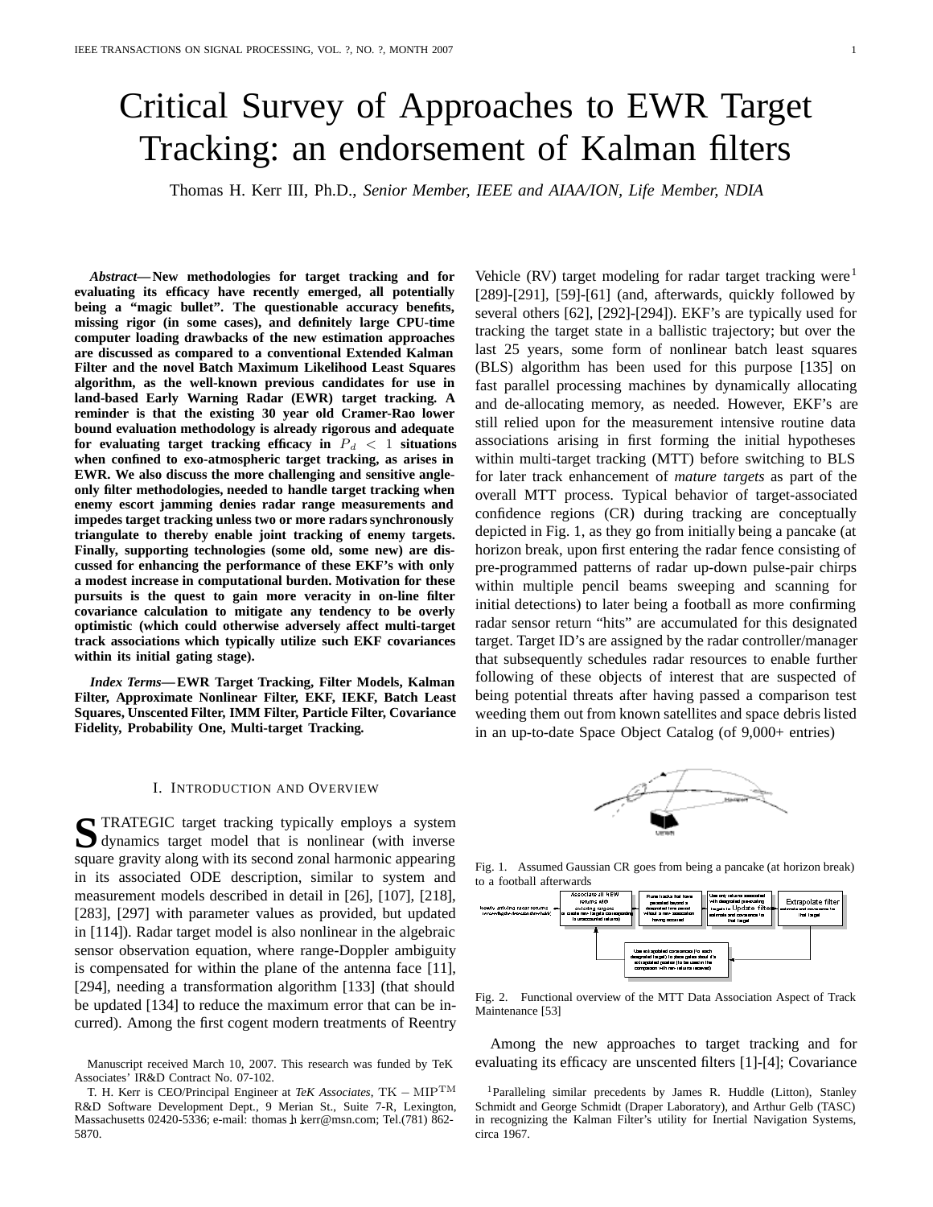# Critical Survey of Approaches to EWR Target Tracking: an endorsement of Kalman filters

Thomas H. Kerr III, Ph.D., *Senior Member, IEEE and AIAA/ION, Life Member, NDIA*

***Abstract*— New methodologies for target tracking and for evaluating its efficacy have recently emerged, all potentially being a "magic bullet". The questionable accuracy benefits, missing rigor (in some cases), and definitely large CPU-time computer loading drawbacks of the new estimation approaches are discussed as compared to a conventional Extended Kalman Filter and the novel Batch Maximum Likelihood Least Squares algorithm, as the well-known previous candidates for use in land-based Early Warning Radar (EWR) target tracking. A reminder is that the existing 30 year old Cramer-Rao lower bound evaluation methodology is already rigorous and adequate for evaluating target tracking efficacy in $P_d < 1$ situations when confined to exo-atmospheric target tracking, as arises in EWR. We also discuss the more challenging and sensitive angle-only filter methodologies, needed to handle target tracking when enemy escort jamming denies radar range measurements and impedes target tracking unless two or more radars synchronously triangulate to thereby enable joint tracking of enemy targets. Finally, supporting technologies (some old, some new) are discussed for enhancing the performance of these EKF's with only a modest increase in computational burden. Motivation for these pursuits is the quest to gain more veracity in on-line filter covariance calculation to mitigate any tendency to be overly optimistic (which could otherwise adversely affect multi-target track associations which typically utilize such EKF covariances within its initial gating stage).**

***Index Terms*— EWR Target Tracking, Filter Models, Kalman Filter, Approximate Nonlinear Filter, EKF, IEKF, Batch Least Squares, Unscented Filter, IMM Filter, Particle Filter, Covariance Fidelity, Probability One, Multi-target Tracking.**

## I. Introduction and Overview

STRATEGIC target tracking typically employs a system dynamics target model that is nonlinear (with inverse square gravity along with its second zonal harmonic appearing in its associated ODE description, similar to system and measurement models described in detail in [26], [107], [218], [283], [297] with parameter values as provided, but updated in [114]). Radar target model is also nonlinear in the algebraic sensor observation equation, where range-Doppler ambiguity is compensated for within the plane of the antenna face [11], [294], needing a transformation algorithm [133] (that should be updated [134] to reduce the maximum error that can be incurred). Among the first cogent modern treatments of Reentry Vehicle (RV) target modeling for radar target tracking were[1] [289]-[291], [59]-[61] (and, afterwards, quickly followed by several others [62], [292]-[294]). EKF's are typically used for tracking the target state in a ballistic trajectory; but over the last 25 years, some form of nonlinear batch least squares (BLS) algorithm has been used for this purpose [135] on fast parallel processing machines by dynamically allocating and de-allocating memory, as needed. However, EKF's are still relied upon for the measurement intensive routine data associations arising in first forming the initial hypotheses within multi-target tracking (MTT) before switching to BLS for later track enhancement of *mature targets* as part of the overall MTT process. Typical behavior of target-associated confidence regions (CR) during tracking are conceptually depicted in Fig. 1, as they go from initially being a pancake (at horizon break, upon first entering the radar fence consisting of pre-programmed patterns of radar up-down pulse-pair chirps within multiple pencil beams sweeping and scanning for initial detections) to later being a football as more confirming radar sensor return "hits" are accumulated for this designated target. Target ID's are assigned by the radar controller/manager that subsequently schedules radar resources to enable further following of these objects of interest that are suspected of being potential threats after having passed a comparison test weeding them out from known satellites and space debris listed in an up-to-date Space Object Catalog (of 9,000+ entries)

Horizon

Fig. 1. Assumed Gaussian CR goes from being a pancake (at horizon break) to a football afterwards

Newly arriving radar returns (covering the threat-dominant field)

Associate all NEW returns with existing targets or create new targets corresponding to unaccounted returns

Prune tracks that have persisted beyond a designated time period without a new association having occurred

Use only returns associated with designated pre-existing targets to Update filter estimate and covariance for that target

Extrapolate filter estimate and covariance for that target

Use extrapolated covariances (for each designated target) to place gates about it's extrapolated position (to be used in the comparison with new returns received)

Fig. 2. Functional overview of the MTT Data Association Aspect of Track Maintenance [53]

Among the new approaches to target tracking and for evaluating its efficacy are unscented filters [1]-[4]; Covariance

---

Manuscript received March 10, 2007. This research was funded by TeK Associates' IR&D Contract No. 07-102.

T. H. Kerr is CEO/Principal Engineer at *TeK Associates*, TK – MIP™ R&D Software Development Dept., 9 Merian St., Suite 7-R, Lexington, Massachusetts 02420-5336; e-mail: thomas_h_kerr@msn.com; Tel.(781) 862-5870.

[1] Paralleling similar precedents by James R. Huddle (Litton), Stanley Schmidt and George Schmidt (Draper Laboratory), and Arthur Gelb (TASC) in recognizing the Kalman Filter's utility for Inertial Navigation Systems, circa 1967.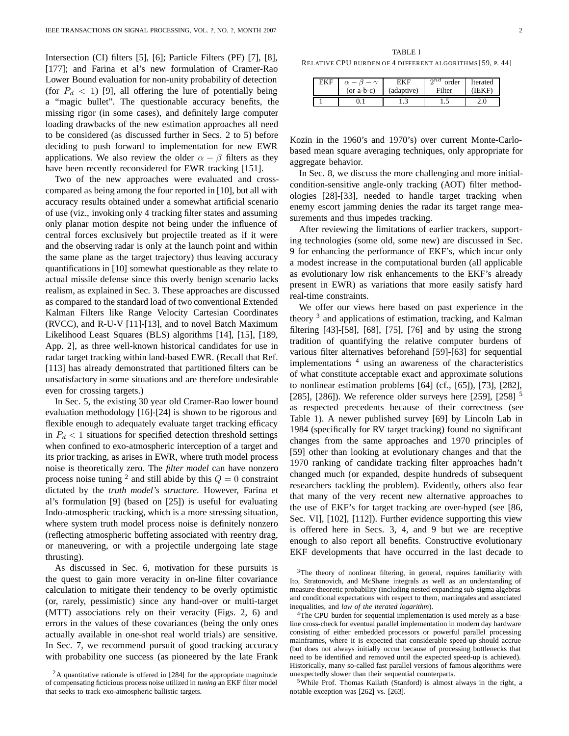Intersection (CI) filters [5], [6]; Particle Filters (PF) [7], [8], [177]; and Farina et al's new formulation of Cramer-Rao Lower Bound evaluation for non-unity probability of detection (for $P_d < 1$) [9], all offering the lure of potentially being a "magic bullet". The questionable accuracy benefits, the missing rigor (in some cases), and definitely large computer loading drawbacks of the new estimation approaches all need to be considered (as discussed further in Secs. 2 to 5) before deciding to push forward to implementation for new EWR applications. We also review the older $\alpha - \beta$ filters as they have been recently reconsidered for EWR tracking [151].

Two of the new approaches were evaluated and cross-compared as being among the four reported in [10], but all with accuracy results obtained under a somewhat artificial scenario of use (viz., invoking only 4 tracking filter states and assuming only planar motion despite not being under the influence of central forces exclusively but projectile treated as if it were and the observing radar is only at the launch point and within the same plane as the target trajectory) thus leaving accuracy quantifications in [10] somewhat questionable as they relate to actual missile defense since this overly benign scenario lacks realism, as explained in Sec. 3. These approaches are discussed as compared to the standard load of two conventional Extended Kalman Filters like Range Velocity Cartesian Coordinates (RVCC), and R-U-V [11]-[13], and to novel Batch Maximum Likelihood Least Squares (BLS) algorithms [14], [15], [189, App. 2], as three well-known historical candidates for use in radar target tracking within land-based EWR. (Recall that Ref. [113] has already demonstrated that partitioned filters can be unsatisfactory in some situations and are therefore undesirable even for crossing targets.)

In Sec. 5, the existing 30 year old Cramer-Rao lower bound evaluation methodology [16]-[24] is shown to be rigorous and flexible enough to adequately evaluate target tracking efficacy in $P_d < 1$ situations for specified detection threshold settings when confined to exo-atmospheric interception of a target and its prior tracking, as arises in EWR, where truth model process noise is theoretically zero. The *filter model* can have nonzero process noise tuning [2] and still abide by this $Q = 0$ constraint dictated by the *truth model's structure*. However, Farina et al's formulation [9] (based on [25]) is useful for evaluating Indo-atmospheric tracking, which is a more stressing situation, where system truth model process noise is definitely nonzero (reflecting atmospheric buffeting associated with reentry drag, or maneuvering, or with a projectile undergoing late stage thrusting).

As discussed in Sec. 6, motivation for these pursuits is the quest to gain more veracity in on-line filter covariance calculation to mitigate their tendency to be overly optimistic (or, rarely, pessimistic) since any hand-over or multi-target (MTT) associations rely on their veracity (Figs. 2, 6) and errors in the values of these covariances (being the only ones actually available in one-shot real world trials) are sensitive. In Sec. 7, we recommend pursuit of good tracking accuracy with probability one success (as pioneered by the late Frank Kozin in the 1960's and 1970's) over current Monte-Carlo-based mean square averaging techniques, only appropriate for aggregate behavior.

In Sec. 8, we discuss the more challenging and more initial-condition-sensitive angle-only tracking (AOT) filter methodologies [28]-[33], needed to handle target tracking when enemy escort jamming denies the radar its target range measurements and thus impedes tracking.

After reviewing the limitations of earlier trackers, supporting technologies (some old, some new) are discussed in Sec. 9 for enhancing the performance of EKF's, which incur only a modest increase in the computational burden (all applicable as evolutionary low risk enhancements to the EKF's already present in EWR) as variations that more easily satisfy hard real-time constraints.

We offer our views here based on past experience in the theory [3] and applications of estimation, tracking, and Kalman filtering [43]-[58], [68], [75], [76] and by using the strong tradition of quantifying the relative computer burdens of various filter alternatives beforehand [59]-[63] for sequential implementations [4] using an awareness of the characteristics of what constitute acceptable exact and approximate solutions to nonlinear estimation problems [64] (cf., [65]), [73], [282], [285], [286]). We reference older surveys here [259], [258] [5] as respected precedents because of their correctness (see Table 1). A newer published survey [69] by Lincoln Lab in 1984 (specifically for RV target tracking) found no significant changes from the same approaches and 1970 principles of [59] other than looking at evolutionary changes and that the 1970 ranking of candidate tracking filter approaches hadn't changed much (or expanded, despite hundreds of subsequent researchers tackling the problem). Evidently, others also fear that many of the very recent new alternative approaches to the use of EKF's for target tracking are over-hyped (see [86, Sec. VI], [102], [112]). Further evidence supporting this view is offered here in Secs. 3, 4, and 9 but we are receptive enough to also report all benefits. Constructive evolutionary EKF developments that have occurred in the last decade to

TABLE I
RELATIVE CPU BURDEN OF 4 DIFFERENT ALGORITHMS [59, P. 44]

| EKF | $\alpha - \beta - \gamma$ (or a-b-c) | EKF (adaptive) | $2^{nd}$ order Filter | Iterated (IEKF) |
|---|---|---|---|---|
| 1 | 0.1 | 1.3 | 1.5 | 2.0 |

[2] A quantitative rationale is offered in [284] for the appropriate magnitude of compensating ficticious process noise utilized in *tuning* an EKF filter model that seeks to track exo-atmospheric ballistic targets.

[3] The theory of nonlinear filtering, in general, requires familiarity with Ito, Stratonovich, and McShane integrals as well as an understanding of measure-theoretic probability (including nested expanding sub-sigma algebras and conditional expectations with respect to them, martingales and associated inequalities, and *law of the iterated logarithm*).

[4] The CPU burden for sequential implementation is used merely as a baseline cross-check for eventual parallel implementation in modern day hardware consisting of either embedded processors or powerful parallel processing mainframes, where it is expected that considerable speed-up should accrue (but does not always initially occur because of processing bottlenecks that need to be identified and removed until the expected speed-up is achieved). Historically, many so-called fast parallel versions of famous algorithms were unexpectedly slower than their sequential counterparts.

[5] While Prof. Thomas Kailath (Stanford) is almost always in the right, a notable exception was [262] vs. [263].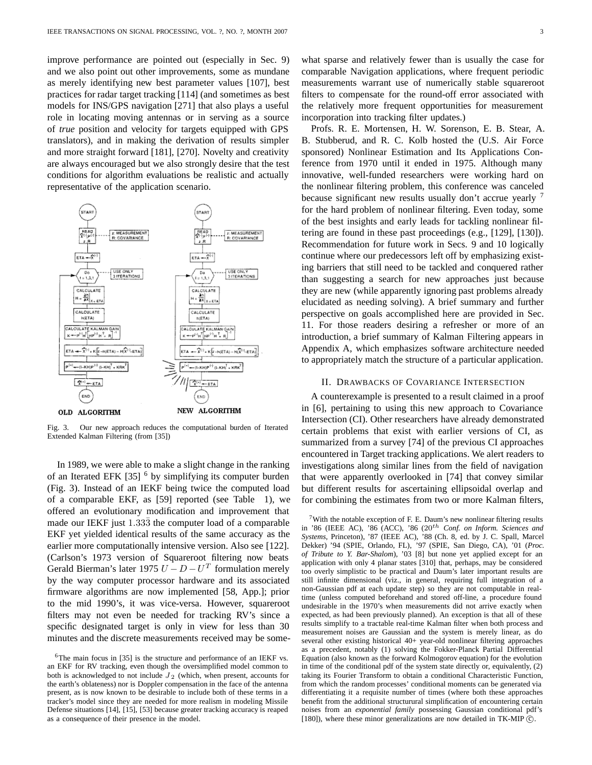improve performance are pointed out (especially in Sec. 9) and we also point out other improvements, some as mundane as merely identifying new best parameter values [107], best practices for radar target tracking [114] (and sometimes as best models for INS/GPS navigation [271] that also plays a useful role in locating moving antennas or in serving as a source of *true* position and velocity for targets equipped with GPS translators), and in making the derivation of results simpler and more straight forward [181], [270]. Novelty and creativity are always encouraged but we also strongly desire that the test conditions for algorithm evaluations be realistic and actually representative of the application scenario.

OLD ALGORITHM

NEW ALGORITHM

Fig. 3. Our new approach reduces the computational burden of Iterated Extended Kalman Filtering (from [35])

In 1989, we were able to make a slight change in the ranking of an Iterated EFK [35] [6] by simplifying its computer burden (Fig. 3). Instead of an IEKF being twice the computed load of a comparable EKF, as [59] reported (see Table 1), we offered an evolutionary modification and improvement that made our IEKF just $1.33\bar{3}$ the computer load of a comparable EKF yet yielded identical results of the same accuracy as the earlier more computationally intensive version. Also see [122]. (Carlson's 1973 version of Squareroot filtering now beats Gerald Bierman's later 1975 $U-D-U^T$ formulation merely by the way computer processor hardware and its associated firmware algorithms are now implemented [58, App.]; prior to the mid 1990's, it was vice-versa. However, squareroot filters may not even be needed for tracking RV's since a specific designated target is only in view for less than 30 minutes and the discrete measurements received may be somewhat sparse and relatively fewer than is usually the case for comparable Navigation applications, where frequent periodic measurements warrant use of numerically stable squareroot filters to compensate for the round-off error associated with the relatively more frequent opportunities for measurement incorporation into tracking filter updates.)

Profs. R. E. Mortensen, H. W. Sorenson, E. B. Stear, A. B. Stubberud, and R. C. Kolb hosted the (U.S. Air Force sponsored) Nonlinear Estimation and Its Applications Conference from 1970 until it ended in 1975. Although many innovative, well-funded researchers were working hard on the nonlinear filtering problem, this conference was canceled because significant new results usually don't accrue yearly [7] for the hard problem of nonlinear filtering. Even today, some of the best insights and early leads for tackling nonlinear filtering are found in these past proceedings (e.g., [129], [130]). Recommendation for future work in Secs. 9 and 10 logically continue where our predecessors left off by emphasizing existing barriers that still need to be tackled and conquered rather than suggesting a search for new approaches just because they are new (while apparently ignoring past problems already elucidated as needing solving). A brief summary and further perspective on goals accomplished here are provided in Sec. 11. For those readers desiring a refresher or more of an introduction, a brief summary of Kalman Filtering appears in Appendix A, which emphasizes software architecture needed to appropriately match the structure of a particular application.

## II. Drawbacks of Covariance Intersection

A counterexample is presented to a result claimed in a proof in [6], pertaining to using this new approach to Covariance Intersection (CI). Other researchers have already demonstrated certain problems that exist with earlier versions of CI, as summarized from a survey [74] of the previous CI approaches encountered in Target tracking applications. We alert readers to investigations along similar lines from the field of navigation that were apparently overlooked in [74] that convey similar but different results for ascertaining ellipsoidal overlap and for combining the estimates from two or more Kalman filters,

[6]The main focus in [35] is the structure and performance of an IEKF vs. an EKF for RV tracking, even though the oversimplified model common to both is acknowledged to not include $J_2$ (which, when present, accounts for the earth's oblateness) nor is Doppler compensation in the face of the antenna present, as is now known to be desirable to include both of these terms in a tracker's model since they are needed for more realism in modeling Missile Defense situations [14], [15], [53] because greater tracking accuracy is reaped as a consequence of their presence in the model.

[7]With the notable exception of F. E. Daum's new nonlinear filtering results in '86 (IEEE AC), '86 (ACC), '86 ($20^{th}$ *Conf. on Inform. Sciences and Systems*, Princeton), '87 (IEEE AC), '88 (Ch. 8, ed. by J. C. Spall, Marcel Dekker) '94 (SPIE, Orlando, FL), '97 (SPIE, San Diego, CA), '01 (*Proc. of Tribute to Y. Bar-Shalom*), '03 [8] but none yet applied except for an application with only 4 planar states [310] that, perhaps, may be considered too overly simplistic to be practical and Daum's later important results are still infinite dimensional (viz., in general, requiring full integration of a non-Gaussian pdf at each update step) so they are not computable in real-time (unless computed beforehand and stored off-line, a procedure found undesirable in the 1970's when measurements did not arrive exactly when expected, as had been previously planned). An exception is that all of these results simplify to a tractable real-time Kalman filter when both process and measurement noises are Gaussian and the system is merely linear, as do several other existing historical 40+ year-old nonlinear filtering approaches as a precedent, notably (1) solving the Fokker-Planck Partial Differential Equation (also known as the forward Kolmogorov equation) for the evolution in time of the conditional pdf of the system state directly or, equivalently, (2) taking its Fourier Transform to obtain a conditional Characteristic Function, from which the random processes' conditional moments can be generated via differentiating it a requisite number of times (where both these approaches benefit from the additional structurural simplification of encountering certain noises from an *exponential family* possessing Gaussian conditional pdf's [180]), where these minor generalizations are now detailed in TK-MIP ©.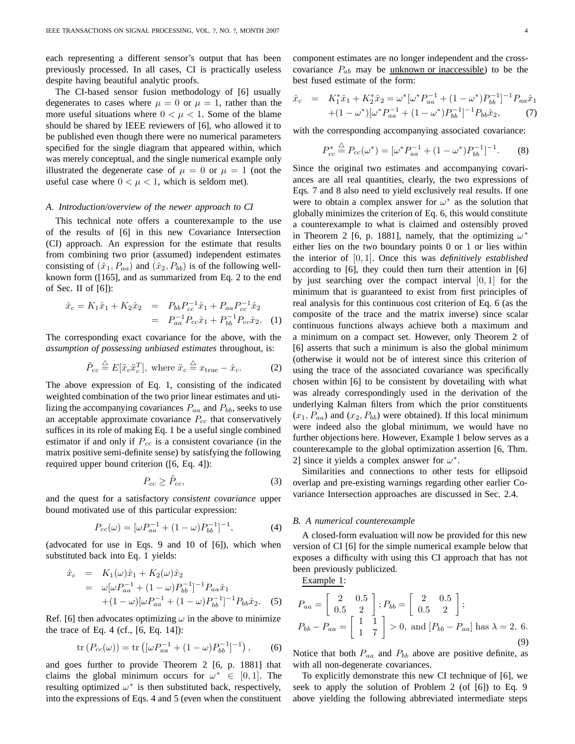each representing a different sensor's output that has been previously processed. In all cases, CI is practically useless despite having beautiful analytic proofs.

The CI-based sensor fusion methodology of [6] usually degenerates to cases where $\mu = 0$ or $\mu = 1$, rather than the more useful situations where $0 < \mu < 1$. Some of the blame should be shared by IEEE reviewers of [6], who allowed it to be published even though there were no numerical parameters specified for the single diagram that appeared within, which was merely conceptual, and the single numerical example only illustrated the degenerate case of $\mu = 0$ or $\mu = 1$ (not the useful case where $0 < \mu < 1$, which is seldom met).

### A. Introduction/overview of the newer approach to CI

This technical note offers a counterexample to the use of the results of [6] in this new Covariance Intersection (CI) approach. An expression for the estimate that results from combining two prior (assumed) independent estimates consisting of $(\hat{x}_1, P_{aa})$ and $(\hat{x}_2, P_{bb})$ is of the following well-known form ([165], and as summarized from Eq. 2 to the end of Sec. II of [6]):

$$\begin{aligned} \hat{x}_c = K_1\hat{x}_1 + K_2\hat{x}_2 &= P_{bb}P_{cc}^{-1}\hat{x}_1 + P_{aa}P_{cc}^{-1}\hat{x}_2 \\ &= P_{aa}^{-1}P_{cc}\hat{x}_1 + P_{bb}^{-1}P_{cc}\hat{x}_2. \quad (1) \end{aligned}$$

The corresponding exact covariance for the above, with the *assumption of possessing unbiased estimates* throughout, is:

$$\tilde{P}_{cc} \triangleq E[\tilde{x}_c\tilde{x}_c^T], \text{ where } \tilde{x}_c \triangleq x_{\text{true}} - \hat{x}_c. \quad (2)$$

The above expression of Eq. 1, consisting of the indicated weighted combination of the two prior linear estimates and utilizing the accompanying covariances $P_{aa}$ and $P_{bb}$, seeks to use an acceptable approximate covariance $P_{cc}$ that conservatively suffices in its role of making Eq. 1 be a useful single combined estimator if and only if $P_{cc}$ is a consistent covariance (in the matrix positive semi-definite sense) by satisfying the following required upper bound criterion ([6, Eq. 4]):

$$P_{cc} \geq \tilde{P}_{cc}, \quad (3)$$

and the quest for a satisfactory *consistent covariance* upper bound motivated use of this particular expression:

$$P_{cc}(\omega) = [\omega P_{aa}^{-1} + (1-\omega)P_{bb}^{-1}]^{-1}, \quad (4)$$

(advocated for use in Eqs. 9 and 10 of [6]), which when substituted back into Eq. 1 yields:

$$\begin{aligned} \hat{x}_c &= K_1(\omega)\hat{x}_1 + K_2(\omega)\hat{x}_2 \\ &= \omega[\omega P_{aa}^{-1} + (1-\omega)P_{bb}^{-1}]^{-1}P_{aa}\hat{x}_1 \\ &\quad +(1-\omega)[\omega P_{aa}^{-1} + (1-\omega)P_{bb}^{-1}]^{-1}P_{bb}\hat{x}_2. \quad (5) \end{aligned}$$

Ref. [6] then advocates optimizing $\omega$ in the above to minimize the trace of Eq. 4 (cf., [6, Eq. 14]):

$$\text{tr}\,(P_{cc}(\omega)) = \text{tr}\left([\omega P_{aa}^{-1} + (1-\omega)P_{bb}^{-1}]^{-1}\right), \quad (6)$$

and goes further to provide Theorem 2 [6, p. 1881] that claims the global minimum occurs for $\omega^* \in [0,1]$. The resulting optimized $\omega^*$ is then substituted back, respectively, into the expressions of Eqs. 4 and 5 (even when the constituent component estimates are no longer independent and the cross-covariance $P_{ab}$ may be unknown or inaccessible) to be the best fused estimate of the form:

$$\begin{aligned} \hat{x}_c &= K_1^*\hat{x}_1 + K_2^*\hat{x}_2 = \omega^*[\omega^* P_{aa}^{-1} + (1-\omega^*)P_{bb}^{-1}]^{-1}P_{aa}\hat{x}_1 \\ &\quad +(1-\omega^*)[\omega^* P_{aa}^{-1} + (1-\omega^*)P_{bb}^{-1}]^{-1}P_{bb}\hat{x}_2, \quad (7) \end{aligned}$$

with the corresponding accompanying associated covariance:

$$P_{cc}^* \triangleq P_{cc}(\omega^*) = [\omega^* P_{aa}^{-1} + (1-\omega^*)P_{bb}^{-1}]^{-1}. \quad (8)$$

Since the original two estimates and accompanying covariances are all real quantities, clearly, the two expressions of Eqs. 7 and 8 also need to yield exclusively real results. If one were to obtain a complex answer for $\omega^*$ as the solution that globally minimizes the criterion of Eq. 6, this would constitute a counterexample to what is claimed and ostensibly proved in Theorem 2 [6, p. 1881], namely, that the optimizing $\omega^*$ either lies on the two boundary points 0 or 1 or lies within the interior of $[0,1]$. Once this was *definitively established* according to [6], they could then turn their attention in [6] by just searching over the compact interval $[0,1]$ for the minimum that is guaranteed to exist from first principles of real analysis for this continuous cost criterion of Eq. 6 (as the composite of the trace and the matrix inverse) since scalar continuous functions always achieve both a maximum and a minimum on a compact set. However, only Theorem 2 of [6] asserts that such a minimum is also the global minimum (otherwise it would not be of interest since this criterion of using the trace of the associated covariance was specifically chosen within [6] to be consistent by dovetailing with what was already correspondingly used in the derivation of the underlying Kalman filters from which the prior constituents $(x_1, P_{aa})$ and $(x_2, P_{bb})$ were obtained). If this local minimum were indeed also the global minimum, we would have no further objections here. However, Example 1 below serves as a counterexample to the global optimization assertion [6, Thm. 2] since it yields a complex answer for $\omega^*$.

Similarities and connections to other tests for ellipsoid overlap and pre-existing warnings regarding other earlier Covariance Intersection approaches are discussed in Sec. 2.4.

### B. A numerical counterexample

A closed-form evaluation will now be provided for this new version of CI [6] for the simple numerical example below that exposes a difficulty with using this CI approach that has not been previously publicized.

Example 1:

$$\begin{aligned} &P_{aa} = \begin{bmatrix} 2 & 0.5 \\ 0.5 & 2 \end{bmatrix}; P_{bb} = \begin{bmatrix} 2 & 0.5 \\ 0.5 & 2 \end{bmatrix}; \\ &P_{bb} - P_{aa} = \begin{bmatrix} 1 & 1 \\ 1 & 7 \end{bmatrix} > 0, \text{ and } [P_{bb} - P_{aa}] \text{ has } \lambda = 2,\ 6. \end{aligned} \quad (9)$$

Notice that both $P_{aa}$ and $P_{bb}$ above are positive definite, as with all non-degenerate covariances.

To explicitly demonstrate this new CI technique of [6], we seek to apply the solution of Problem 2 (of [6]) to Eq. 9 above yielding the following abbreviated intermediate steps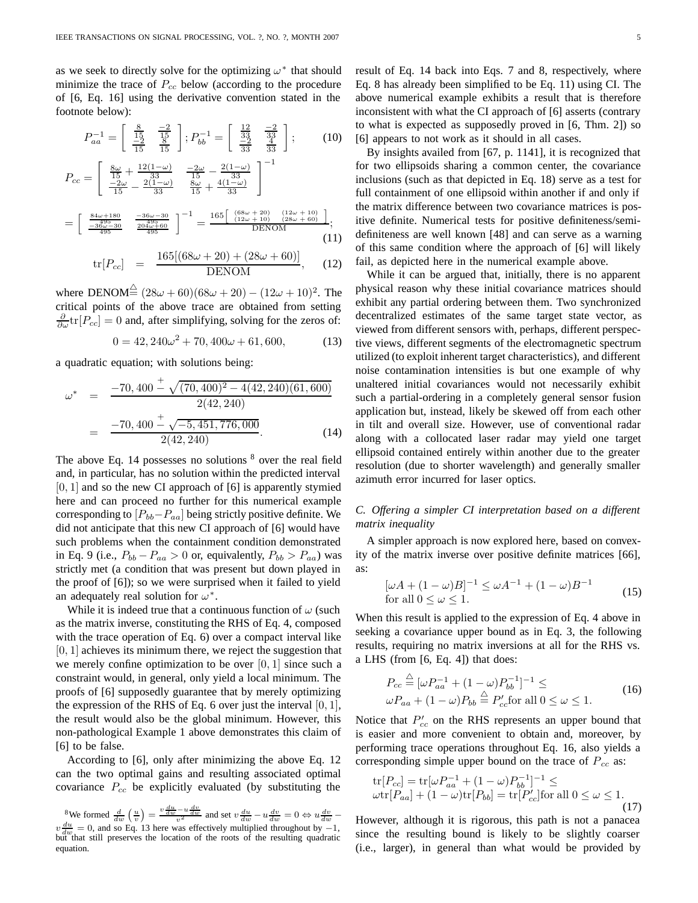as we seek to directly solve for the optimizing $\omega^*$ that should minimize the trace of $P_{cc}$ below (according to the procedure of [6, Eq. 16] using the derivative convention stated in the footnote below):

$$P_{aa}^{-1} = \begin{bmatrix} \frac{8}{15} & \frac{-2}{15} \\ \frac{-2}{15} & \frac{8}{15} \end{bmatrix}; P_{bb}^{-1} = \begin{bmatrix} \frac{12}{33} & \frac{-2}{33} \\ \frac{-2}{33} & \frac{4}{33} \end{bmatrix}; \tag{10}$$

$$P_{cc} = \begin{bmatrix} \frac{8\omega}{15} + \frac{12(1-\omega)}{33} & \frac{-2\omega}{15} - \frac{2(1-\omega)}{33} \\ \frac{-2\omega}{15} - \frac{2(1-\omega)}{33} & \frac{8\omega}{15} + \frac{4(1-\omega)}{33} \end{bmatrix}^{-1}$$

$$= \begin{bmatrix} \frac{84\omega+180}{495} & \frac{-36\omega-30}{495} \\ \frac{-36\omega-30}{495} & \frac{204\omega+60}{495} \end{bmatrix}^{-1} = \frac{165\begin{bmatrix} (68\omega+20) & (12\omega+10) \\ (12\omega+10) & (28\omega+60) \end{bmatrix}}{\text{DENOM}}; \tag{11}$$

$$\text{tr}[P_{cc}] = \frac{165[(68\omega+20)+(28\omega+60)]}{\text{DENOM}}, \tag{12}$$

where $\text{DENOM} \stackrel{\triangle}{=} (28\omega+60)(68\omega+20) - (12\omega+10)^2$. The critical points of the above trace are obtained from setting $\frac{\partial}{\partial\omega}\text{tr}[P_{cc}] = 0$ and, after simplifying, solving for the zeros of:

$$0 = 42,240\omega^2 + 70,400\omega + 61,600, \tag{13}$$

a quadratic equation; with solutions being:

$$\omega^* = \frac{-70,400 \stackrel{+}{-} \sqrt{(70,400)^2 - 4(42,240)(61,600)}}{2(42,240)}$$
$$= \frac{-70,400 \stackrel{+}{-} \sqrt{-5,451,776,000}}{2(42,240)}. \tag{14}$$

The above Eq. 14 possesses no solutions [8] over the real field and, in particular, has no solution within the predicted interval $[0,1]$ and so the new CI approach of [6] is apparently stymied here and can proceed no further for this numerical example corresponding to $[P_{bb} - P_{aa}]$ being strictly positive definite. We did not anticipate that this new CI approach of [6] would have such problems when the containment condition demonstrated in Eq. 9 (i.e., $P_{bb} - P_{aa} > 0$ or, equivalently, $P_{bb} > P_{aa}$) was strictly met (a condition that was present but down played in the proof of [6]); so we were surprised when it failed to yield an adequately real solution for $\omega^*$.

While it is indeed true that a continuous function of $\omega$ (such as the matrix inverse, constituting the RHS of Eq. 4, composed with the trace operation of Eq. 6) over a compact interval like $[0,1]$ achieves its minimum there, we reject the suggestion that we merely confine optimization to be over $[0,1]$ since such a constraint would, in general, only yield a local minimum. The proofs of [6] supposedly guarantee that by merely optimizing the expression of the RHS of Eq. 6 over just the interval $[0,1]$, the result would also be the global minimum. However, this non-pathological Example 1 above demonstrates this claim of [6] to be false.

According to [6], only after minimizing the above Eq. 12 can the two optimal gains and resulting associated optimal covariance $P_{cc}$ be explicitly evaluated (by substituting the result of Eq. 14 back into Eqs. 7 and 8, respectively, where Eq. 8 has already been simplified to be Eq. 11) using CI. The above numerical example exhibits a result that is therefore inconsistent with what the CI approach of [6] asserts (contrary to what is expected as supposedly proved in [6, Thm. 2]) so [6] appears to not work as it should in all cases.

By insights availed from [67, p. 1141], it is recognized that for two ellipsoids sharing a common center, the covariance inclusions (such as that depicted in Eq. 18) serve as a test for full containment of one ellipsoid within another if and only if the matrix difference between two covariance matrices is positive definite. Numerical tests for positive definiteness/semi-definiteness are well known [48] and can serve as a warning of this same condition where the approach of [6] will likely fail, as depicted here in the numerical example above.

While it can be argued that, initially, there is no apparent physical reason why these initial covariance matrices should exhibit any partial ordering between them. Two synchronized decentralized estimates of the same target state vector, as viewed from different sensors with, perhaps, different perspective views, different segments of the electromagnetic spectrum utilized (to exploit inherent target characteristics), and different noise contamination intensities is but one example of why unaltered initial covariances would not necessarily exhibit such a partial-ordering in a completely general sensor fusion application but, instead, likely be skewed off from each other in tilt and overall size. However, use of conventional radar along with a collocated laser radar may yield one target ellipsoid contained entirely within another due to the greater resolution (due to shorter wavelength) and generally smaller azimuth error incurred for laser optics.

### C. Offering a simpler CI interpretation based on a different matrix inequality

A simpler approach is now explored here, based on convexity of the matrix inverse over positive definite matrices [66], as:

$$[\omega A + (1-\omega)B]^{-1} \leq \omega A^{-1} + (1-\omega)B^{-1}$$
$$\text{for all } 0 \leq \omega \leq 1. \tag{15}$$

When this result is applied to the expression of Eq. 4 above in seeking a covariance upper bound as in Eq. 3, the following results, requiring no matrix inversions at all for the RHS vs. a LHS (from [6, Eq. 4]) that does:

$$P_{cc} \stackrel{\triangle}{=} [\omega P_{aa}^{-1} + (1-\omega)P_{bb}^{-1}]^{-1} \leq$$
$$\omega P_{aa} + (1-\omega)P_{bb} \stackrel{\triangle}{=} P'_{cc} \text{for all } 0 \leq \omega \leq 1. \tag{16}$$

Notice that $P'_{cc}$ on the RHS represents an upper bound that is easier and more convenient to obtain and, moreover, by performing trace operations throughout Eq. 16, also yields a corresponding simple upper bound on the trace of $P_{cc}$ as:

$$\text{tr}[P_{cc}] = \text{tr}[\omega P_{aa}^{-1} + (1-\omega)P_{bb}^{-1}]^{-1} \leq$$
$$\omega\text{tr}[P_{aa}] + (1-\omega)\text{tr}[P_{bb}] = \text{tr}[P'_{cc}] \text{for all } 0 \leq \omega \leq 1. \tag{17}$$

However, although it is rigorous, this path is not a panacea since the resulting bound is likely to be slightly coarser (i.e., larger), in general than what would be provided by

[8] We formed $\frac{d}{dw}\left(\frac{u}{v}\right) = \frac{v\frac{du}{dw} - u\frac{dv}{dw}}{v^2}$ and set $v\frac{du}{dw} - u\frac{dv}{dw} = 0 \Leftrightarrow u\frac{dv}{dw} - v\frac{du}{dw} = 0$, and so Eq. 13 here was effectively multiplied throughout by $-1$, but that still preserves the location of the roots of the resulting quadratic equation.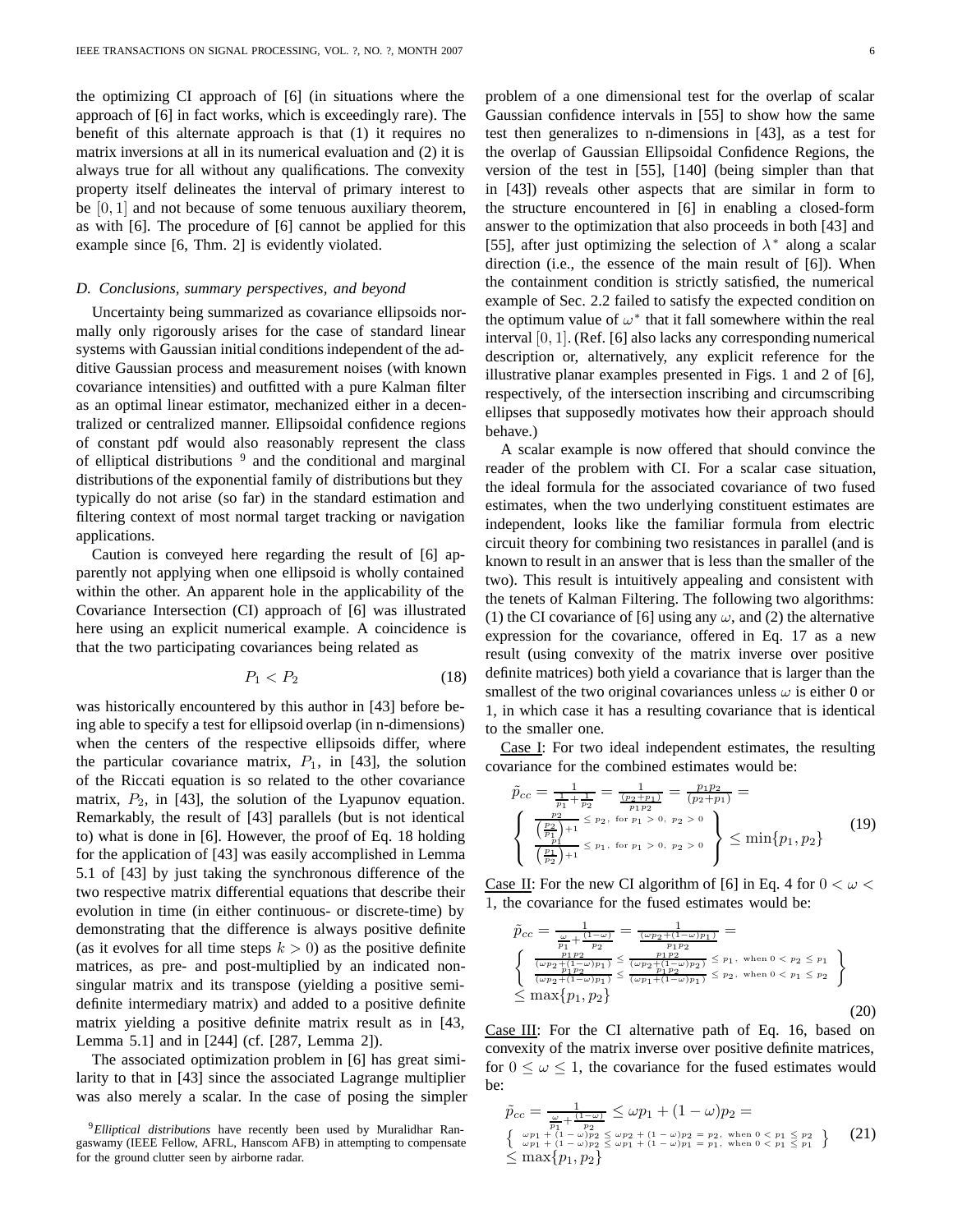the optimizing CI approach of [6] (in situations where the approach of [6] in fact works, which is exceedingly rare). The benefit of this alternate approach is that (1) it requires no matrix inversions at all in its numerical evaluation and (2) it is always true for all without any qualifications. The convexity property itself delineates the interval of primary interest to be $[0, 1]$ and not because of some tenuous auxiliary theorem, as with [6]. The procedure of [6] cannot be applied for this example since [6, Thm. 2] is evidently violated.

### D. Conclusions, summary perspectives, and beyond

Uncertainty being summarized as covariance ellipsoids normally only rigorously arises for the case of standard linear systems with Gaussian initial conditions independent of the additive Gaussian process and measurement noises (with known covariance intensities) and outfitted with a pure Kalman filter as an optimal linear estimator, mechanized either in a decentralized or centralized manner. Ellipsoidal confidence regions of constant pdf would also reasonably represent the class of elliptical distributions [9] and the conditional and marginal distributions of the exponential family of distributions but they typically do not arise (so far) in the standard estimation and filtering context of most normal target tracking or navigation applications.

Caution is conveyed here regarding the result of [6] apparently not applying when one ellipsoid is wholly contained within the other. An apparent hole in the applicability of the Covariance Intersection (CI) approach of [6] was illustrated here using an explicit numerical example. A coincidence is that the two participating covariances being related as

$$P_1 < P_2 \tag{18}$$

was historically encountered by this author in [43] before being able to specify a test for ellipsoid overlap (in n-dimensions) when the centers of the respective ellipsoids differ, where the particular covariance matrix, $P_1$, in [43], the solution of the Riccati equation is so related to the other covariance matrix, $P_2$, in [43], the solution of the Lyapunov equation. Remarkably, the result of [43] parallels (but is not identical to) what is done in [6]. However, the proof of Eq. 18 holding for the application of [43] was easily accomplished in Lemma 5.1 of [43] by just taking the synchronous difference of the two respective matrix differential equations that describe their evolution in time (in either continuous- or discrete-time) by demonstrating that the difference is always positive definite (as it evolves for all time steps $k > 0$) as the positive definite matrices, as pre- and post-multiplied by an indicated non-singular matrix and its transpose (yielding a positive semi-definite intermediary matrix) and added to a positive definite matrix yielding a positive definite matrix result as in [43, Lemma 5.1] and in [244] (cf. [287, Lemma 2]).

The associated optimization problem in [6] has great similarity to that in [43] since the associated Lagrange multiplier was also merely a scalar. In the case of posing the simpler problem of a one dimensional test for the overlap of scalar Gaussian confidence intervals in [55] to show how the same test then generalizes to n-dimensions in [43], as a test for the overlap of Gaussian Ellipsoidal Confidence Regions, the version of the test in [55], [140] (being simpler than that in [43]) reveals other aspects that are similar in form to the structure encountered in [6] in enabling a closed-form answer to the optimization that also proceeds in both [43] and [55], after just optimizing the selection of $\lambda^*$ along a scalar direction (i.e., the essence of the main result of [6]). When the containment condition is strictly satisfied, the numerical example of Sec. 2.2 failed to satisfy the expected condition on the optimum value of $\omega^*$ that it fall somewhere within the real interval $[0, 1]$. (Ref. [6] also lacks any corresponding numerical description or, alternatively, any explicit reference for the illustrative planar examples presented in Figs. 1 and 2 of [6], respectively, of the intersection inscribing and circumscribing ellipses that supposedly motivates how their approach should behave.)

A scalar example is now offered that should convince the reader of the problem with CI. For a scalar case situation, the ideal formula for the associated covariance of two fused estimates, when the two underlying constituent estimates are independent, looks like the familiar formula from electric circuit theory for combining two resistances in parallel (and is known to result in an answer that is less than the smaller of the two). This result is intuitively appealing and consistent with the tenets of Kalman Filtering. The following two algorithms: (1) the CI covariance of [6] using any $\omega$, and (2) the alternative expression for the covariance, offered in Eq. 17 as a new result (using convexity of the matrix inverse over positive definite matrices) both yield a covariance that is larger than the smallest of the two original covariances unless $\omega$ is either 0 or 1, in which case it has a resulting covariance that is identical to the smaller one.

<u>Case I</u>: For two ideal independent estimates, the resulting covariance for the combined estimates would be:

$$\tilde{p}_{cc} = \frac{1}{\frac{1}{p_1}+\frac{1}{p_2}} = \frac{1}{\frac{(p_2+p_1)}{p_1 p_2}} = \frac{p_1 p_2}{(p_2+p_1)} = \left\{ \begin{array}{l} \frac{p_2}{\left(\frac{p_2}{p_1}\right)+1} \leq p_2, \text{ for } p_1 > 0,\ p_2 > 0 \\ \frac{p_1}{\left(\frac{p_1}{p_2}\right)+1} \leq p_1, \text{ for } p_1 > 0,\ p_2 > 0 \end{array} \right\} \leq \min\{p_1, p_2\} \tag{19}$$

<u>Case II</u>: For the new CI algorithm of [6] in Eq. 4 for $0 < \omega < 1$, the covariance for the fused estimates would be:

$$\tilde{p}_{cc} = \frac{1}{\frac{\omega}{p_1}+\frac{(1-\omega)}{p_2}} = \frac{1}{\frac{(\omega p_2+(1-\omega)p_1)}{p_1 p_2}} = \left\{ \begin{array}{l} \frac{p_1 p_2}{(\omega p_2+(1-\omega)p_1)} \leq \frac{p_1 p_2}{(\omega p_2+(1-\omega)p_2)} \leq p_1, \text{ when } 0 < p_2 \leq p_1 \\ \frac{p_1 p_2}{(\omega p_2+(1-\omega)p_1)} \leq \frac{p_1 p_2}{(\omega p_1+(1-\omega)p_1)} \leq p_2, \text{ when } 0 < p_1 \leq p_2 \end{array} \right\} \leq \max\{p_1, p_2\} \tag{20}$$

<u>Case III</u>: For the CI alternative path of Eq. 16, based on convexity of the matrix inverse over positive definite matrices, for $0 \leq \omega \leq 1$, the covariance for the fused estimates would be:

$$\tilde{p}_{cc} = \frac{1}{\frac{\omega}{p_1}+\frac{(1-\omega)}{p_2}} \leq \omega p_1 + (1-\omega)p_2 = \left\{ \begin{array}{l} \omega p_1 + (1-\omega)p_2 \leq \omega p_2 + (1-\omega)p_2 = p_2, \text{ when } 0 < p_1 \leq p_2 \\ \omega p_1 + (1-\omega)p_2 \leq \omega p_1 + (1-\omega)p_1 = p_1, \text{ when } 0 < p_2 \leq p_1 \end{array} \right\} \leq \max\{p_1, p_2\} \tag{21}$$

[9] *Elliptical distributions* have recently been used by Muralidhar Rangaswamy (IEEE Fellow, AFRL, Hanscom AFB) in attempting to compensate for the ground clutter seen by airborne radar.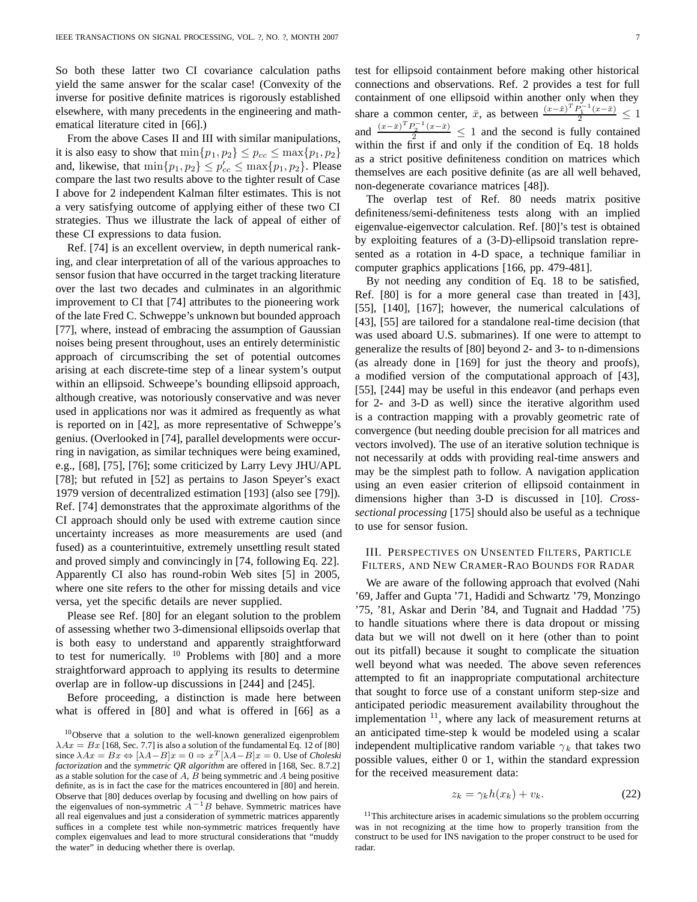So both these latter two CI covariance calculation paths yield the same answer for the scalar case! (Convexity of the inverse for positive definite matrices is rigorously established elsewhere, with many precedents in the engineering and mathematical literature cited in [66].)

From the above Cases II and III with similar manipulations, it is also easy to show that $\min\{p_1, p_2\} \leq p_{cc} \leq \max\{p_1, p_2\}$ and, likewise, that $\min\{p_1, p_2\} \leq p'_{cc} \leq \max\{p_1, p_2\}$. Please compare the last two results above to the tighter result of Case I above for 2 independent Kalman filter estimates. This is not a very satisfying outcome of applying either of these two CI strategies. Thus we illustrate the lack of appeal of either of these CI expressions to data fusion.

Ref. [74] is an excellent overview, in depth numerical ranking, and clear interpretation of all of the various approaches to sensor fusion that have occurred in the target tracking literature over the last two decades and culminates in an algorithmic improvement to CI that [74] attributes to the pioneering work of the late Fred C. Schweppe's unknown but bounded approach [77], where, instead of embracing the assumption of Gaussian noises being present throughout, uses an entirely deterministic approach of circumscribing the set of potential outcomes arising at each discrete-time step of a linear system's output within an ellipsoid. Schweepe's bounding ellipsoid approach, although creative, was notoriously conservative and was never used in applications nor was it admired as frequently as what is reported on in [42], as more representative of Schweppe's genius. (Overlooked in [74], parallel developments were occurring in navigation, as similar techniques were being examined, e.g., [68], [75], [76]; some criticized by Larry Levy JHU/APL [78]; but refuted in [52] as pertains to Jason Speyer's exact 1979 version of decentralized estimation [193] (also see [79]). Ref. [74] demonstrates that the approximate algorithms of the CI approach should only be used with extreme caution since uncertainty increases as more measurements are used (and fused) as a counterintuitive, extremely unsettling result stated and proved simply and convincingly in [74, following Eq. 22]. Apparently CI also has round-robin Web sites [5] in 2005, where one site refers to the other for missing details and vice versa, yet the specific details are never supplied.

Please see Ref. [80] for an elegant solution to the problem of assessing whether two 3-dimensional ellipsoids overlap that is both easy to understand and apparently straightforward to test for numerically. [10] Problems with [80] and a more straightforward approach to applying its results to determine overlap are in follow-up discussions in [244] and [245].

Before proceeding, a distinction is made here between what is offered in [80] and what is offered in [66] as a test for ellipsoid containment before making other historical connections and observations. Ref. 2 provides a test for full containment of one ellipsoid within another only when they share a common center, $\bar{x}$, as between $\frac{(x-\bar{x})^T P_1^{-1}(x-\bar{x})}{2} \leq 1$ and $\frac{(x-\bar{x})^T P_2^{-1}(x-\bar{x})}{2} \leq 1$ and the second is fully contained within the first if and only if the condition of Eq. 18 holds as a strict positive definiteness condition on matrices which themselves are each positive definite (as are all well behaved, non-degenerate covariance matrices [48]).

The overlap test of Ref. 80 needs matrix positive definiteness/semi-definiteness tests along with an implied eigenvalue-eigenvector calculation. Ref. [80]'s test is obtained by exploiting features of a (3-D)-ellipsoid translation represented as a rotation in 4-D space, a technique familiar in computer graphics applications [166, pp. 479-481].

By not needing any condition of Eq. 18 to be satisfied, Ref. [80] is for a more general case than treated in [43], [55], [140], [167]; however, the numerical calculations of [43], [55] are tailored for a standalone real-time decision (that was used aboard U.S. submarines). If one were to attempt to generalize the results of [80] beyond 2- and 3- to n-dimensions (as already done in [169] for just the theory and proofs), a modified version of the computational approach of [43], [55], [244] may be useful in this endeavor (and perhaps even for 2- and 3-D as well) since the iterative algorithm used is a contraction mapping with a provably geometric rate of convergence (but needing double precision for all matrices and vectors involved). The use of an iterative solution technique is not necessarily at odds with providing real-time answers and may be the simplest path to follow. A navigation application using an even easier criterion of ellipsoid containment in dimensions higher than 3-D is discussed in [10]. *Cross-sectional processing* [175] should also be useful as a technique to use for sensor fusion.

## III. Perspectives on Unsented Filters, Particle Filters, and New Cramer-Rao Bounds for Radar

We are aware of the following approach that evolved (Nahi '69, Jaffer and Gupta '71, Hadidi and Schwartz '79, Monzingo '75, '81, Askar and Derin '84, and Tugnait and Haddad '75) to handle situations where there is data dropout or missing data but we will not dwell on it here (other than to point out its pitfall) because it sought to complicate the situation well beyond what was needed. The above seven references attempted to fit an inappropriate computational architecture that sought to force use of a constant uniform step-size and anticipated periodic measurement availability throughout the implementation [11], where any lack of measurement returns at an anticipated time-step k would be modeled using a scalar independent multiplicative random variable $\gamma_k$ that takes two possible values, either 0 or 1, within the standard expression for the received measurement data:

$$z_k = \gamma_k h(x_k) + v_k. \tag{22}$$

[10] Observe that a solution to the well-known generalized eigenproblem $\lambda Ax = Bx$ [168, Sec. 7.7] is also a solution of the fundamental Eq. 12 of [80] since $\lambda Ax = Bx \Leftrightarrow [\lambda A - B]x = 0 \Rightarrow x^T[\lambda A - B]x = 0$. Use of *Choleski factorization* and the *symmetric QR algorithm* are offered in [168, Sec. 8.7.2] as a stable solution for the case of $A$, $B$ being symmetric and $A$ being positive definite, as is in fact the case for the matrices encountered in [80] and herein. Observe that [80] deduces overlap by focusing and dwelling on how pairs of the eigenvalues of non-symmetric $A^{-1}B$ behave. Symmetric matrices have all real eigenvalues and just a consideration of symmetric matrices apparently suffices in a complete test while non-symmetric matrices frequently have complex eigenvalues and lead to more structural considerations that "muddy the water" in deducing whether there is overlap.

[11] This architecture arises in academic simulations so the problem occurring was in not recognizing at the time how to properly transition from the construct to be used for INS navigation to the proper construct to be used for radar.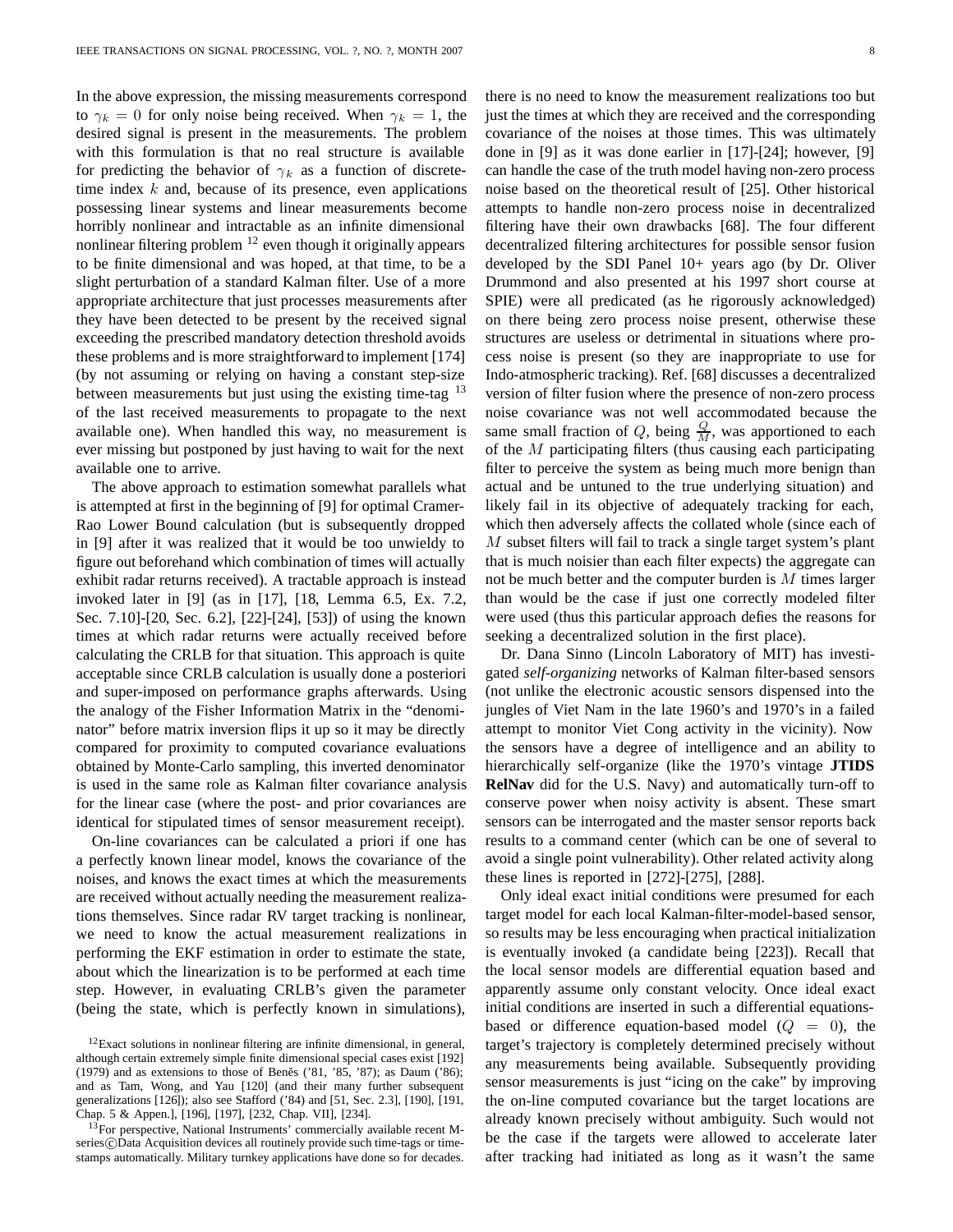In the above expression, the missing measurements correspond to $\gamma_k = 0$ for only noise being received. When $\gamma_k = 1$, the desired signal is present in the measurements. The problem with this formulation is that no real structure is available for predicting the behavior of $\gamma_k$ as a function of discrete-time index $k$ and, because of its presence, even applications possessing linear systems and linear measurements become horribly nonlinear and intractable as an infinite dimensional nonlinear filtering problem [12] even though it originally appears to be finite dimensional and was hoped, at that time, to be a slight perturbation of a standard Kalman filter. Use of a more appropriate architecture that just processes measurements after they have been detected to be present by the received signal exceeding the prescribed mandatory detection threshold avoids these problems and is more straightforward to implement [174] (by not assuming or relying on having a constant step-size between measurements but just using the existing time-tag [13] of the last received measurements to propagate to the next available one). When handled this way, no measurement is ever missing but postponed by just having to wait for the next available one to arrive.

The above approach to estimation somewhat parallels what is attempted at first in the beginning of [9] for optimal Cramer-Rao Lower Bound calculation (but is subsequently dropped in [9] after it was realized that it would be too unwieldy to figure out beforehand which combination of times will actually exhibit radar returns received). A tractable approach is instead invoked later in [9] (as in [17], [18, Lemma 6.5, Ex. 7.2, Sec. 7.10]-[20, Sec. 6.2], [22]-[24], [53]) of using the known times at which radar returns were actually received before calculating the CRLB for that situation. This approach is quite acceptable since CRLB calculation is usually done a posteriori and super-imposed on performance graphs afterwards. Using the analogy of the Fisher Information Matrix in the "denominator" before matrix inversion flips it up so it may be directly compared for proximity to computed covariance evaluations obtained by Monte-Carlo sampling, this inverted denominator is used in the same role as Kalman filter covariance analysis for the linear case (where the post- and prior covariances are identical for stipulated times of sensor measurement receipt).

On-line covariances can be calculated a priori if one has a perfectly known linear model, knows the covariance of the noises, and knows the exact times at which the measurements are received without actually needing the measurement realizations themselves. Since radar RV target tracking is nonlinear, we need to know the actual measurement realizations in performing the EKF estimation in order to estimate the state, about which the linearization is to be performed at each time step. However, in evaluating CRLB's given the parameter (being the state, which is perfectly known in simulations), there is no need to know the measurement realizations too but just the times at which they are received and the corresponding covariance of the noises at those times. This was ultimately done in [9] as it was done earlier in [17]-[24]; however, [9] can handle the case of the truth model having non-zero process noise based on the theoretical result of [25]. Other historical attempts to handle non-zero process noise in decentralized filtering have their own drawbacks [68]. The four different decentralized filtering architectures for possible sensor fusion developed by the SDI Panel 10+ years ago (by Dr. Oliver Drummond and also presented at his 1997 short course at SPIE) were all predicated (as he rigorously acknowledged) on there being zero process noise present, otherwise these structures are useless or detrimental in situations where process noise is present (so they are inappropriate to use for Indo-atmospheric tracking). Ref. [68] discusses a decentralized version of filter fusion where the presence of non-zero process noise covariance was not well accommodated because the same small fraction of $Q$, being $\frac{Q}{M}$, was apportioned to each of the $M$ participating filters (thus causing each participating filter to perceive the system as being much more benign than actual and be untuned to the true underlying situation) and likely fail in its objective of adequately tracking for each, which then adversely affects the collated whole (since each of $M$ subset filters will fail to track a single target system's plant that is much noisier than each filter expects) the aggregate can not be much better and the computer burden is $M$ times larger than would be the case if just one correctly modeled filter were used (thus this particular approach defies the reasons for seeking a decentralized solution in the first place).

Dr. Dana Sinno (Lincoln Laboratory of MIT) has investigated *self-organizing* networks of Kalman filter-based sensors (not unlike the electronic acoustic sensors dispensed into the jungles of Viet Nam in the late 1960's and 1970's in a failed attempt to monitor Viet Cong activity in the vicinity). Now the sensors have a degree of intelligence and an ability to hierarchically self-organize (like the 1970's vintage **JTIDS RelNav** did for the U.S. Navy) and automatically turn-off to conserve power when noisy activity is absent. These smart sensors can be interrogated and the master sensor reports back results to a command center (which can be one of several to avoid a single point vulnerability). Other related activity along these lines is reported in [272]-[275], [288].

Only ideal exact initial conditions were presumed for each target model for each local Kalman-filter-model-based sensor, so results may be less encouraging when practical initialization is eventually invoked (a candidate being [223]). Recall that the local sensor models are differential equation based and apparently assume only constant velocity. Once ideal exact initial conditions are inserted in such a differential equations-based or difference equation-based model ($Q = 0$), the target's trajectory is completely determined precisely without any measurements being available. Subsequently providing sensor measurements is just "icing on the cake" by improving the on-line computed covariance but the target locations are already known precisely without ambiguity. Such would not be the case if the targets were allowed to accelerate later after tracking had initiated as long as it wasn't the same

[12] Exact solutions in nonlinear filtering are infinite dimensional, in general, although certain extremely simple finite dimensional special cases exist [192] (1979) and as extensions to those of Beněs ('81, '85, '87); as Daum ('86); and as Tam, Wong, and Yau [120] (and their many further subsequent generalizations [126]); also see Stafford ('84) and [51, Sec. 2.3], [190], [191, Chap. 5 & Appen.], [196], [197], [232, Chap. VII], [234].

[13] For perspective, National Instruments' commercially available recent M-series©Data Acquisition devices all routinely provide such time-tags or time-stamps automatically. Military turnkey applications have done so for decades.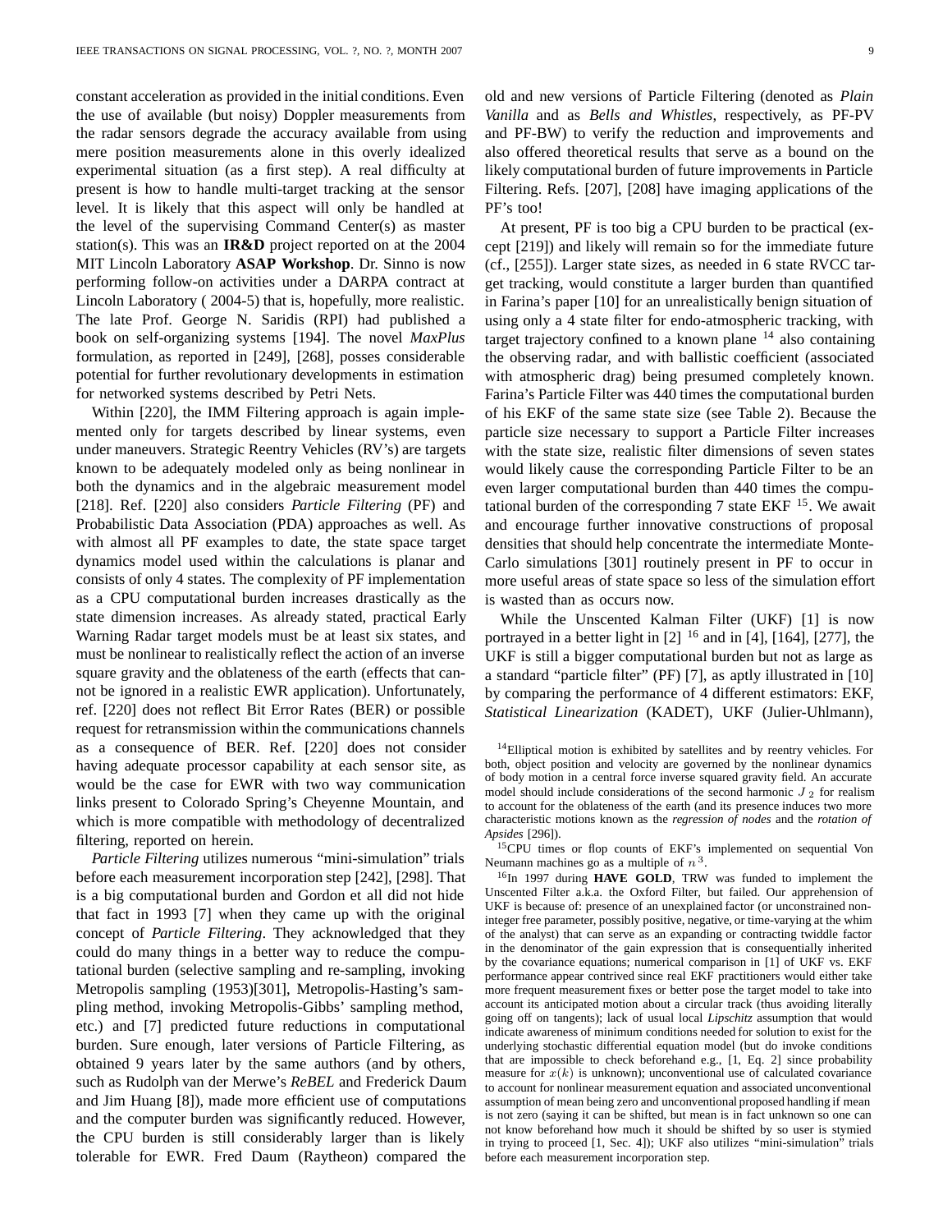constant acceleration as provided in the initial conditions. Even the use of available (but noisy) Doppler measurements from the radar sensors degrade the accuracy available from using mere position measurements alone in this overly idealized experimental situation (as a first step). A real difficulty at present is how to handle multi-target tracking at the sensor level. It is likely that this aspect will only be handled at the level of the supervising Command Center(s) as master station(s). This was an **IR&D** project reported on at the 2004 MIT Lincoln Laboratory **ASAP Workshop**. Dr. Sinno is now performing follow-on activities under a DARPA contract at Lincoln Laboratory ( 2004-5) that is, hopefully, more realistic. The late Prof. George N. Saridis (RPI) had published a book on self-organizing systems [194]. The novel *MaxPlus* formulation, as reported in [249], [268], posses considerable potential for further revolutionary developments in estimation for networked systems described by Petri Nets.

Within [220], the IMM Filtering approach is again implemented only for targets described by linear systems, even under maneuvers. Strategic Reentry Vehicles (RV's) are targets known to be adequately modeled only as being nonlinear in both the dynamics and in the algebraic measurement model [218]. Ref. [220] also considers *Particle Filtering* (PF) and Probabilistic Data Association (PDA) approaches as well. As with almost all PF examples to date, the state space target dynamics model used within the calculations is planar and consists of only 4 states. The complexity of PF implementation as a CPU computational burden increases drastically as the state dimension increases. As already stated, practical Early Warning Radar target models must be at least six states, and must be nonlinear to realistically reflect the action of an inverse square gravity and the oblateness of the earth (effects that cannot be ignored in a realistic EWR application). Unfortunately, ref. [220] does not reflect Bit Error Rates (BER) or possible request for retransmission within the communications channels as a consequence of BER. Ref. [220] does not consider having adequate processor capability at each sensor site, as would be the case for EWR with two way communication links present to Colorado Spring's Cheyenne Mountain, and which is more compatible with methodology of decentralized filtering, reported on herein.

*Particle Filtering* utilizes numerous "mini-simulation" trials before each measurement incorporation step [242], [298]. That is a big computational burden and Gordon et all did not hide that fact in 1993 [7] when they came up with the original concept of *Particle Filtering*. They acknowledged that they could do many things in a better way to reduce the computational burden (selective sampling and re-sampling, invoking Metropolis sampling (1953)[301], Metropolis-Hasting's sampling method, invoking Metropolis-Gibbs' sampling method, etc.) and [7] predicted future reductions in computational burden. Sure enough, later versions of Particle Filtering, as obtained 9 years later by the same authors (and by others, such as Rudolph van der Merwe's *ReBEL* and Frederick Daum and Jim Huang [8]), made more efficient use of computations and the computer burden was significantly reduced. However, the CPU burden is still considerably larger than is likely tolerable for EWR. Fred Daum (Raytheon) compared the old and new versions of Particle Filtering (denoted as *Plain Vanilla* and as *Bells and Whistles*, respectively, as PF-PV and PF-BW) to verify the reduction and improvements and also offered theoretical results that serve as a bound on the likely computational burden of future improvements in Particle Filtering. Refs. [207], [208] have imaging applications of the PF's too!

At present, PF is too big a CPU burden to be practical (except [219]) and likely will remain so for the immediate future (cf., [255]). Larger state sizes, as needed in 6 state RVCC target tracking, would constitute a larger burden than quantified in Farina's paper [10] for an unrealistically benign situation of using only a 4 state filter for endo-atmospheric tracking, with target trajectory confined to a known plane [14] also containing the observing radar, and with ballistic coefficient (associated with atmospheric drag) being presumed completely known. Farina's Particle Filter was 440 times the computational burden of his EKF of the same state size (see Table 2). Because the particle size necessary to support a Particle Filter increases with the state size, realistic filter dimensions of seven states would likely cause the corresponding Particle Filter to be an even larger computational burden than 440 times the computational burden of the corresponding 7 state EKF [15]. We await and encourage further innovative constructions of proposal densities that should help concentrate the intermediate Monte-Carlo simulations [301] routinely present in PF to occur in more useful areas of state space so less of the simulation effort is wasted than as occurs now.

While the Unscented Kalman Filter (UKF) [1] is now portrayed in a better light in [2] [16] and in [4], [164], [277], the UKF is still a bigger computational burden but not as large as a standard "particle filter" (PF) [7], as aptly illustrated in [10] by comparing the performance of 4 different estimators: EKF, *Statistical Linearization* (KADET), UKF (Julier-Uhlmann),

[14]Elliptical motion is exhibited by satellites and by reentry vehicles. For both, object position and velocity are governed by the nonlinear dynamics of body motion in a central force inverse squared gravity field. An accurate model should include considerations of the second harmonic $J_2$ for realism to account for the oblateness of the earth (and its presence induces two more characteristic motions known as the *regression of nodes* and the *rotation of Apsides* [296]).

[15]CPU times or flop counts of EKF's implemented on sequential Von Neumann machines go as a multiple of $n^3$.

[16]In 1997 during **HAVE GOLD**, TRW was funded to implement the Unscented Filter a.k.a. the Oxford Filter, but failed. Our apprehension of UKF is because of: presence of an unexplained factor (or unconstrained non-integer free parameter, possibly positive, negative, or time-varying at the whim of the analyst) that can serve as an expanding or contracting twiddle factor in the denominator of the gain expression that is consequentially inherited by the covariance equations; numerical comparison in [1] of UKF vs. EKF performance appear contrived since real EKF practitioners would either take more frequent measurement fixes or better pose the target model to take into account its anticipated motion about a circular track (thus avoiding literally going off on tangents); lack of usual local *Lipschitz* assumption that would indicate awareness of minimum conditions needed for solution to exist for the underlying stochastic differential equation model (but do invoke conditions that are impossible to check beforehand e.g., [1, Eq. 2] since probability measure for $x(k)$ is unknown); unconventional use of calculated covariance to account for nonlinear measurement equation and associated unconventional assumption of mean being zero and unconventional proposed handling if mean is not zero (saying it can be shifted, but mean is in fact unknown so one can not know beforehand how much it should be shifted by so user is stymied in trying to proceed [1, Sec. 4]); UKF also utilizes "mini-simulation" trials before each measurement incorporation step.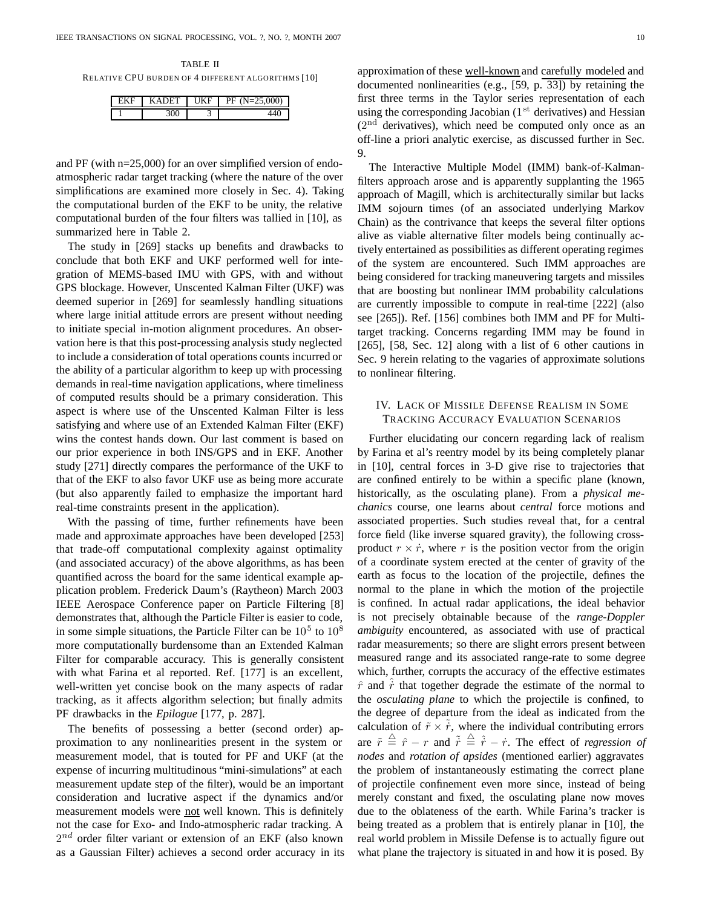TABLE II

RELATIVE CPU BURDEN OF 4 DIFFERENT ALGORITHMS [10]

| EKF | KADET | UKF | PF (N=25,000) |
|---|---|---|---|
| 1 | 300 | 3 | 440 |

and PF (with n=25,000) for an over simplified version of endo-atmospheric radar target tracking (where the nature of the over simplifications are examined more closely in Sec. 4). Taking the computational burden of the EKF to be unity, the relative computational burden of the four filters was tallied in [10], as summarized here in Table 2.

The study in [269] stacks up benefits and drawbacks to conclude that both EKF and UKF performed well for integration of MEMS-based IMU with GPS, with and without GPS blockage. However, Unscented Kalman Filter (UKF) was deemed superior in [269] for seamlessly handling situations where large initial attitude errors are present without needing to initiate special in-motion alignment procedures. An observation here is that this post-processing analysis study neglected to include a consideration of total operations counts incurred or the ability of a particular algorithm to keep up with processing demands in real-time navigation applications, where timeliness of computed results should be a primary consideration. This aspect is where use of the Unscented Kalman Filter is less satisfying and where use of an Extended Kalman Filter (EKF) wins the contest hands down. Our last comment is based on our prior experience in both INS/GPS and in EKF. Another study [271] directly compares the performance of the UKF to that of the EKF to also favor UKF use as being more accurate (but also apparently failed to emphasize the important hard real-time constraints present in the application).

With the passing of time, further refinements have been made and approximate approaches have been developed [253] that trade-off computational complexity against optimality (and associated accuracy) of the above algorithms, as has been quantified across the board for the same identical example application problem. Frederick Daum's (Raytheon) March 2003 IEEE Aerospace Conference paper on Particle Filtering [8] demonstrates that, although the Particle Filter is easier to code, in some simple situations, the Particle Filter can be $10^5$ to $10^8$ more computationally burdensome than an Extended Kalman Filter for comparable accuracy. This is generally consistent with what Farina et al reported. Ref. [177] is an excellent, well-written yet concise book on the many aspects of radar tracking, as it affects algorithm selection; but finally admits PF drawbacks in the *Epilogue* [177, p. 287].

The benefits of possessing a better (second order) approximation to any nonlinearities present in the system or measurement model, that is touted for PF and UKF (at the expense of incurring multitudinous "mini-simulations" at each measurement update step of the filter), would be an important consideration and lucrative aspect if the dynamics and/or measurement models were not well known. This is definitely not the case for Exo- and Indo-atmospheric radar tracking. A $2^{nd}$ order filter variant or extension of an EKF (also known as a Gaussian Filter) achieves a second order accuracy in its approximation of these well-known and carefully modeled and documented nonlinearities (e.g., [59, p. 33]) by retaining the first three terms in the Taylor series representation of each using the corresponding Jacobian ($1^{\text{st}}$ derivatives) and Hessian ($2^{\text{nd}}$ derivatives), which need be computed only once as an off-line a priori analytic exercise, as discussed further in Sec. 9.

The Interactive Multiple Model (IMM) bank-of-Kalman-filters approach arose and is apparently supplanting the 1965 approach of Magill, which is architecturally similar but lacks IMM sojourn times (of an associated underlying Markov Chain) as the contrivance that keeps the several filter options alive as viable alternative filter models being continually actively entertained as possibilities as different operating regimes of the system are encountered. Such IMM approaches are being considered for tracking maneuvering targets and missiles that are boosting but nonlinear IMM probability calculations are currently impossible to compute in real-time [222] (also see [265]). Ref. [156] combines both IMM and PF for Multi-target tracking. Concerns regarding IMM may be found in [265], [58, Sec. 12] along with a list of 6 other cautions in Sec. 9 herein relating to the vagaries of approximate solutions to nonlinear filtering.

## IV. LACK OF MISSILE DEFENSE REALISM IN SOME TRACKING ACCURACY EVALUATION SCENARIOS

Further elucidating our concern regarding lack of realism by Farina et al's reentry model by its being completely planar in [10], central forces in 3-D give rise to trajectories that are confined entirely to be within a specific plane (known, historically, as the osculating plane). From a *physical mechanics* course, one learns about *central* force motions and associated properties. Such studies reveal that, for a central force field (like inverse squared gravity), the following cross-product $r \times \dot{r}$, where $r$ is the position vector from the origin of a coordinate system erected at the center of gravity of the earth as focus to the location of the projectile, defines the normal to the plane in which the motion of the projectile is confined. In actual radar applications, the ideal behavior is not precisely obtainable because of the *range-Doppler ambiguity* encountered, as associated with use of practical radar measurements; so there are slight errors present between measured range and its associated range-rate to some degree which, further, corrupts the accuracy of the effective estimates $\hat{r}$ and $\hat{\dot{r}}$ that together degrade the estimate of the normal to the *osculating plane* to which the projectile is confined, to the degree of departure from the ideal as indicated from the calculation of $\tilde{r} \times \tilde{\dot{r}}$, where the individual contributing errors are $\tilde{r} \triangleq \hat{r} - r$ and $\tilde{\dot{r}} \triangleq \hat{\dot{r}} - \dot{r}$. The effect of *regression of nodes* and *rotation of apsides* (mentioned earlier) aggravates the problem of instantaneously estimating the correct plane of projectile confinement even more since, instead of being merely constant and fixed, the osculating plane now moves due to the oblateness of the earth. While Farina's tracker is being treated as a problem that is entirely planar in [10], the real world problem in Missile Defense is to actually figure out what plane the trajectory is situated in and how it is posed. By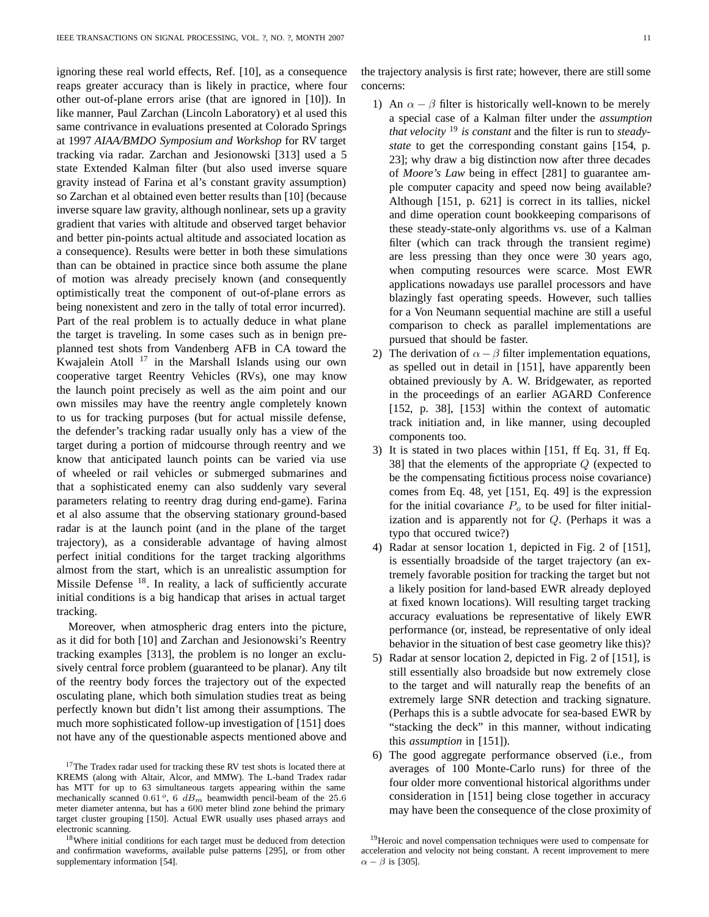ignoring these real world effects, Ref. [10], as a consequence reaps greater accuracy than is likely in practice, where four other out-of-plane errors arise (that are ignored in [10]). In like manner, Paul Zarchan (Lincoln Laboratory) et al used this same contrivance in evaluations presented at Colorado Springs at 1997 *AIAA/BMDO Symposium and Workshop* for RV target tracking via radar. Zarchan and Jesionowski [313] used a 5 state Extended Kalman filter (but also used inverse square gravity instead of Farina et al's constant gravity assumption) so Zarchan et al obtained even better results than [10] (because inverse square law gravity, although nonlinear, sets up a gravity gradient that varies with altitude and observed target behavior and better pin-points actual altitude and associated location as a consequence). Results were better in both these simulations than can be obtained in practice since both assume the plane of motion was already precisely known (and consequently optimistically treat the component of out-of-plane errors as being nonexistent and zero in the tally of total error incurred). Part of the real problem is to actually deduce in what plane the target is traveling. In some cases such as in benign pre-planned test shots from Vandenberg AFB in CA toward the Kwajalein Atoll [17] in the Marshall Islands using our own cooperative target Reentry Vehicles (RVs), one may know the launch point precisely as well as the aim point and our own missiles may have the reentry angle completely known to us for tracking purposes (but for actual missile defense, the defender's tracking radar usually only has a view of the target during a portion of midcourse through reentry and we know that anticipated launch points can be varied via use of wheeled or rail vehicles or submerged submarines and that a sophisticated enemy can also suddenly vary several parameters relating to reentry drag during end-game). Farina et al also assume that the observing stationary ground-based radar is at the launch point (and in the plane of the target trajectory), as a considerable advantage of having almost perfect initial conditions for the target tracking algorithms almost from the start, which is an unrealistic assumption for Missile Defense [18]. In reality, a lack of sufficiently accurate initial conditions is a big handicap that arises in actual target tracking.

Moreover, when atmospheric drag enters into the picture, as it did for both [10] and Zarchan and Jesionowski's Reentry tracking examples [313], the problem is no longer an exclusively central force problem (guaranteed to be planar). Any tilt of the reentry body forces the trajectory out of the expected osculating plane, which both simulation studies treat as being perfectly known but didn't list among their assumptions. The much more sophisticated follow-up investigation of [151] does not have any of the questionable aspects mentioned above and the trajectory analysis is first rate; however, there are still some concerns:

1) An $\alpha - \beta$ filter is historically well-known to be merely a special case of a Kalman filter under the *assumption that velocity* [19] *is constant* and the filter is run to *steady-state* to get the corresponding constant gains [154, p. 23]; why draw a big distinction now after three decades of *Moore's Law* being in effect [281] to guarantee ample computer capacity and speed now being available? Although [151, p. 621] is correct in its tallies, nickel and dime operation count bookkeeping comparisons of these steady-state-only algorithms vs. use of a Kalman filter (which can track through the transient regime) are less pressing than they once were 30 years ago, when computing resources were scarce. Most EWR applications nowadays use parallel processors and have blazingly fast operating speeds. However, such tallies for a Von Neumann sequential machine are still a useful comparison to check as parallel implementations are pursued that should be faster.
2) The derivation of $\alpha - \beta$ filter implementation equations, as spelled out in detail in [151], have apparently been obtained previously by A. W. Bridgewater, as reported in the proceedings of an earlier AGARD Conference [152, p. 38], [153] within the context of automatic track initiation and, in like manner, using decoupled components too.
3) It is stated in two places within [151, ff Eq. 31, ff Eq. 38] that the elements of the appropriate $Q$ (expected to be the compensating fictitious process noise covariance) comes from Eq. 48, yet [151, Eq. 49] is the expression for the initial covariance $P_o$ to be used for filter initialization and is apparently not for $Q$. (Perhaps it was a typo that occured twice?)
4) Radar at sensor location 1, depicted in Fig. 2 of [151], is essentially broadside of the target trajectory (an extremely favorable position for tracking the target but not a likely position for land-based EWR already deployed at fixed known locations). Will resulting target tracking accuracy evaluations be representative of likely EWR performance (or, instead, be representative of only ideal behavior in the situation of best case geometry like this)?
5) Radar at sensor location 2, depicted in Fig. 2 of [151], is still essentially also broadside but now extremely close to the target and will naturally reap the benefits of an extremely large SNR detection and tracking signature. (Perhaps this is a subtle advocate for sea-based EWR by "stacking the deck" in this manner, without indicating this *assumption* in [151]).
6) The good aggregate performance observed (i.e., from averages of 100 Monte-Carlo runs) for three of the four older more conventional historical algorithms under consideration in [151] being close together in accuracy may have been the consequence of the close proximity of

[17] The Tradex radar used for tracking these RV test shots is located there at KREMS (along with Altair, Alcor, and MMW). The L-band Tradex radar has MTT for up to 63 simultaneous targets appearing within the same mechanically scanned $0.61^o$, 6 $dB_m$ beamwidth pencil-beam of the 25.6 meter diameter antenna, but has a 600 meter blind zone behind the primary target cluster grouping [150]. Actual EWR usually uses phased arrays and electronic scanning.

[18] Where initial conditions for each target must be deduced from detection and confirmation waveforms, available pulse patterns [295], or from other supplementary information [54].

[19] Heroic and novel compensation techniques were used to compensate for acceleration and velocity not being constant. A recent improvement to mere $\alpha - \beta$ is [305].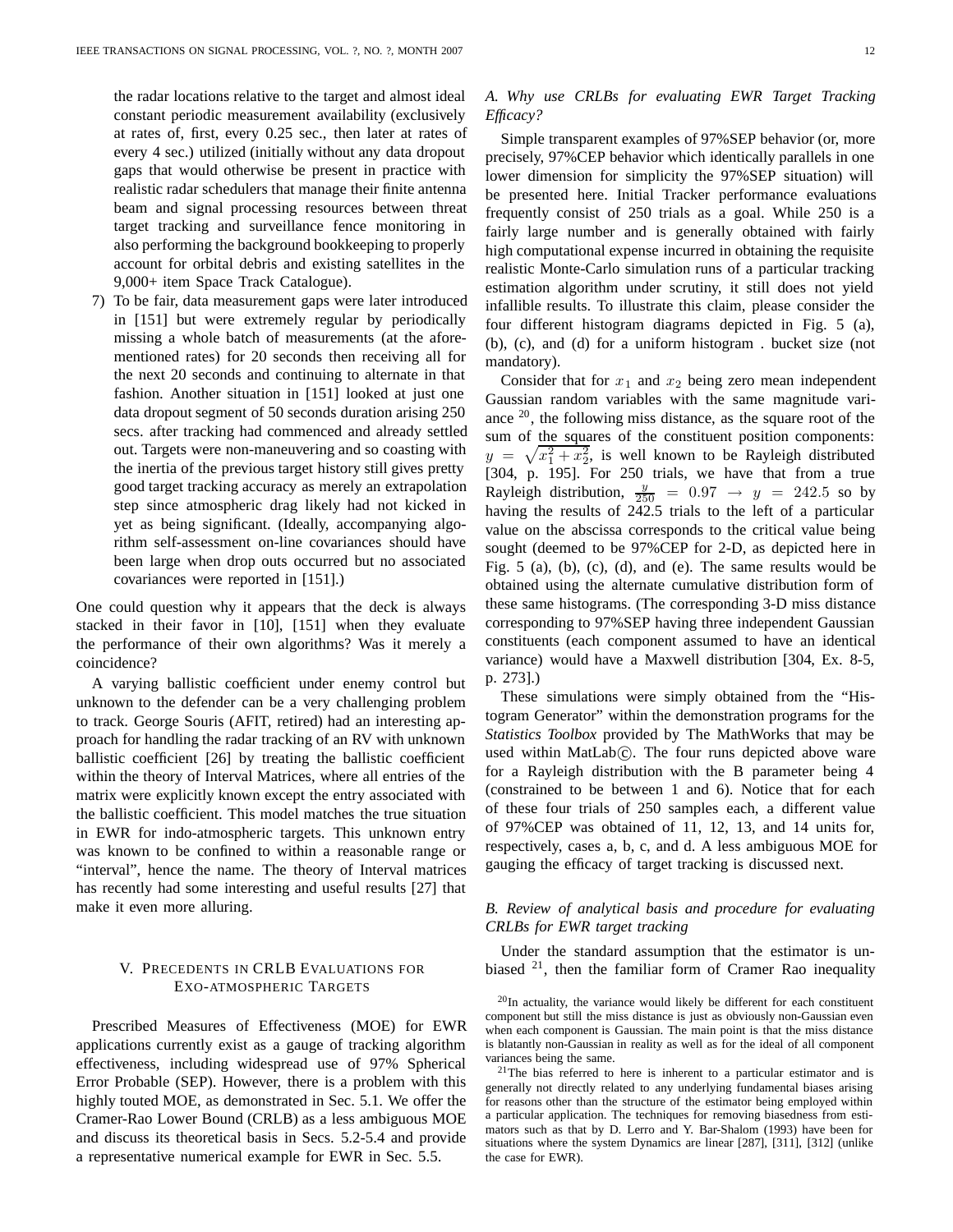the radar locations relative to the target and almost ideal constant periodic measurement availability (exclusively at rates of, first, every 0.25 sec., then later at rates of every 4 sec.) utilized (initially without any data dropout gaps that would otherwise be present in practice with realistic radar schedulers that manage their finite antenna beam and signal processing resources between threat target tracking and surveillance fence monitoring in also performing the background bookkeeping to properly account for orbital debris and existing satellites in the 9,000+ item Space Track Catalogue).

7) To be fair, data measurement gaps were later introduced in [151] but were extremely regular by periodically missing a whole batch of measurements (at the aforementioned rates) for 20 seconds then receiving all for the next 20 seconds and continuing to alternate in that fashion. Another situation in [151] looked at just one data dropout segment of 50 seconds duration arising 250 secs. after tracking had commenced and already settled out. Targets were non-maneuvering and so coasting with the inertia of the previous target history still gives pretty good target tracking accuracy as merely an extrapolation step since atmospheric drag likely had not kicked in yet as being significant. (Ideally, accompanying algorithm self-assessment on-line covariances should have been large when drop outs occurred but no associated covariances were reported in [151].)

One could question why it appears that the deck is always stacked in their favor in [10], [151] when they evaluate the performance of their own algorithms? Was it merely a coincidence?

A varying ballistic coefficient under enemy control but unknown to the defender can be a very challenging problem to track. George Souris (AFIT, retired) had an interesting approach for handling the radar tracking of an RV with unknown ballistic coefficient [26] by treating the ballistic coefficient within the theory of Interval Matrices, where all entries of the matrix were explicitly known except the entry associated with the ballistic coefficient. This model matches the true situation in EWR for indo-atmospheric targets. This unknown entry was known to be confined to within a reasonable range or "interval", hence the name. The theory of Interval matrices has recently had some interesting and useful results [27] that make it even more alluring.

## V. Precedents in CRLB Evaluations for Exo-atmospheric Targets

Prescribed Measures of Effectiveness (MOE) for EWR applications currently exist as a gauge of tracking algorithm effectiveness, including widespread use of 97% Spherical Error Probable (SEP). However, there is a problem with this highly touted MOE, as demonstrated in Sec. 5.1. We offer the Cramer-Rao Lower Bound (CRLB) as a less ambiguous MOE and discuss its theoretical basis in Secs. 5.2-5.4 and provide a representative numerical example for EWR in Sec. 5.5.

### *A. Why use CRLBs for evaluating EWR Target Tracking Efficacy?*

Simple transparent examples of 97%SEP behavior (or, more precisely, 97%CEP behavior which identically parallels in one lower dimension for simplicity the 97%SEP situation) will be presented here. Initial Tracker performance evaluations frequently consist of 250 trials as a goal. While 250 is a fairly large number and is generally obtained with fairly high computational expense incurred in obtaining the requisite realistic Monte-Carlo simulation runs of a particular tracking estimation algorithm under scrutiny, it still does not yield infallible results. To illustrate this claim, please consider the four different histogram diagrams depicted in Fig. 5 (a), (b), (c), and (d) for a uniform histogram . bucket size (not mandatory).

Consider that for $x_1$ and $x_2$ being zero mean independent Gaussian random variables with the same magnitude variance [20], the following miss distance, as the square root of the sum of the squares of the constituent position components: $y = \sqrt{x_1^2 + x_2^2}$, is well known to be Rayleigh distributed [304, p. 195]. For 250 trials, we have that from a true Rayleigh distribution, $\frac{y}{250} = 0.97 \rightarrow y = 242.5$ so by having the results of 242.5 trials to the left of a particular value on the abscissa corresponds to the critical value being sought (deemed to be 97%CEP for 2-D, as depicted here in Fig. 5 (a), (b), (c), (d), and (e). The same results would be obtained using the alternate cumulative distribution form of these same histograms. (The corresponding 3-D miss distance corresponding to 97%SEP having three independent Gaussian constituents (each component assumed to have an identical variance) would have a Maxwell distribution [304, Ex. 8-5, p. 273].)

These simulations were simply obtained from the "Histogram Generator" within the demonstration programs for the *Statistics Toolbox* provided by The MathWorks that may be used within MatLab©. The four runs depicted above ware for a Rayleigh distribution with the B parameter being 4 (constrained to be between 1 and 6). Notice that for each of these four trials of 250 samples each, a different value of 97%CEP was obtained of 11, 12, 13, and 14 units for, respectively, cases a, b, c, and d. A less ambiguous MOE for gauging the efficacy of target tracking is discussed next.

### *B. Review of analytical basis and procedure for evaluating CRLBs for EWR target tracking*

Under the standard assumption that the estimator is unbiased [21], then the familiar form of Cramer Rao inequality

[20] In actuality, the variance would likely be different for each constituent component but still the miss distance is just as obviously non-Gaussian even when each component is Gaussian. The main point is that the miss distance is blatantly non-Gaussian in reality as well as for the ideal of all component variances being the same.

[21] The bias referred to here is inherent to a particular estimator and is generally not directly related to any underlying fundamental biases arising for reasons other than the structure of the estimator being employed within a particular application. The techniques for removing biasedness from estimators such as that by D. Lerro and Y. Bar-Shalom (1993) have been for situations where the system Dynamics are linear [287], [311], [312] (unlike the case for EWR).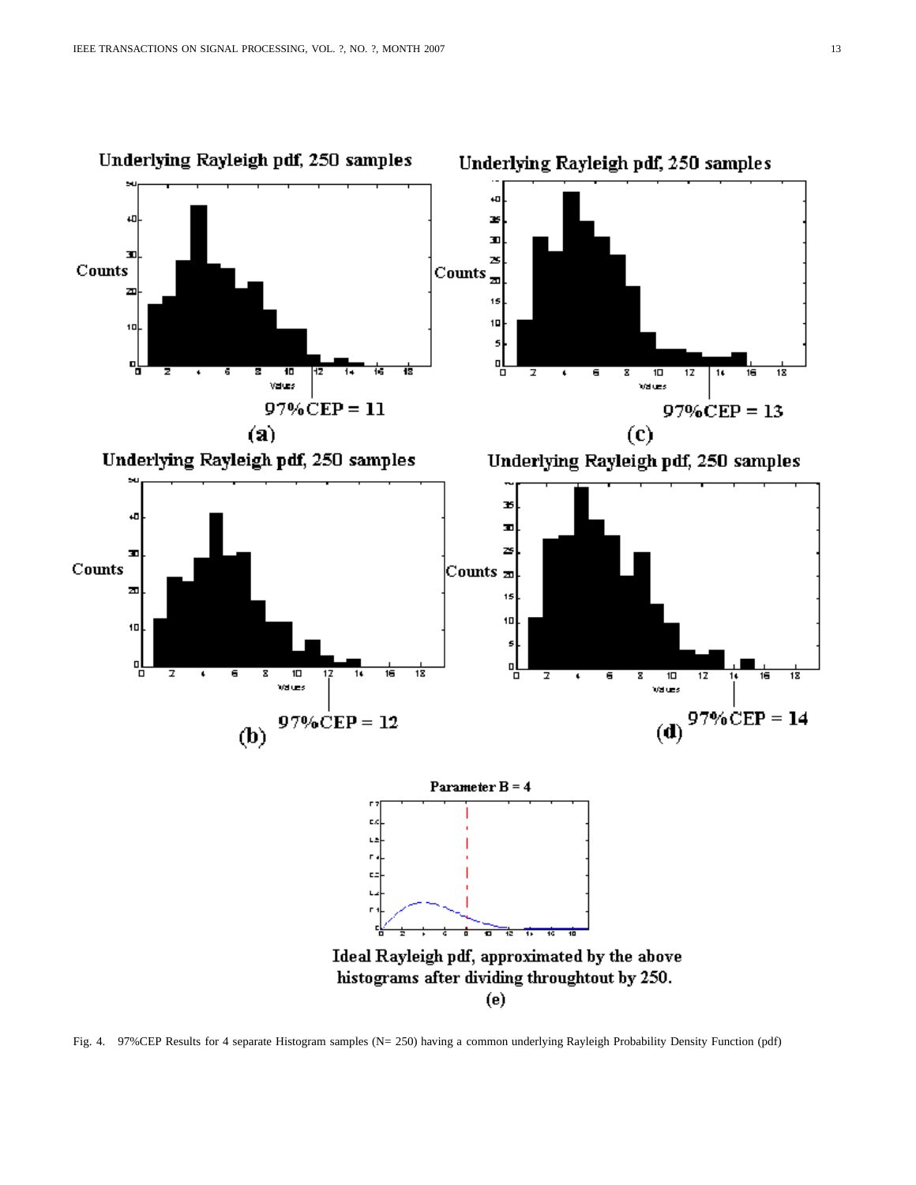Underlying Rayleigh pdf, 250 samples

Counts

Values

97%CEP = 11

(a)

Underlying Rayleigh pdf, 250 samples

Counts

Values

97%CEP = 13

(c)

Underlying Rayleigh pdf, 250 samples

Counts

Values

97%CEP = 12

(b)

Underlying Rayleigh pdf, 250 samples

Counts

Values

97%CEP = 14

(d)

Parameter B = 4

Ideal Rayleigh pdf, approximated by the above histograms after dividing throughtout by 250.

(e)

Fig. 4. 97%CEP Results for 4 separate Histogram samples (N= 250) having a common underlying Rayleigh Probability Density Function (pdf)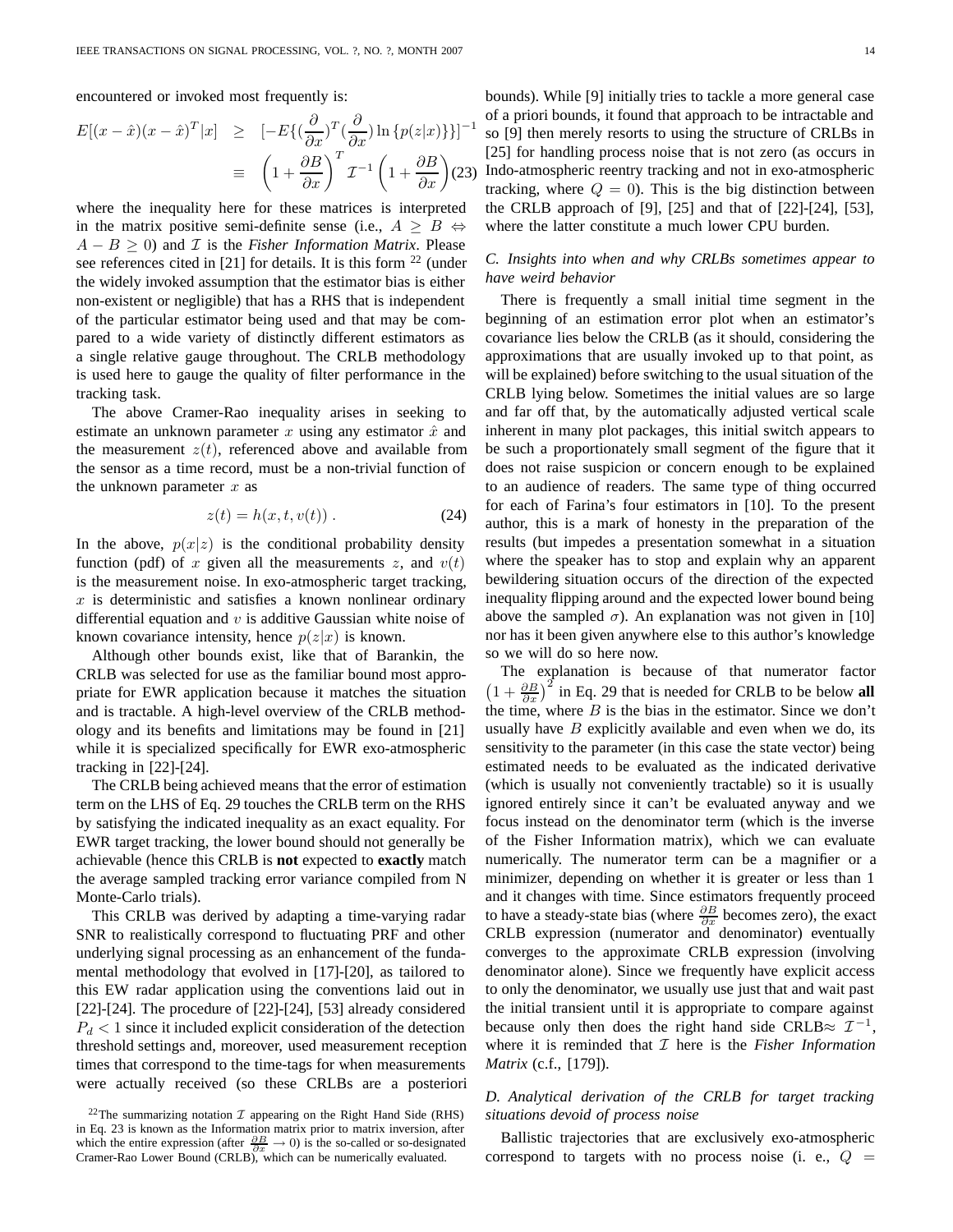encountered or invoked most frequently is:

$$E[(x-\hat{x})(x-\hat{x})^T|x] \;\; \geq \;\; [-E\{(\frac{\partial}{\partial x})^T(\frac{\partial}{\partial x})\ln\{p(z|x)\}\}]^{-1}$$
$$\equiv \;\; \left(1+\frac{\partial B}{\partial x}\right)^T \mathcal{I}^{-1}\left(1+\frac{\partial B}{\partial x}\right) \quad (23)$$

where the inequality here for these matrices is interpreted in the matrix positive semi-definite sense (i.e., $A \geq B \Leftrightarrow A - B \geq 0$) and $\mathcal{I}$ is the *Fisher Information Matrix*. Please see references cited in [21] for details. It is this form [22] (under the widely invoked assumption that the estimator bias is either non-existent or negligible) that has a RHS that is independent of the particular estimator being used and that may be compared to a wide variety of distinctly different estimators as a single relative gauge throughout. The CRLB methodology is used here to gauge the quality of filter performance in the tracking task.

The above Cramer-Rao inequality arises in seeking to estimate an unknown parameter $x$ using any estimator $\hat{x}$ and the measurement $z(t)$, referenced above and available from the sensor as a time record, must be a non-trivial function of the unknown parameter $x$ as

$$z(t) = h(x, t, v(t))\,. \quad (24)$$

In the above, $p(x|z)$ is the conditional probability density function (pdf) of $x$ given all the measurements $z$, and $v(t)$ is the measurement noise. In exo-atmospheric target tracking, $x$ is deterministic and satisfies a known nonlinear ordinary differential equation and $v$ is additive Gaussian white noise of known covariance intensity, hence $p(z|x)$ is known.

Although other bounds exist, like that of Barankin, the CRLB was selected for use as the familiar bound most appropriate for EWR application because it matches the situation and is tractable. A high-level overview of the CRLB methodology and its benefits and limitations may be found in [21] while it is specialized specifically for EWR exo-atmospheric tracking in [22]-[24].

The CRLB being achieved means that the error of estimation term on the LHS of Eq. 29 touches the CRLB term on the RHS by satisfying the indicated inequality as an exact equality. For EWR target tracking, the lower bound should not generally be achievable (hence this CRLB is **not** expected to **exactly** match the average sampled tracking error variance compiled from N Monte-Carlo trials).

This CRLB was derived by adapting a time-varying radar SNR to realistically correspond to fluctuating PRF and other underlying signal processing as an enhancement of the fundamental methodology that evolved in [17]-[20], as tailored to this EW radar application using the conventions laid out in [22]-[24]. The procedure of [22]-[24], [53] already considered $P_d < 1$ since it included explicit consideration of the detection threshold settings and, moreover, used measurement reception times that correspond to the time-tags for when measurements were actually received (so these CRLBs are a posteriori bounds). While [9] initially tries to tackle a more general case of a priori bounds, it found that approach to be intractable and so [9] then merely resorts to using the structure of CRLBs in [25] for handling process noise that is not zero (as occurs in Indo-atmospheric reentry tracking and not in exo-atmospheric tracking, where $Q = 0$). This is the big distinction between the CRLB approach of [9], [25] and that of [22]-[24], [53], where the latter constitute a much lower CPU burden.

[22] The summarizing notation $\mathcal{I}$ appearing on the Right Hand Side (RHS) in Eq. 23 is known as the Information matrix prior to matrix inversion, after which the entire expression (after $\frac{\partial B}{\partial x} \to 0$) is the so-called or so-designated Cramer-Rao Lower Bound (CRLB), which can be numerically evaluated.

### C. Insights into when and why CRLBs sometimes appear to have weird behavior

There is frequently a small initial time segment in the beginning of an estimation error plot when an estimator's covariance lies below the CRLB (as it should, considering the approximations that are usually invoked up to that point, as will be explained) before switching to the usual situation of the CRLB lying below. Sometimes the initial values are so large and far off that, by the automatically adjusted vertical scale inherent in many plot packages, this initial switch appears to be such a proportionately small segment of the figure that it does not raise suspicion or concern enough to be explained to an audience of readers. The same type of thing occurred for each of Farina's four estimators in [10]. To the present author, this is a mark of honesty in the preparation of the results (but impedes a presentation somewhat in a situation where the speaker has to stop and explain why an apparent bewildering situation occurs of the direction of the expected inequality flipping around and the expected lower bound being above the sampled $\sigma$). An explanation was not given in [10] nor has it been given anywhere else to this author's knowledge so we will do so here now.

The explanation is because of that numerator factor $\left(1+\frac{\partial B}{\partial x}\right)^2$ in Eq. 29 that is needed for CRLB to be below **all** the time, where $B$ is the bias in the estimator. Since we don't usually have $B$ explicitly available and even when we do, its sensitivity to the parameter (in this case the state vector) being estimated needs to be evaluated as the indicated derivative (which is usually not conveniently tractable) so it is usually ignored entirely since it can't be evaluated anyway and we focus instead on the denominator term (which is the inverse of the Fisher Information matrix), which we can evaluate numerically. The numerator term can be a magnifier or a minimizer, depending on whether it is greater or less than 1 and it changes with time. Since estimators frequently proceed to have a steady-state bias (where $\frac{\partial B}{\partial x}$ becomes zero), the exact CRLB expression (numerator and denominator) eventually converges to the approximate CRLB expression (involving denominator alone). Since we frequently have explicit access to only the denominator, we usually use just that and wait past the initial transient until it is appropriate to compare against because only then does the right hand side CRLB$\approx \mathcal{I}^{-1}$, where it is reminded that $\mathcal{I}$ here is the *Fisher Information Matrix* (c.f., [179]).

### D. Analytical derivation of the CRLB for target tracking situations devoid of process noise

Ballistic trajectories that are exclusively exo-atmospheric correspond to targets with no process noise (i. e., $Q =$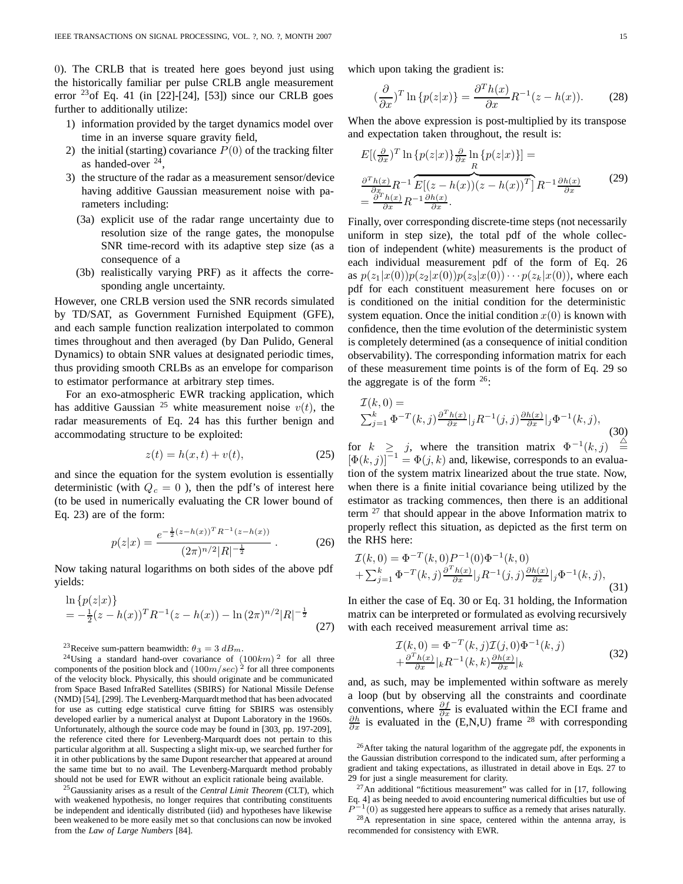0). The CRLB that is treated here goes beyond just using the historically familiar per pulse CRLB angle measurement error [23] of Eq. 41 (in [22]-[24], [53]) since our CRLB goes further to additionally utilize:

1) information provided by the target dynamics model over time in an inverse square gravity field,
2) the initial (starting) covariance $P(0)$ of the tracking filter as handed-over [24],
3) the structure of the radar as a measurement sensor/device having additive Gaussian measurement noise with parameters including:
   - (3a) explicit use of the radar range uncertainty due to resolution size of the range gates, the monopulse SNR time-record with its adaptive step size (as a consequence of a
   - (3b) realistically varying PRF) as it affects the corresponding angle uncertainty.

However, one CRLB version used the SNR records simulated by TD/SAT, as Government Furnished Equipment (GFE), and each sample function realization interpolated to common times throughout and then averaged (by Dan Pulido, General Dynamics) to obtain SNR values at designated periodic times, thus providing smooth CRLBs as an envelope for comparison to estimator performance at arbitrary step times.

For an exo-atmospheric EWR tracking application, which has additive Gaussian [25] white measurement noise $v(t)$, the radar measurements of Eq. 24 has this further benign and accommodating structure to be exploited:

$$z(t) = h(x,t) + v(t), \tag{25}$$

and since the equation for the system evolution is essentially deterministic (with $Q_c = 0$ ), then the pdf's of interest here (to be used in numerically evaluating the CR lower bound of Eq. 23) are of the form:

$$p(z|x) = \frac{e^{-\frac{1}{2}(z-h(x))^T R^{-1}(z-h(x))}}{(2\pi)^{n/2}|R|^{-\frac{1}{2}}} \,. \tag{26}$$

Now taking natural logarithms on both sides of the above pdf yields:

$$\begin{aligned}&\ln\{p(z|x)\}\\ &= -\tfrac{1}{2}(z-h(x))^T R^{-1}(z-h(x)) - \ln(2\pi)^{n/2}|R|^{-\frac{1}{2}}\end{aligned} \tag{27}$$

which upon taking the gradient is:

$$(\frac{\partial}{\partial x})^T \ln\{p(z|x)\} = \frac{\partial^T h(x)}{\partial x} R^{-1}(z-h(x)). \tag{28}$$

When the above expression is post-multiplied by its transpose and expectation taken throughout, the result is:

$$\begin{aligned}&E[(\tfrac{\partial}{\partial x})^T \ln\{p(z|x)\}\tfrac{\partial}{\partial x}\ln\{p(z|x)\}] =\\ &\tfrac{\partial^T h(x)}{\partial x} R^{-1} \overbrace{E[(z-h(x))(z-h(x))^T]}^{R} R^{-1}\tfrac{\partial h(x)}{\partial x}\\ &= \tfrac{\partial^T h(x)}{\partial x} R^{-1}\tfrac{\partial h(x)}{\partial x}.\end{aligned} \tag{29}$$

Finally, over corresponding discrete-time steps (not necessarily uniform in step size), the total pdf of the whole collection of independent (white) measurements is the product of each individual measurement pdf of the form of Eq. 26 as $p(z_1|x(0))p(z_2|x(0))p(z_3|x(0))\cdots p(z_k|x(0))$, where each pdf for each constituent measurement here focuses on or is conditioned on the initial condition for the deterministic system equation. Once the initial condition $x(0)$ is known with confidence, then the time evolution of the deterministic system is completely determined (as a consequence of initial condition observability). The corresponding information matrix for each of these measurement time points is of the form of Eq. 29 so the aggregate is of the form [26]:

$$\begin{aligned}&\mathcal{I}(k,0) =\\ &\textstyle\sum_{j=1}^{k} \Phi^{-T}(k,j)\frac{\partial^T h(x)}{\partial x}|_j R^{-1}(j,j)\frac{\partial h(x)}{\partial x}|_j \Phi^{-1}(k,j),\end{aligned} \tag{30}$$

for $k \geq j$, where the transition matrix $\Phi^{-1}(k,j) \stackrel{\triangle}{=} [\Phi(k,j)]^{-1} = \Phi(j,k)$ and, likewise, corresponds to an evaluation of the system matrix linearized about the true state. Now, when there is a finite initial covariance being utilized by the estimator as tracking commences, then there is an additional term [27] that should appear in the above Information matrix to properly reflect this situation, as depicted as the first term on the RHS here:

$$\begin{aligned}&\mathcal{I}(k,0) = \Phi^{-T}(k,0)P^{-1}(0)\Phi^{-1}(k,0)\\ &+\textstyle\sum_{j=1}^{k} \Phi^{-T}(k,j)\frac{\partial^T h(x)}{\partial x}|_j R^{-1}(j,j)\frac{\partial h(x)}{\partial x}|_j \Phi^{-1}(k,j),\end{aligned} \tag{31}$$

In either the case of Eq. 30 or Eq. 31 holding, the Information matrix can be interpreted or formulated as evolving recursively with each received measurement arrival time as:

$$\begin{aligned}&\mathcal{I}(k,0) = \Phi^{-T}(k,j)\mathcal{I}(j,0)\Phi^{-1}(k,j)\\ &+\tfrac{\partial^T h(x)}{\partial x}|_k R^{-1}(k,k)\tfrac{\partial h(x)}{\partial x}|_k\end{aligned} \tag{32}$$

and, as such, may be implemented within software as merely a loop (but by observing all the constraints and coordinate conventions, where $\frac{\partial f}{\partial x}$ is evaluated within the ECI frame and $\frac{\partial h}{\partial x}$ is evaluated in the (E,N,U) frame [28] with corresponding

---

[23] Receive sum-pattern beamwidth: $\theta_3 = 3\ dB_m$.

[24] Using a standard hand-over covariance of $(100km)^2$ for all three components of the position block and $(100m/sec)^2$ for all three components of the velocity block. Physically, this should originate and be communicated from Space Based InfraRed Satellites (SBIRS) for National Missile Defense (NMD) [54], [299]. The Levenberg-Marquardt method that has been advocated for use as cutting edge statistical curve fitting for SBIRS was ostensibly developed earlier by a numerical analyst at Dupont Laboratory in the 1960s. Unfortunately, although the source code may be found in [303, pp. 197-209], the reference cited there for Levenberg-Marquardt does not pertain to this particular algorithm at all. Suspecting a slight mix-up, we searched further for it in other publications by the same Dupont researcher that appeared at around the same time but to no avail. The Levenberg-Marquardt method probably should not be used for EWR without an explicit rationale being available.

[25] Gaussianity arises as a result of the *Central Limit Theorem* (CLT), which with weakened hypothesis, no longer requires that contributing constituents be independent and identically distributed (iid) and hypotheses have likewise been weakened to be more easily met so that conclusions can now be invoked from the *Law of Large Numbers* [84].

[26] After taking the natural logarithm of the aggregate pdf, the exponents in the Gaussian distribution correspond to the indicated sum, after performing a gradient and taking expectations, as illustrated in detail above in Eqs. 27 to 29 for just a single measurement for clarity.

[27] An additional "fictitious measurement" was called for in [17, following Eq. 4] as being needed to avoid encountering numerical difficulties but use of $P^{-1}(0)$ as suggested here appears to suffice as a remedy that arises naturally.

[28] A representation in sine space, centered within the antenna array, is recommended for consistency with EWR.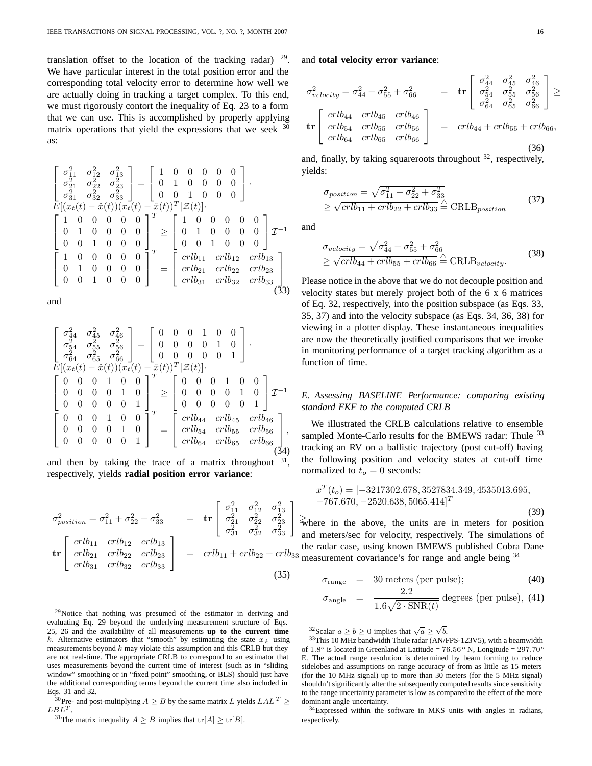translation offset to the location of the tracking radar) [29]. We have particular interest in the total position error and the corresponding total velocity error to determine how well we are actually doing in tracking a target complex. To this end, we must rigorously contort the inequality of Eq. 23 to a form that we can use. This is accomplished by properly applying matrix operations that yield the expressions that we seek [30] as:

$$
\begin{aligned}
&\begin{bmatrix} \sigma_{11}^2 & \sigma_{12}^2 & \sigma_{13}^2 \\ \sigma_{21}^2 & \sigma_{22}^2 & \sigma_{23}^2 \\ \sigma_{31}^2 & \sigma_{32}^2 & \sigma_{33}^2 \end{bmatrix} = \begin{bmatrix} 1 & 0 & 0 & 0 & 0 & 0 \\ 0 & 1 & 0 & 0 & 0 & 0 \\ 0 & 0 & 1 & 0 & 0 & 0 \end{bmatrix} \cdot \\
&E[(x_t(t) - \hat{x}(t))(x_t(t) - \hat{x}(t))^T | \mathcal{Z}(t)] \cdot \\
&\begin{bmatrix} 1 & 0 & 0 & 0 & 0 & 0 \\ 0 & 1 & 0 & 0 & 0 & 0 \\ 0 & 0 & 1 & 0 & 0 & 0 \end{bmatrix}^T \geq \begin{bmatrix} 1 & 0 & 0 & 0 & 0 & 0 \\ 0 & 1 & 0 & 0 & 0 & 0 \\ 0 & 0 & 1 & 0 & 0 & 0 \end{bmatrix} \mathcal{I}^{-1} \\
&\begin{bmatrix} 1 & 0 & 0 & 0 & 0 & 0 \\ 0 & 1 & 0 & 0 & 0 & 0 \\ 0 & 0 & 1 & 0 & 0 & 0 \end{bmatrix}^T = \begin{bmatrix} crlb_{11} & crlb_{12} & crlb_{13} \\ crlb_{21} & crlb_{22} & crlb_{23} \\ crlb_{31} & crlb_{32} & crlb_{33} \end{bmatrix}
\end{aligned} \tag{33}
$$

and

$$
\begin{aligned}
&\begin{bmatrix} \sigma_{44}^2 & \sigma_{45}^2 & \sigma_{46}^2 \\ \sigma_{54}^2 & \sigma_{55}^2 & \sigma_{56}^2 \\ \sigma_{64}^2 & \sigma_{65}^2 & \sigma_{66}^2 \end{bmatrix} = \begin{bmatrix} 0 & 0 & 0 & 1 & 0 & 0 \\ 0 & 0 & 0 & 0 & 1 & 0 \\ 0 & 0 & 0 & 0 & 0 & 1 \end{bmatrix} \cdot \\
&E[(x_t(t) - \hat{x}(t))(x_t(t) - \hat{x}(t))^T | \mathcal{Z}(t)] \cdot \\
&\begin{bmatrix} 0 & 0 & 0 & 1 & 0 & 0 \\ 0 & 0 & 0 & 0 & 1 & 0 \\ 0 & 0 & 0 & 0 & 0 & 1 \end{bmatrix}^T \geq \begin{bmatrix} 0 & 0 & 0 & 1 & 0 & 0 \\ 0 & 0 & 0 & 0 & 1 & 0 \\ 0 & 0 & 0 & 0 & 0 & 1 \end{bmatrix} \mathcal{I}^{-1} \\
&\begin{bmatrix} 0 & 0 & 0 & 1 & 0 & 0 \\ 0 & 0 & 0 & 0 & 1 & 0 \\ 0 & 0 & 0 & 0 & 0 & 1 \end{bmatrix}^T = \begin{bmatrix} crlb_{44} & crlb_{45} & crlb_{46} \\ crlb_{54} & crlb_{55} & crlb_{56} \\ crlb_{64} & crlb_{65} & crlb_{66} \end{bmatrix},
\end{aligned} \tag{34}
$$

and then by taking the trace of a matrix throughout [31], respectively, yields **radial position error variance**:

$$
\begin{aligned}
\sigma_{position}^2 = \sigma_{11}^2 + \sigma_{22}^2 + \sigma_{33}^2 \quad &= \quad \mathbf{tr} \begin{bmatrix} \sigma_{11}^2 & \sigma_{12}^2 & \sigma_{13}^2 \\ \sigma_{21}^2 & \sigma_{22}^2 & \sigma_{23}^2 \\ \sigma_{31}^2 & \sigma_{32}^2 & \sigma_{33}^2 \end{bmatrix} \geq \\
\mathbf{tr} \begin{bmatrix} crlb_{11} & crlb_{12} & crlb_{13} \\ crlb_{21} & crlb_{22} & crlb_{23} \\ crlb_{31} & crlb_{32} & crlb_{33} \end{bmatrix} \quad &= \quad crlb_{11} + crlb_{22} + crlb_{33}
\end{aligned} \tag{35}
$$

and **total velocity error variance**:

$$
\begin{aligned}
\sigma_{velocity}^2 = \sigma_{44}^2 + \sigma_{55}^2 + \sigma_{66}^2 \quad &= \quad \mathbf{tr} \begin{bmatrix} \sigma_{44}^2 & \sigma_{45}^2 & \sigma_{46}^2 \\ \sigma_{54}^2 & \sigma_{55}^2 & \sigma_{56}^2 \\ \sigma_{64}^2 & \sigma_{65}^2 & \sigma_{66}^2 \end{bmatrix} \geq \\
\mathbf{tr} \begin{bmatrix} crlb_{44} & crlb_{45} & crlb_{46} \\ crlb_{54} & crlb_{55} & crlb_{56} \\ crlb_{64} & crlb_{65} & crlb_{66} \end{bmatrix} \quad &= \quad crlb_{44} + crlb_{55} + crlb_{66},
\end{aligned} \tag{36}
$$

and, finally, by taking squareroots throughout [32], respectively, yields:

$$
\begin{aligned}
&\sigma_{position} = \sqrt{\sigma_{11}^2 + \sigma_{22}^2 + \sigma_{33}^2} \\
&\geq \sqrt{crlb_{11} + crlb_{22} + crlb_{33}} \triangleq \mathrm{CRLB}_{position}
\end{aligned} \tag{37}
$$

and

$$
\begin{aligned}
&\sigma_{velocity} = \sqrt{\sigma_{44}^2 + \sigma_{55}^2 + \sigma_{66}^2} \\
&\geq \sqrt{crlb_{44} + crlb_{55} + crlb_{66}} \triangleq \mathrm{CRLB}_{velocity}.
\end{aligned} \tag{38}
$$

Please notice in the above that we do not decouple position and velocity states but merely project both of the 6 x 6 matrices of Eq. 32, respectively, into the position subspace (as Eqs. 33, 35, 37) and into the velocity subspace (as Eqs. 34, 36, 38) for viewing in a plotter display. These instantaneous inequalities are now the theoretically justified comparisons that we invoke in monitoring performance of a target tracking algorithm as a function of time.

### *E. Assessing BASELINE Performance: comparing existing standard EKF to the computed CRLB*

We illustrated the CRLB calculations relative to ensemble sampled Monte-Carlo results for the BMEWS radar: Thule [33] tracking an RV on a ballistic trajectory (post cut-off) having the following position and velocity states at cut-off time normalized to $t_o = 0$ seconds:

$$
\begin{aligned}
x^T(t_o) = [&-3217302.678, 3527834.349, 4535013.695, \\
&-767.670, -2520.638, 5065.414]^T
\end{aligned} \tag{39}
$$

where in the above, the units are in meters for position and meters/sec for velocity, respectively. The simulations of the radar case, using known BMEWS published Cobra Dane measurement covariance's for range and angle being [34]

$$
\sigma_{\text{range}} = 30 \text{ meters (per pulse)}; \tag{40}
$$

$$
\sigma_{\text{angle}} = \frac{2.2}{1.6\sqrt{2 \cdot \mathrm{SNR}(t)}} \text{ degrees (per pulse)}, \tag{41}
$$

---

[29] Notice that nothing was presumed of the estimator in deriving and evaluating Eq. 29 beyond the underlying measurement structure of Eqs. 25, 26 and the availability of all measurements **up to the current time** $k$. Alternative estimators that "smooth" by estimating the state $x_k$ using measurements beyond $k$ may violate this assumption and this CRLB but they are not real-time. The appropriate CRLB to correspond to an estimator that uses measurements beyond the current time of interest (such as in "sliding window" smoothing or in "fixed point" smoothing, or BLS) should just have the additional corresponding terms beyond the current time also included in Eqs. 31 and 32.

[30] Pre- and post-multiplying $A \geq B$ by the same matrix $L$ yields $LAL^T \geq LBL^T$.

[31] The matrix inequality $A \geq B$ implies that $\mathrm{tr}[A] \geq \mathrm{tr}[B]$.

[32] Scalar $a \geq b \geq 0$ implies that $\sqrt{a} \geq \sqrt{b}$.

[33] This 10 MHz bandwidth Thule radar (AN/FPS-123V5), with a beamwidth of $1.8^o$ is located in Greenland at Latitude = $76.56^o$ N, Longitude = $297.70^o$ E. The actual range resolution is determined by beam forming to reduce sidelobes and assumptions on range accuracy of from as little as 15 meters (for the 10 MHz signal) up to more than 30 meters (for the 5 MHz signal) shouldn't significantly alter the subsequently computed results since sensitivity to the range uncertainty parameter is low as compared to the effect of the more dominant angle uncertainty.

[34] Expressed within the software in MKS units with angles in radians, respectively.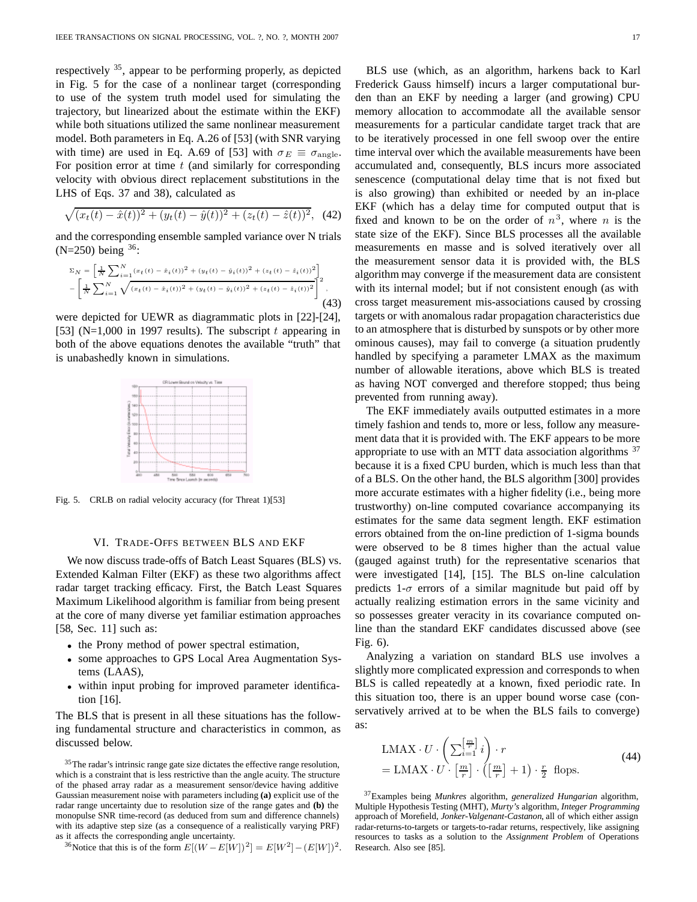respectively [35], appear to be performing properly, as depicted in Fig. 5 for the case of a nonlinear target (corresponding to use of the system truth model used for simulating the trajectory, but linearized about the estimate within the EKF) while both situations utilized the same nonlinear measurement model. Both parameters in Eq. A.26 of [53] (with SNR varying with time) are used in Eq. A.69 of [53] with $\sigma_E \equiv \sigma_{\text{angle}}$. For position error at time $t$ (and similarly for corresponding velocity with obvious direct replacement substitutions in the LHS of Eqs. 37 and 38), calculated as

$$\sqrt{(x_t(t) - \hat{x}(t))^2 + (y_t(t) - \hat{y}(t))^2 + (z_t(t) - \hat{z}(t))^2}, \quad (42)$$

and the corresponding ensemble sampled variance over N trials (N=250) being [36]:

$$\Sigma_N = \left[\frac{1}{N}\sum_{i=1}^{N}(x_t(t) - \hat{x}_i(t))^2 + (y_t(t) - \hat{y}_i(t))^2 + (z_t(t) - \hat{z}_i(t))^2\right] - \left[\frac{1}{N}\sum_{i=1}^{N}\sqrt{(x_t(t) - \hat{x}_i(t))^2 + (y_t(t) - \hat{y}_i(t))^2 + (z_t(t) - \hat{z}_i(t))^2}\right]^2, \quad (43)$$

were depicted for UEWR as diagrammatic plots in [22]-[24], [53] (N=1,000 in 1997 results). The subscript $t$ appearing in both of the above equations denotes the available "truth" that is unabashedly known in simulations.

CR Lower Bound on Velocity vs. Time

Total Velocity Error (m sec)

Time Since Launch (in seconds)

Fig. 5. CRLB on radial velocity accuracy (for Threat 1)[53]

## VI. Trade-Offs between BLS and EKF

We now discuss trade-offs of Batch Least Squares (BLS) vs. Extended Kalman Filter (EKF) as these two algorithms affect radar target tracking efficacy. First, the Batch Least Squares Maximum Likelihood algorithm is familiar from being present at the core of many diverse yet familiar estimation approaches [58, Sec. 11] such as:

- the Prony method of power spectral estimation,
- some approaches to GPS Local Area Augmentation Systems (LAAS),
- within input probing for improved parameter identification [16].

The BLS that is present in all these situations has the following fundamental structure and characteristics in common, as discussed below.

BLS use (which, as an algorithm, harkens back to Karl Frederick Gauss himself) incurs a larger computational burden than an EKF by needing a larger (and growing) CPU memory allocation to accommodate all the available sensor measurements for a particular candidate target track that are to be iteratively processed in one fell swoop over the entire time interval over which the available measurements have been accumulated and, consequently, BLS incurs more associated senescence (computational delay time that is not fixed but is also growing) than exhibited or needed by an in-place EKF (which has a delay time for computed output that is fixed and known to be on the order of $n^3$, where $n$ is the state size of the EKF). Since BLS processes all the available measurements en masse and is solved iteratively over all the measurement sensor data it is provided with, the BLS algorithm may converge if the measurement data are consistent with its internal model; but if not consistent enough (as with cross target measurement mis-associations caused by crossing targets or with anomalous radar propagation characteristics due to an atmosphere that is disturbed by sunspots or by other more ominous causes), may fail to converge (a situation prudently handled by specifying a parameter LMAX as the maximum number of allowable iterations, above which BLS is treated as having NOT converged and therefore stopped; thus being prevented from running away).

The EKF immediately avails outputted estimates in a more timely fashion and tends to, more or less, follow any measurement data that it is provided with. The EKF appears to be more appropriate to use with an MTT data association algorithms [37] because it is a fixed CPU burden, which is much less than that of a BLS. On the other hand, the BLS algorithm [300] provides more accurate estimates with a higher fidelity (i.e., being more trustworthy) on-line computed covariance accompanying its estimates for the same data segment length. EKF estimation errors obtained from the on-line prediction of 1-sigma bounds were observed to be 8 times higher than the actual value (gauged against truth) for the representative scenarios that were investigated [14], [15]. The BLS on-line calculation predicts 1-$\sigma$ errors of a similar magnitude but paid off by actually realizing estimation errors in the same vicinity and so possesses greater veracity in its covariance computed on-line than the standard EKF candidates discussed above (see Fig. 6).

Analyzing a variation on standard BLS use involves a slightly more complicated expression and corresponds to when BLS is called repeatedly at a known, fixed periodic rate. In this situation too, there is an upper bound worse case (conservatively arrived at to be when the BLS fails to converge) as:

$$\begin{aligned} &\text{LMAX} \cdot U \cdot \left(\sum_{i=1}^{\left[\frac{m}{r}\right]} i\right) \cdot r \\ &= \text{LMAX} \cdot U \cdot \left[\frac{m}{r}\right] \cdot \left(\left[\frac{m}{r}\right] + 1\right) \cdot \frac{r}{2} \text{ flops.} \end{aligned} \quad (44)$$

[35] The radar's intrinsic range gate size dictates the effective range resolution, which is a constraint that is less restrictive than the angle acuity. The structure of the phased array radar as a measurement sensor/device having additive Gaussian measurement noise with parameters including **(a)** explicit use of the radar range uncertainty due to resolution size of the range gates and **(b)** the monopulse SNR time-record (as deduced from sum and difference channels) with its adaptive step size (as a consequence of a realistically varying PRF) as it affects the corresponding angle uncertainty.

[36] Notice that this is of the form $E[(W - E[W])^2] = E[W^2] - (E[W])^2$.

[37] Examples being *Munkres* algorithm, *generalized Hungarian* algorithm, Multiple Hypothesis Testing (MHT), *Murty's* algorithm, *Integer Programming* approach of Morefield, *Jonker-Valgenant-Castanon*, all of which either assign radar-returns-to-targets or targets-to-radar returns, respectively, like assigning resources to tasks as a solution to the *Assignment Problem* of Operations Research. Also see [85].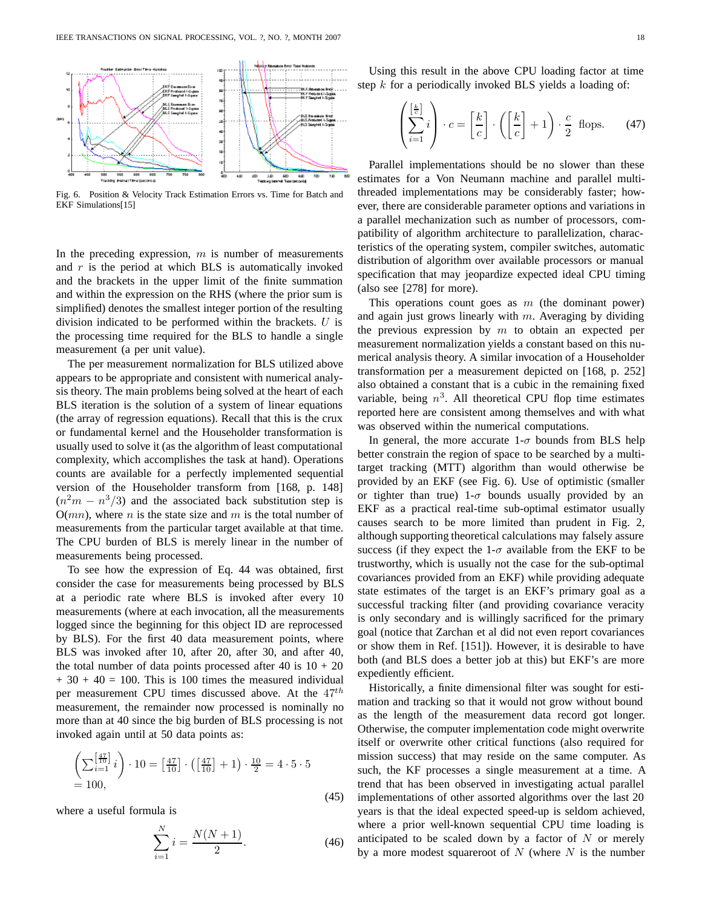Position Estimation Error Time Histories

Velocity Estimation Error Time Histories

Fig. 6. Position & Velocity Track Estimation Errors vs. Time for Batch and EKF Simulations[15]

In the preceding expression, $m$ is number of measurements and $r$ is the period at which BLS is automatically invoked and the brackets in the upper limit of the finite summation and within the expression on the RHS (where the prior sum is simplified) denotes the smallest integer portion of the resulting division indicated to be performed within the brackets. $U$ is the processing time required for the BLS to handle a single measurement (a per unit value).

The per measurement normalization for BLS utilized above appears to be appropriate and consistent with numerical analysis theory. The main problems being solved at the heart of each BLS iteration is the solution of a system of linear equations (the array of regression equations). Recall that this is the crux or fundamental kernel and the Householder transformation is usually used to solve it (as the algorithm of least computational complexity, which accomplishes the task at hand). Operations counts are available for a perfectly implemented sequential version of the Householder transform from [168, p. 148] ($n^2m - n^3/3$) and the associated back substitution step is O($mn$), where $n$ is the state size and $m$ is the total number of measurements from the particular target available at that time. The CPU burden of BLS is merely linear in the number of measurements being processed.

To see how the expression of Eq. 44 was obtained, first consider the case for measurements being processed by BLS at a periodic rate where BLS is invoked after every 10 measurements (where at each invocation, all the measurements logged since the beginning for this object ID are reprocessed by BLS). For the first 40 data measurement points, where BLS was invoked after 10, after 20, after 30, and after 40, the total number of data points processed after 40 is 10 + 20 + 30 + 40 = 100. This is 100 times the measured individual per measurement CPU times discussed above. At the $47^{th}$ measurement, the remainder now processed is nominally no more than at 40 since the big burden of BLS processing is not invoked again until at 50 data points as:

$$\left(\sum_{i=1}^{\left[\frac{47}{10}\right]} i\right) \cdot 10 = \left[\tfrac{47}{10}\right] \cdot \left(\left[\tfrac{47}{10}\right] + 1\right) \cdot \tfrac{10}{2} = 4 \cdot 5 \cdot 5 = 100, \tag{45}$$

where a useful formula is

$$\sum_{i=1}^{N} i = \frac{N(N+1)}{2}. \tag{46}$$

Using this result in the above CPU loading factor at time step $k$ for a periodically invoked BLS yields a loading of:

$$\left(\sum_{i=1}^{\left[\frac{k}{c}\right]} i\right) \cdot c = \left[\frac{k}{c}\right] \cdot \left(\left[\frac{k}{c}\right] + 1\right) \cdot \frac{c}{2} \text{ flops}. \tag{47}$$

Parallel implementations should be no slower than these estimates for a Von Neumann machine and parallel multi-threaded implementations may be considerably faster; however, there are considerable parameter options and variations in a parallel mechanization such as number of processors, compatibility of algorithm architecture to parallelization, characteristics of the operating system, compiler switches, automatic distribution of algorithm over available processors or manual specification that may jeopardize expected ideal CPU timing (also see [278] for more).

This operations count goes as $m$ (the dominant power) and again just grows linearly with $m$. Averaging by dividing the previous expression by $m$ to obtain an expected per measurement normalization yields a constant based on this numerical analysis theory. A similar invocation of a Householder transformation per a measurement depicted on [168, p. 252] also obtained a constant that is a cubic in the remaining fixed variable, being $n^3$. All theoretical CPU flop time estimates reported here are consistent among themselves and with what was observed within the numerical computations.

In general, the more accurate 1-$\sigma$ bounds from BLS help better constrain the region of space to be searched by a multi-target tracking (MTT) algorithm than would otherwise be provided by an EKF (see Fig. 6). Use of optimistic (smaller or tighter than true) 1-$\sigma$ bounds usually provided by an EKF as a practical real-time sub-optimal estimator usually causes search to be more limited than prudent in Fig. 2, although supporting theoretical calculations may falsely assure success (if they expect the 1-$\sigma$ available from the EKF to be trustworthy, which is usually not the case for the sub-optimal covariances provided from an EKF) while providing adequate state estimates of the target is an EKF's primary goal as a successful tracking filter (and providing covariance veracity is only secondary and is willingly sacrificed for the primary goal (notice that Zarchan et al did not even report covariances or show them in Ref. [151]). However, it is desirable to have both (and BLS does a better job at this) but EKF's are more expediently efficient.

Historically, a finite dimensional filter was sought for estimation and tracking so that it would not grow without bound as the length of the measurement data record got longer. Otherwise, the computer implementation code might overwrite itself or overwrite other critical functions (also required for mission success) that may reside on the same computer. As such, the KF processes a single measurement at a time. A trend that has been observed in investigating actual parallel implementations of other assorted algorithms over the last 20 years is that the ideal expected speed-up is seldom achieved, where a prior well-known sequential CPU time loading is anticipated to be scaled down by a factor of $N$ or merely by a more modest squareroot of $N$ (where $N$ is the number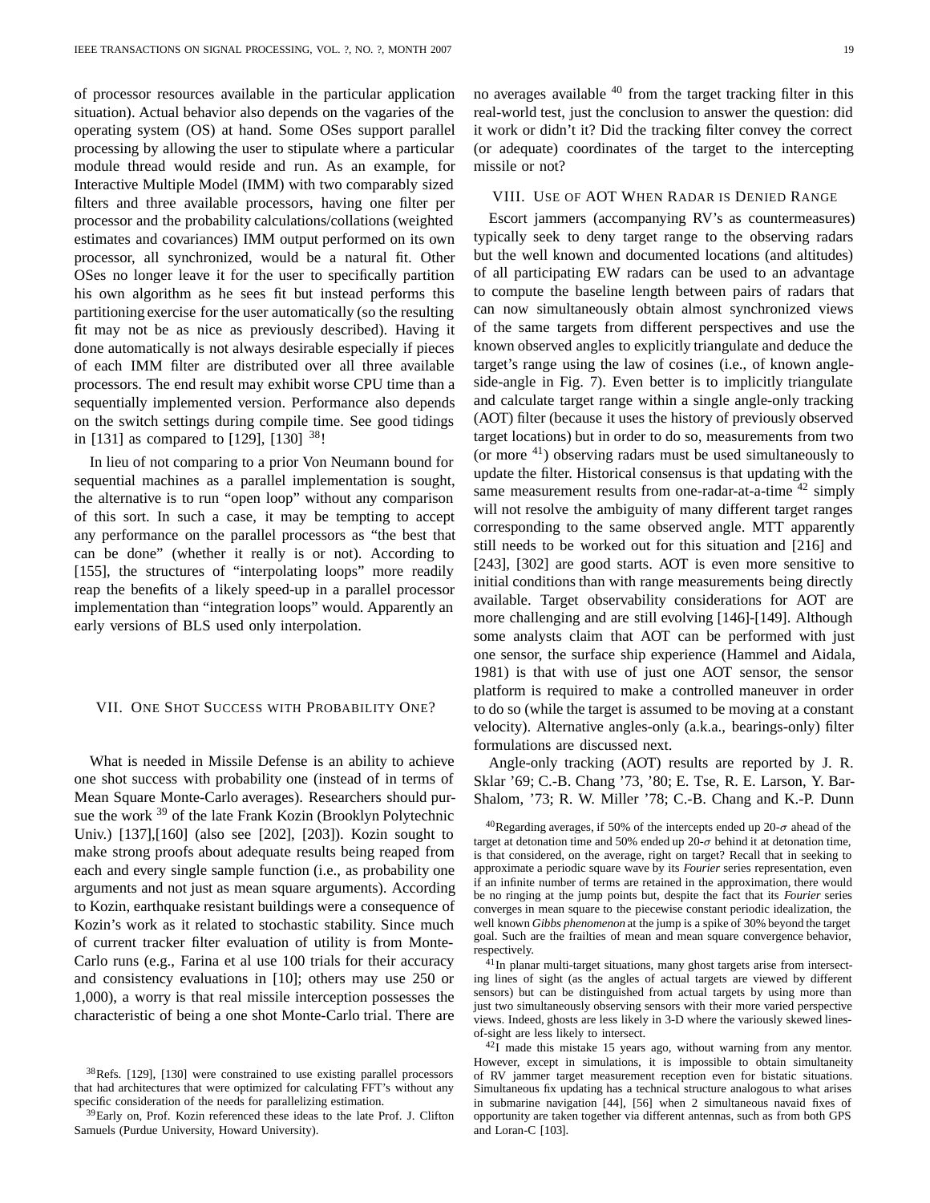of processor resources available in the particular application situation). Actual behavior also depends on the vagaries of the operating system (OS) at hand. Some OSes support parallel processing by allowing the user to stipulate where a particular module thread would reside and run. As an example, for Interactive Multiple Model (IMM) with two comparably sized filters and three available processors, having one filter per processor and the probability calculations/collations (weighted estimates and covariances) IMM output performed on its own processor, all synchronized, would be a natural fit. Other OSes no longer leave it for the user to specifically partition his own algorithm as he sees fit but instead performs this partitioning exercise for the user automatically (so the resulting fit may not be as nice as previously described). Having it done automatically is not always desirable especially if pieces of each IMM filter are distributed over all three available processors. The end result may exhibit worse CPU time than a sequentially implemented version. Performance also depends on the switch settings during compile time. See good tidings in [131] as compared to [129], [130] [38]!

In lieu of not comparing to a prior Von Neumann bound for sequential machines as a parallel implementation is sought, the alternative is to run "open loop" without any comparison of this sort. In such a case, it may be tempting to accept any performance on the parallel processors as "the best that can be done" (whether it really is or not). According to [155], the structures of "interpolating loops" more readily reap the benefits of a likely speed-up in a parallel processor implementation than "integration loops" would. Apparently an early versions of BLS used only interpolation.

## VII. One Shot Success with Probability One?

What is needed in Missile Defense is an ability to achieve one shot success with probability one (instead of in terms of Mean Square Monte-Carlo averages). Researchers should pursue the work [39] of the late Frank Kozin (Brooklyn Polytechnic Univ.) [137],[160] (also see [202], [203]). Kozin sought to make strong proofs about adequate results being reaped from each and every single sample function (i.e., as probability one arguments and not just as mean square arguments). According to Kozin, earthquake resistant buildings were a consequence of Kozin's work as it related to stochastic stability. Since much of current tracker filter evaluation of utility is from Monte-Carlo runs (e.g., Farina et al use 100 trials for their accuracy and consistency evaluations in [10]; others may use 250 or 1,000), a worry is that real missile interception possesses the characteristic of being a one shot Monte-Carlo trial. There are no averages available [40] from the target tracking filter in this real-world test, just the conclusion to answer the question: did it work or didn't it? Did the tracking filter convey the correct (or adequate) coordinates of the target to the intercepting missile or not?

## VIII. Use of AOT When Radar is Denied Range

Escort jammers (accompanying RV's as countermeasures) typically seek to deny target range to the observing radars but the well known and documented locations (and altitudes) of all participating EW radars can be used to an advantage to compute the baseline length between pairs of radars that can now simultaneously obtain almost synchronized views of the same targets from different perspectives and use the known observed angles to explicitly triangulate and deduce the target's range using the law of cosines (i.e., of known angle-side-angle in Fig. 7). Even better is to implicitly triangulate and calculate target range within a single angle-only tracking (AOT) filter (because it uses the history of previously observed target locations) but in order to do so, measurements from two (or more [41]) observing radars must be used simultaneously to update the filter. Historical consensus is that updating with the same measurement results from one-radar-at-a-time [42] simply will not resolve the ambiguity of many different target ranges corresponding to the same observed angle. MTT apparently still needs to be worked out for this situation and [216] and [243], [302] are good starts. AOT is even more sensitive to initial conditions than with range measurements being directly available. Target observability considerations for AOT are more challenging and are still evolving [146]-[149]. Although some analysts claim that AOT can be performed with just one sensor, the surface ship experience (Hammel and Aidala, 1981) is that with use of just one AOT sensor, the sensor platform is required to make a controlled maneuver in order to do so (while the target is assumed to be moving at a constant velocity). Alternative angles-only (a.k.a., bearings-only) filter formulations are discussed next.

Angle-only tracking (AOT) results are reported by J. R. Sklar '69; C.-B. Chang '73, '80; E. Tse, R. E. Larson, Y. Bar-Shalom, '73; R. W. Miller '78; C.-B. Chang and K.-P. Dunn

[38] Refs. [129], [130] were constrained to use existing parallel processors that had architectures that were optimized for calculating FFT's without any specific consideration of the needs for parallelizing estimation.

[39] Early on, Prof. Kozin referenced these ideas to the late Prof. J. Clifton Samuels (Purdue University, Howard University).

[40] Regarding averages, if 50% of the intercepts ended up 20-$\sigma$ ahead of the target at detonation time and 50% ended up 20-$\sigma$ behind it at detonation time, is that considered, on the average, right on target? Recall that in seeking to approximate a periodic square wave by its *Fourier* series representation, even if an infinite number of terms are retained in the approximation, there would be no ringing at the jump points but, despite the fact that its *Fourier* series converges in mean square to the piecewise constant periodic idealization, the well known *Gibbs phenomenon* at the jump is a spike of 30% beyond the target goal. Such are the frailties of mean and mean square convergence behavior, respectively.

[41] In planar multi-target situations, many ghost targets arise from intersecting lines of sight (as the angles of actual targets are viewed by different sensors) but can be distinguished from actual targets by using more than just two simultaneously observing sensors with their more varied perspective views. Indeed, ghosts are less likely in 3-D where the variously skewed lines-of-sight are less likely to intersect.

[42] I made this mistake 15 years ago, without warning from any mentor. However, except in simulations, it is impossible to obtain simultaneity of RV jammer target measurement reception even for bistatic situations. Simultaneous fix updating has a technical structure analogous to what arises in submarine navigation [44], [56] when 2 simultaneous navaid fixes of opportunity are taken together via different antennas, such as from both GPS and Loran-C [103].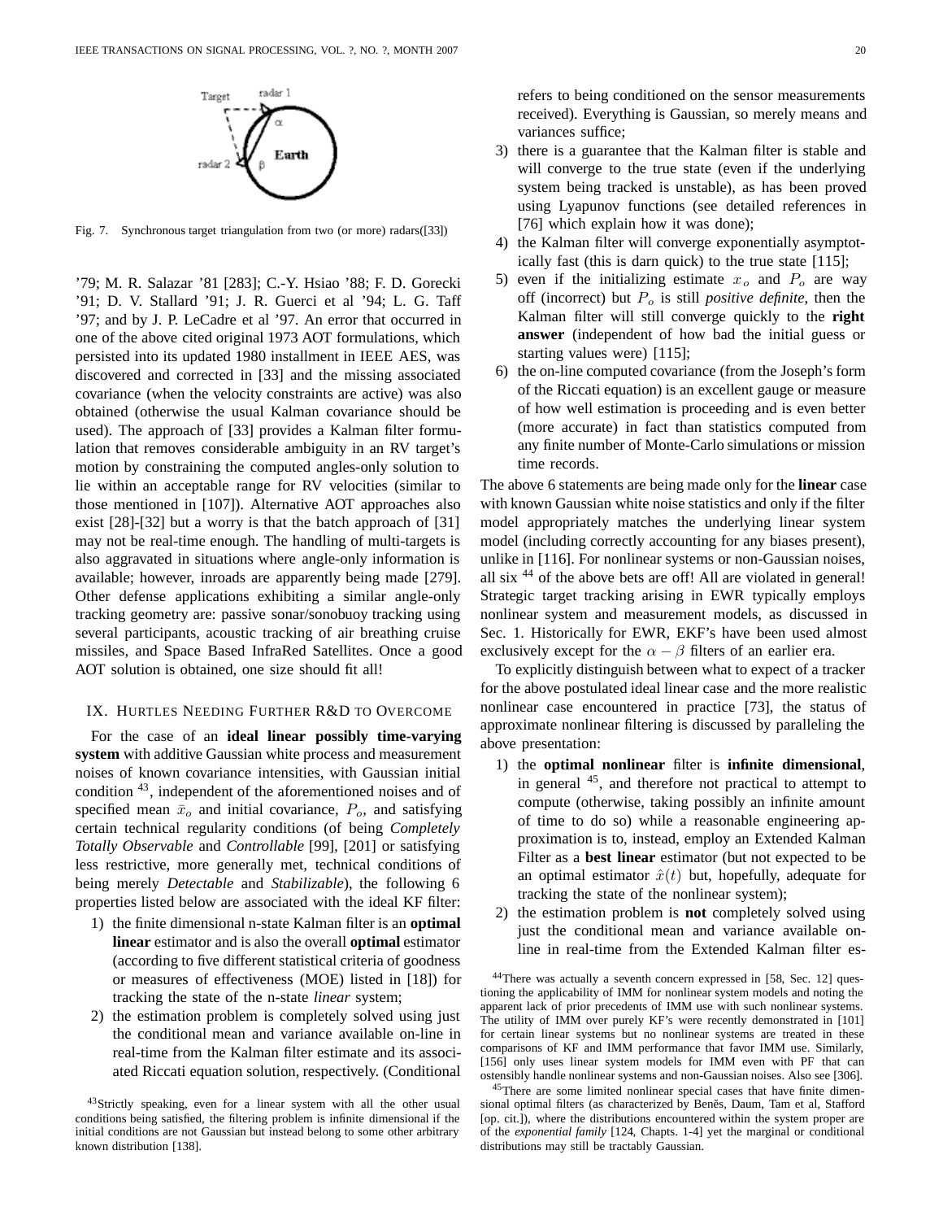Target radar 1

α

Earth

radar 2 β

Fig. 7. Synchronous target triangulation from two (or more) radars([33])

'79; M. R. Salazar '81 [283]; C.-Y. Hsiao '88; F. D. Gorecki '91; D. V. Stallard '91; J. R. Guerci et al '94; L. G. Taff '97; and by J. P. LeCadre et al '97. An error that occurred in one of the above cited original 1973 AOT formulations, which persisted into its updated 1980 installment in IEEE AES, was discovered and corrected in [33] and the missing associated covariance (when the velocity constraints are active) was also obtained (otherwise the usual Kalman covariance should be used). The approach of [33] provides a Kalman filter formulation that removes considerable ambiguity in an RV target's motion by constraining the computed angles-only solution to lie within an acceptable range for RV velocities (similar to those mentioned in [107]). Alternative AOT approaches also exist [28]-[32] but a worry is that the batch approach of [31] may not be real-time enough. The handling of multi-targets is also aggravated in situations where angle-only information is available; however, inroads are apparently being made [279]. Other defense applications exhibiting a similar angle-only tracking geometry are: passive sonar/sonobuoy tracking using several participants, acoustic tracking of air breathing cruise missiles, and Space Based InfraRed Satellites. Once a good AOT solution is obtained, one size should fit all!

## IX. Hurtles Needing Further R&D to Overcome

For the case of an **ideal linear possibly time-varying system** with additive Gaussian white process and measurement noises of known covariance intensities, with Gaussian initial condition [43], independent of the aforementioned noises and of specified mean $\bar{x}_o$ and initial covariance, $P_o$, and satisfying certain technical regularity conditions (of being *Completely Totally Observable* and *Controllable* [99], [201] or satisfying less restrictive, more generally met, technical conditions of being merely *Detectable* and *Stabilizable*), the following 6 properties listed below are associated with the ideal KF filter:

1) the finite dimensional n-state Kalman filter is an **optimal linear** estimator and is also the overall **optimal** estimator (according to five different statistical criteria of goodness or measures of effectiveness (MOE) listed in [18]) for tracking the state of the n-state *linear* system;
2) the estimation problem is completely solved using just the conditional mean and variance available on-line in real-time from the Kalman filter estimate and its associated Riccati equation solution, respectively. (Conditional refers to being conditioned on the sensor measurements received). Everything is Gaussian, so merely means and variances suffice;
3) there is a guarantee that the Kalman filter is stable and will converge to the true state (even if the underlying system being tracked is unstable), as has been proved using Lyapunov functions (see detailed references in [76] which explain how it was done);
4) the Kalman filter will converge exponentially asymptotically fast (this is darn quick) to the true state [115];
5) even if the initializing estimate $x_o$ and $P_o$ are way off (incorrect) but $P_o$ is still *positive definite*, then the Kalman filter will still converge quickly to the **right answer** (independent of how bad the initial guess or starting values were) [115];
6) the on-line computed covariance (from the Joseph's form of the Riccati equation) is an excellent gauge or measure of how well estimation is proceeding and is even better (more accurate) in fact than statistics computed from any finite number of Monte-Carlo simulations or mission time records.

The above 6 statements are being made only for the **linear** case with known Gaussian white noise statistics and only if the filter model appropriately matches the underlying linear system model (including correctly accounting for any biases present), unlike in [116]. For nonlinear systems or non-Gaussian noises, all six [44] of the above bets are off! All are violated in general! Strategic target tracking arising in EWR typically employs nonlinear system and measurement models, as discussed in Sec. 1. Historically for EWR, EKF's have been used almost exclusively except for the $\alpha - \beta$ filters of an earlier era.

To explicitly distinguish between what to expect of a tracker for the above postulated ideal linear case and the more realistic nonlinear case encountered in practice [73], the status of approximate nonlinear filtering is discussed by paralleling the above presentation:

1) the **optimal nonlinear** filter is **infinite dimensional**, in general [45], and therefore not practical to attempt to compute (otherwise, taking possibly an infinite amount of time to do so) while a reasonable engineering approximation is to, instead, employ an Extended Kalman Filter as a **best linear** estimator (but not expected to be an optimal estimator $\hat{x}(t)$ but, hopefully, adequate for tracking the state of the nonlinear system);
2) the estimation problem is **not** completely solved using just the conditional mean and variance available on-line in real-time from the Extended Kalman filter es-

[43] Strictly speaking, even for a linear system with all the other usual conditions being satisfied, the filtering problem is infinite dimensional if the initial conditions are not Gaussian but instead belong to some other arbitrary known distribution [138].

[44] There was actually a seventh concern expressed in [58, Sec. 12] questioning the applicability of IMM for nonlinear system models and noting the apparent lack of prior precedents of IMM use with such nonlinear systems. The utility of IMM over purely KF's were recently demonstrated in [101] for certain linear systems but no nonlinear systems are treated in these comparisons of KF and IMM performance that favor IMM use. Similarly, [156] only uses linear system models for IMM even with PF that can ostensibly handle nonlinear systems and non-Gaussian noises. Also see [306].

[45] There are some limited nonlinear special cases that have finite dimensional optimal filters (as characterized by Beněs, Daum, Tam et al, Stafford [op. cit.]), where the distributions encountered within the system proper are of the *exponential family* [124, Chapts. 1-4] yet the marginal or conditional distributions may still be tractably Gaussian.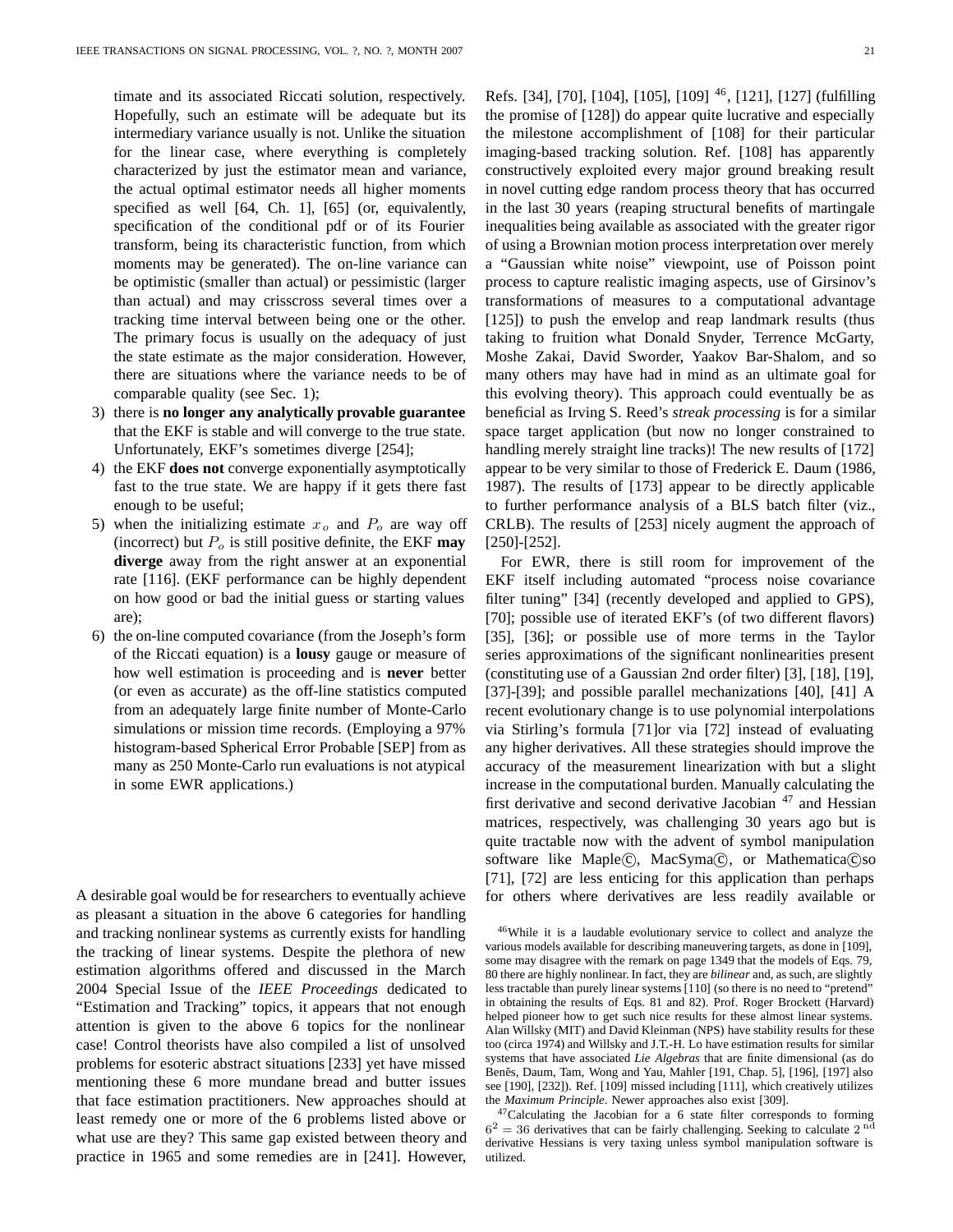timate and its associated Riccati solution, respectively. Hopefully, such an estimate will be adequate but its intermediary variance usually is not. Unlike the situation for the linear case, where everything is completely characterized by just the estimator mean and variance, the actual optimal estimator needs all higher moments specified as well [64, Ch. 1], [65] (or, equivalently, specification of the conditional pdf or of its Fourier transform, being its characteristic function, from which moments may be generated). The on-line variance can be optimistic (smaller than actual) or pessimistic (larger than actual) and may crisscross several times over a tracking time interval between being one or the other. The primary focus is usually on the adequacy of just the state estimate as the major consideration. However, there are situations where the variance needs to be of comparable quality (see Sec. 1);

3) there is **no longer any analytically provable guarantee** that the EKF is stable and will converge to the true state. Unfortunately, EKF's sometimes diverge [254];
4) the EKF **does not** converge exponentially asymptotically fast to the true state. We are happy if it gets there fast enough to be useful;
5) when the initializing estimate $x_o$ and $P_o$ are way off (incorrect) but $P_o$ is still positive definite, the EKF **may diverge** away from the right answer at an exponential rate [116]. (EKF performance can be highly dependent on how good or bad the initial guess or starting values are);
6) the on-line computed covariance (from the Joseph's form of the Riccati equation) is a **lousy** gauge or measure of how well estimation is proceeding and is **never** better (or even as accurate) as the off-line statistics computed from an adequately large finite number of Monte-Carlo simulations or mission time records. (Employing a 97% histogram-based Spherical Error Probable [SEP] from as many as 250 Monte-Carlo run evaluations is not atypical in some EWR applications.)

A desirable goal would be for researchers to eventually achieve as pleasant a situation in the above 6 categories for handling and tracking nonlinear systems as currently exists for handling the tracking of linear systems. Despite the plethora of new estimation algorithms offered and discussed in the March 2004 Special Issue of the *IEEE Proceedings* dedicated to "Estimation and Tracking" topics, it appears that not enough attention is given to the above 6 topics for the nonlinear case! Control theorists have also compiled a list of unsolved problems for esoteric abstract situations [233] yet have missed mentioning these 6 more mundane bread and butter issues that face estimation practitioners. New approaches should at least remedy one or more of the 6 problems listed above or what use are they? This same gap existed between theory and practice in 1965 and some remedies are in [241]. However, Refs. [34], [70], [104], [105], [109] [46], [121], [127] (fulfilling the promise of [128]) do appear quite lucrative and especially the milestone accomplishment of [108] for their particular imaging-based tracking solution. Ref. [108] has apparently constructively exploited every major ground breaking result in novel cutting edge random process theory that has occurred in the last 30 years (reaping structural benefits of martingale inequalities being available as associated with the greater rigor of using a Brownian motion process interpretation over merely a "Gaussian white noise" viewpoint, use of Poisson point process to capture realistic imaging aspects, use of Girsinov's transformations of measures to a computational advantage [125]) to push the envelop and reap landmark results (thus taking to fruition what Donald Snyder, Terrence McGarty, Moshe Zakai, David Sworder, Yaakov Bar-Shalom, and so many others may have had in mind as an ultimate goal for this evolving theory). This approach could eventually be as beneficial as Irving S. Reed's *streak processing* is for a similar space target application (but now no longer constrained to handling merely straight line tracks)! The new results of [172] appear to be very similar to those of Frederick E. Daum (1986, 1987). The results of [173] appear to be directly applicable to further performance analysis of a BLS batch filter (viz., CRLB). The results of [253] nicely augment the approach of [250]-[252].

For EWR, there is still room for improvement of the EKF itself including automated "process noise covariance filter tuning" [34] (recently developed and applied to GPS), [70]; possible use of iterated EKF's (of two different flavors) [35], [36]; or possible use of more terms in the Taylor series approximations of the significant nonlinearities present (constituting use of a Gaussian 2nd order filter) [3], [18], [19], [37]-[39]; and possible parallel mechanizations [40], [41] A recent evolutionary change is to use polynomial interpolations via Stirling's formula [71]or via [72] instead of evaluating any higher derivatives. All these strategies should improve the accuracy of the measurement linearization with but a slight increase in the computational burden. Manually calculating the first derivative and second derivative Jacobian [47] and Hessian matrices, respectively, was challenging 30 years ago but is quite tractable now with the advent of symbol manipulation software like Maple©, MacSyma©, or Mathematica©so [71], [72] are less enticing for this application than perhaps for others where derivatives are less readily available or

[46]While it is a laudable evolutionary service to collect and analyze the various models available for describing maneuvering targets, as done in [109], some may disagree with the remark on page 1349 that the models of Eqs. 79, 80 there are highly nonlinear. In fact, they are *bilinear* and, as such, are slightly less tractable than purely linear systems [110] (so there is no need to "pretend" in obtaining the results of Eqs. 81 and 82). Prof. Roger Brockett (Harvard) helped pioneer how to get such nice results for these almost linear systems. Alan Willsky (MIT) and David Kleinman (NPS) have stability results for these too (circa 1974) and Willsky and J.T.-H. Lo have estimation results for similar systems that have associated *Lie Algebras* that are finite dimensional (as do Beněs, Daum, Tam, Wong and Yau, Mahler [191, Chap. 5], [196], [197] also see [190], [232]). Ref. [109] missed including [111], which creatively utilizes the *Maximum Principle*. Newer approaches also exist [309].

[47]Calculating the Jacobian for a 6 state filter corresponds to forming $6^2 = 36$ derivatives that can be fairly challenging. Seeking to calculate $2^{\text{nd}}$ derivative Hessians is very taxing unless symbol manipulation software is utilized.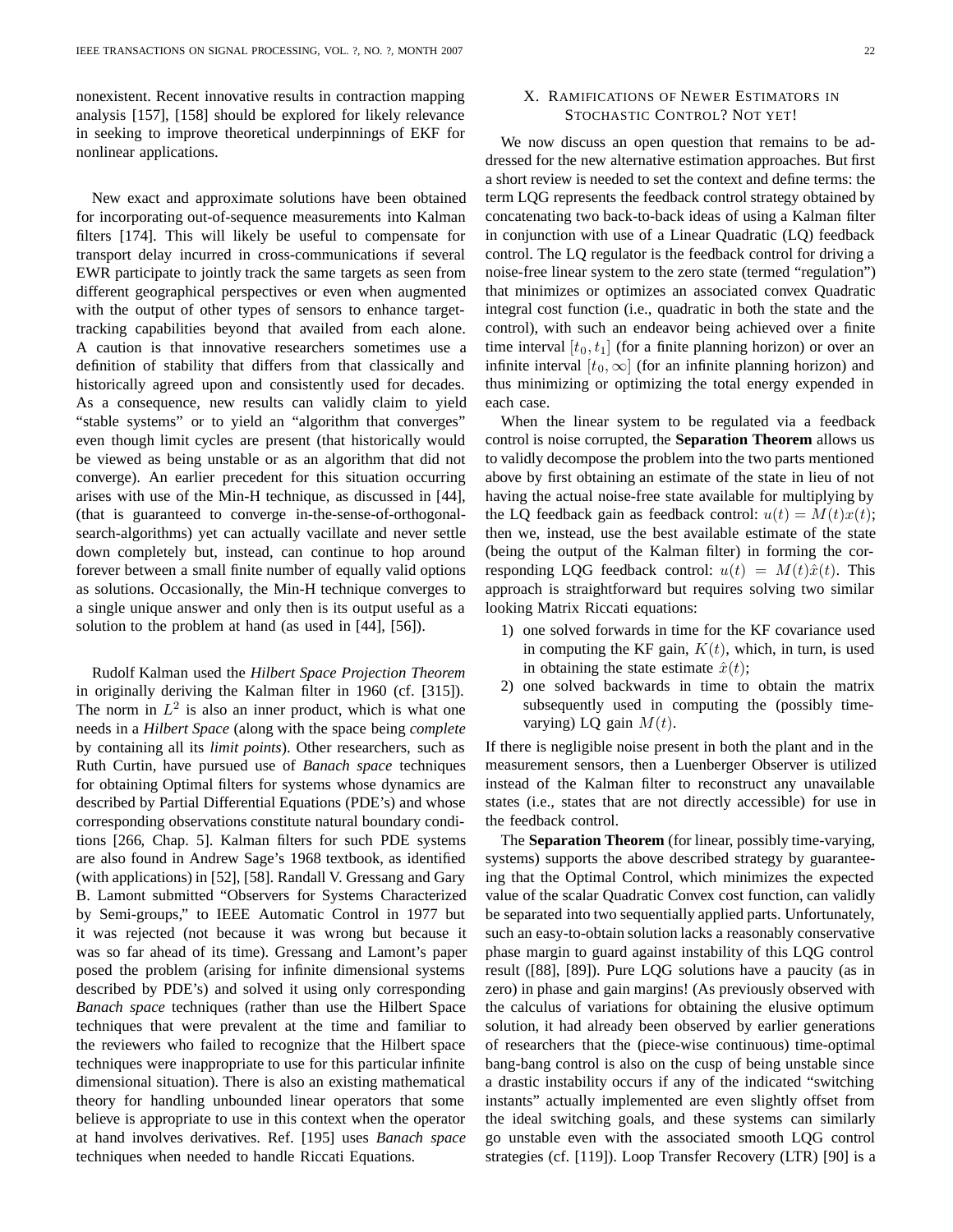nonexistent. Recent innovative results in contraction mapping analysis [157], [158] should be explored for likely relevance in seeking to improve theoretical underpinnings of EKF for nonlinear applications.

New exact and approximate solutions have been obtained for incorporating out-of-sequence measurements into Kalman filters [174]. This will likely be useful to compensate for transport delay incurred in cross-communications if several EWR participate to jointly track the same targets as seen from different geographical perspectives or even when augmented with the output of other types of sensors to enhance target-tracking capabilities beyond that availed from each alone. A caution is that innovative researchers sometimes use a definition of stability that differs from that classically and historically agreed upon and consistently used for decades. As a consequence, new results can validly claim to yield "stable systems" or to yield an "algorithm that converges" even though limit cycles are present (that historically would be viewed as being unstable or as an algorithm that did not converge). An earlier precedent for this situation occurring arises with use of the Min-H technique, as discussed in [44], (that is guaranteed to converge in-the-sense-of-orthogonal-search-algorithms) yet can actually vacillate and never settle down completely but, instead, can continue to hop around forever between a small finite number of equally valid options as solutions. Occasionally, the Min-H technique converges to a single unique answer and only then is its output useful as a solution to the problem at hand (as used in [44], [56]).

Rudolf Kalman used the *Hilbert Space Projection Theorem* in originally deriving the Kalman filter in 1960 (cf. [315]). The norm in $L^2$ is also an inner product, which is what one needs in a *Hilbert Space* (along with the space being *complete* by containing all its *limit points*). Other researchers, such as Ruth Curtin, have pursued use of *Banach space* techniques for obtaining Optimal filters for systems whose dynamics are described by Partial Differential Equations (PDE's) and whose corresponding observations constitute natural boundary conditions [266, Chap. 5]. Kalman filters for such PDE systems are also found in Andrew Sage's 1968 textbook, as identified (with applications) in [52], [58]. Randall V. Gressang and Gary B. Lamont submitted "Observers for Systems Characterized by Semi-groups," to IEEE Automatic Control in 1977 but it was rejected (not because it was wrong but because it was so far ahead of its time). Gressang and Lamont's paper posed the problem (arising for infinite dimensional systems described by PDE's) and solved it using only corresponding *Banach space* techniques (rather than use the Hilbert Space techniques that were prevalent at the time and familiar to the reviewers who failed to recognize that the Hilbert space techniques were inappropriate to use for this particular infinite dimensional situation). There is also an existing mathematical theory for handling unbounded linear operators that some believe is appropriate to use in this context when the operator at hand involves derivatives. Ref. [195] uses *Banach space* techniques when needed to handle Riccati Equations.

## X. Ramifications of Newer Estimators in Stochastic Control? Not yet!

We now discuss an open question that remains to be addressed for the new alternative estimation approaches. But first a short review is needed to set the context and define terms: the term LQG represents the feedback control strategy obtained by concatenating two back-to-back ideas of using a Kalman filter in conjunction with use of a Linear Quadratic (LQ) feedback control. The LQ regulator is the feedback control for driving a noise-free linear system to the zero state (termed "regulation") that minimizes or optimizes an associated convex Quadratic integral cost function (i.e., quadratic in both the state and the control), with such an endeavor being achieved over a finite time interval $[t_0, t_1]$ (for a finite planning horizon) or over an infinite interval $[t_0, \infty]$ (for an infinite planning horizon) and thus minimizing or optimizing the total energy expended in each case.

When the linear system to be regulated via a feedback control is noise corrupted, the **Separation Theorem** allows us to validly decompose the problem into the two parts mentioned above by first obtaining an estimate of the state in lieu of not having the actual noise-free state available for multiplying by the LQ feedback gain as feedback control: $u(t) = M(t)x(t)$; then we, instead, use the best available estimate of the state (being the output of the Kalman filter) in forming the corresponding LQG feedback control: $u(t) = M(t)\hat{x}(t)$. This approach is straightforward but requires solving two similar looking Matrix Riccati equations:

1) one solved forwards in time for the KF covariance used in computing the KF gain, $K(t)$, which, in turn, is used in obtaining the state estimate $\hat{x}(t)$;
2) one solved backwards in time to obtain the matrix subsequently used in computing the (possibly time-varying) LQ gain $M(t)$.

If there is negligible noise present in both the plant and in the measurement sensors, then a Luenberger Observer is utilized instead of the Kalman filter to reconstruct any unavailable states (i.e., states that are not directly accessible) for use in the feedback control.

The **Separation Theorem** (for linear, possibly time-varying, systems) supports the above described strategy by guaranteeing that the Optimal Control, which minimizes the expected value of the scalar Quadratic Convex cost function, can validly be separated into two sequentially applied parts. Unfortunately, such an easy-to-obtain solution lacks a reasonably conservative phase margin to guard against instability of this LQG control result ([88], [89]). Pure LQG solutions have a paucity (as in zero) in phase and gain margins! (As previously observed with the calculus of variations for obtaining the elusive optimum solution, it had already been observed by earlier generations of researchers that the (piece-wise continuous) time-optimal bang-bang control is also on the cusp of being unstable since a drastic instability occurs if any of the indicated "switching instants" actually implemented are even slightly offset from the ideal switching goals, and these systems can similarly go unstable even with the associated smooth LQG control strategies (cf. [119]). Loop Transfer Recovery (LTR) [90] is a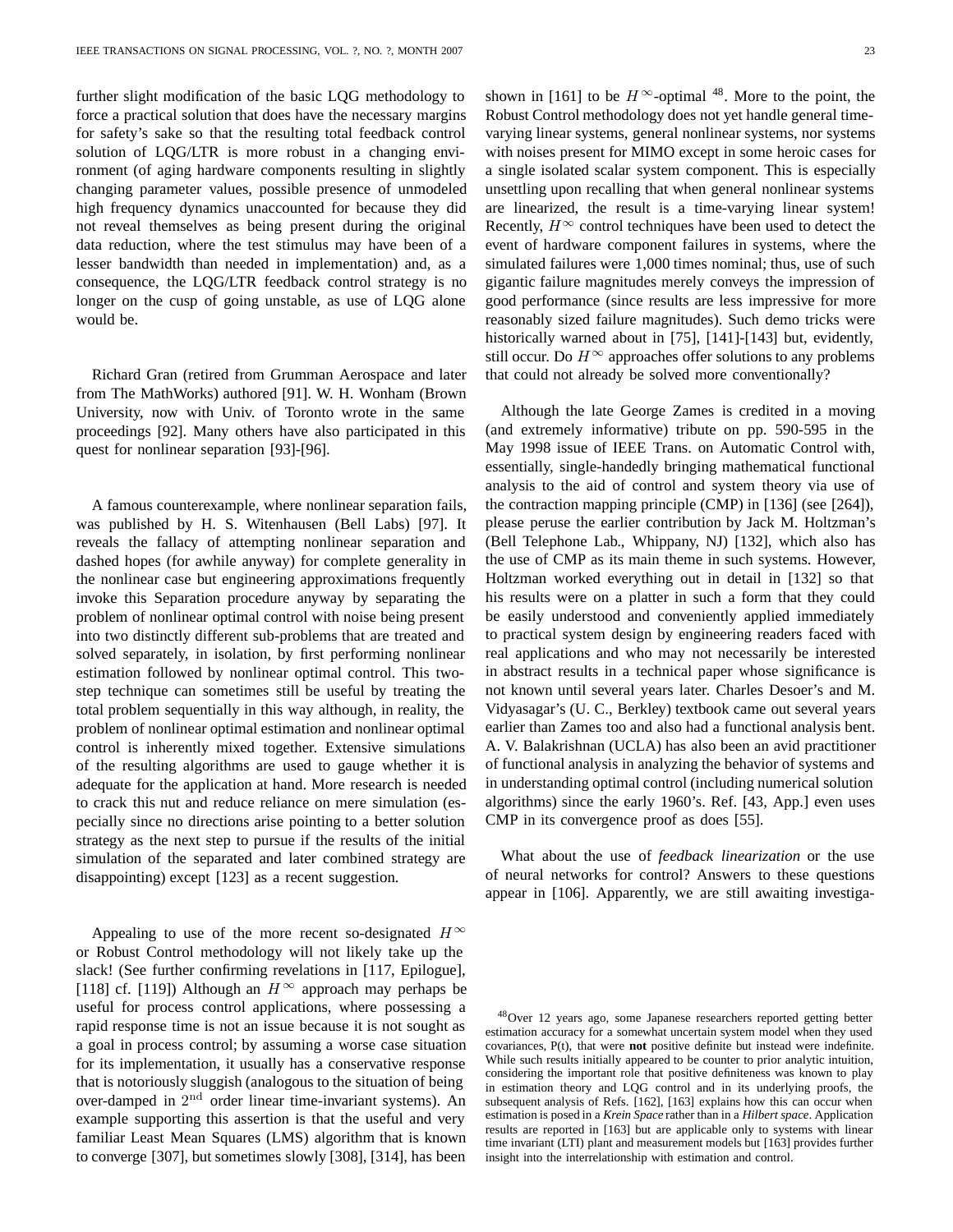further slight modification of the basic LQG methodology to force a practical solution that does have the necessary margins for safety's sake so that the resulting total feedback control solution of LQG/LTR is more robust in a changing environment (of aging hardware components resulting in slightly changing parameter values, possible presence of unmodeled high frequency dynamics unaccounted for because they did not reveal themselves as being present during the original data reduction, where the test stimulus may have been of a lesser bandwidth than needed in implementation) and, as a consequence, the LQG/LTR feedback control strategy is no longer on the cusp of going unstable, as use of LQG alone would be.

Richard Gran (retired from Grumman Aerospace and later from The MathWorks) authored [91]. W. H. Wonham (Brown University, now with Univ. of Toronto wrote in the same proceedings [92]. Many others have also participated in this quest for nonlinear separation [93]-[96].

A famous counterexample, where nonlinear separation fails, was published by H. S. Witenhausen (Bell Labs) [97]. It reveals the fallacy of attempting nonlinear separation and dashed hopes (for awhile anyway) for complete generality in the nonlinear case but engineering approximations frequently invoke this Separation procedure anyway by separating the problem of nonlinear optimal control with noise being present into two distinctly different sub-problems that are treated and solved separately, in isolation, by first performing nonlinear estimation followed by nonlinear optimal control. This two-step technique can sometimes still be useful by treating the total problem sequentially in this way although, in reality, the problem of nonlinear optimal estimation and nonlinear optimal control is inherently mixed together. Extensive simulations of the resulting algorithms are used to gauge whether it is adequate for the application at hand. More research is needed to crack this nut and reduce reliance on mere simulation (especially since no directions arise pointing to a better solution strategy as the next step to pursue if the results of the initial simulation of the separated and later combined strategy are disappointing) except [123] as a recent suggestion.

Appealing to use of the more recent so-designated $H^{\infty}$ or Robust Control methodology will not likely take up the slack! (See further confirming revelations in [117, Epilogue], [118] cf. [119]) Although an $H^{\infty}$ approach may perhaps be useful for process control applications, where possessing a rapid response time is not an issue because it is not sought as a goal in process control; by assuming a worse case situation for its implementation, it usually has a conservative response that is notoriously sluggish (analogous to the situation of being over-damped in $2^{\text{nd}}$ order linear time-invariant systems). An example supporting this assertion is that the useful and very familiar Least Mean Squares (LMS) algorithm that is known to converge [307], but sometimes slowly [308], [314], has been shown in [161] to be $H^{\infty}$-optimal [48]. More to the point, the Robust Control methodology does not yet handle general time-varying linear systems, general nonlinear systems, nor systems with noises present for MIMO except in some heroic cases for a single isolated scalar system component. This is especially unsettling upon recalling that when general nonlinear systems are linearized, the result is a time-varying linear system! Recently, $H^{\infty}$ control techniques have been used to detect the event of hardware component failures in systems, where the simulated failures were 1,000 times nominal; thus, use of such gigantic failure magnitudes merely conveys the impression of good performance (since results are less impressive for more reasonably sized failure magnitudes). Such demo tricks were historically warned about in [75], [141]-[143] but, evidently, still occur. Do $H^{\infty}$ approaches offer solutions to any problems that could not already be solved more conventionally?

Although the late George Zames is credited in a moving (and extremely informative) tribute on pp. 590-595 in the May 1998 issue of IEEE Trans. on Automatic Control with, essentially, single-handedly bringing mathematical functional analysis to the aid of control and system theory via use of the contraction mapping principle (CMP) in [136] (see [264]), please peruse the earlier contribution by Jack M. Holtzman's (Bell Telephone Lab., Whippany, NJ) [132], which also has the use of CMP as its main theme in such systems. However, Holtzman worked everything out in detail in [132] so that his results were on a platter in such a form that they could be easily understood and conveniently applied immediately to practical system design by engineering readers faced with real applications and who may not necessarily be interested in abstract results in a technical paper whose significance is not known until several years later. Charles Desoer's and M. Vidyasagar's (U. C., Berkley) textbook came out several years earlier than Zames too and also had a functional analysis bent. A. V. Balakrishnan (UCLA) has also been an avid practitioner of functional analysis in analyzing the behavior of systems and in understanding optimal control (including numerical solution algorithms) since the early 1960's. Ref. [43, App.] even uses CMP in its convergence proof as does [55].

What about the use of *feedback linearization* or the use of neural networks for control? Answers to these questions appear in [106]. Apparently, we are still awaiting investiga-

[48] Over 12 years ago, some Japanese researchers reported getting better estimation accuracy for a somewhat uncertain system model when they used covariances, P(t), that were **not** positive definite but instead were indefinite. While such results initially appeared to be counter to prior analytic intuition, considering the important role that positive definiteness was known to play in estimation theory and LQG control and in its underlying proofs, the subsequent analysis of Refs. [162], [163] explains how this can occur when estimation is posed in a *Krein Space* rather than in a *Hilbert space*. Application results are reported in [163] but are applicable only to systems with linear time invariant (LTI) plant and measurement models but [163] provides further insight into the interrelationship with estimation and control.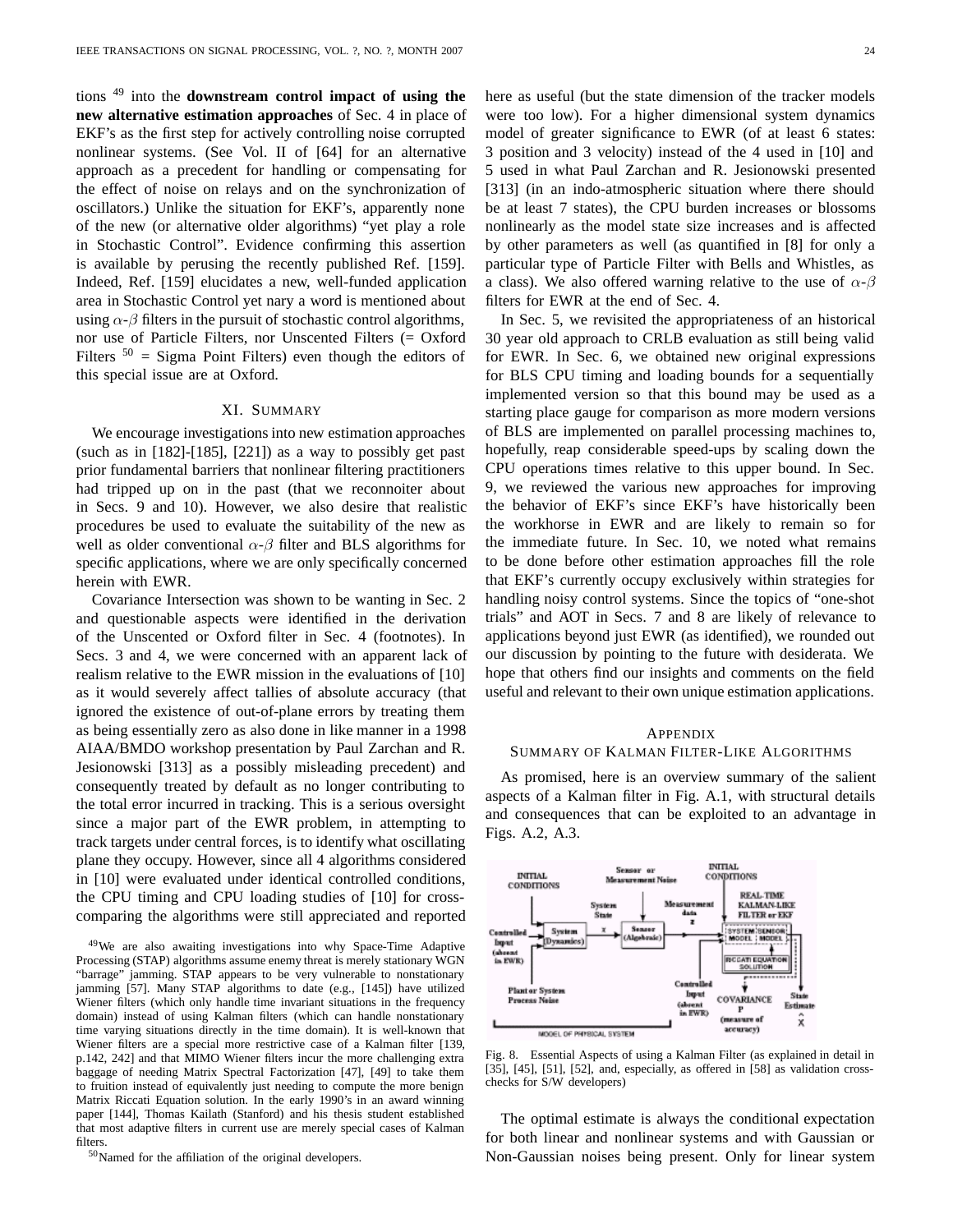tions [49] into the **downstream control impact of using the new alternative estimation approaches** of Sec. 4 in place of EKF's as the first step for actively controlling noise corrupted nonlinear systems. (See Vol. II of [64] for an alternative approach as a precedent for handling or compensating for the effect of noise on relays and on the synchronization of oscillators.) Unlike the situation for EKF's, apparently none of the new (or alternative older algorithms) "yet play a role in Stochastic Control". Evidence confirming this assertion is available by perusing the recently published Ref. [159]. Indeed, Ref. [159] elucidates a new, well-funded application area in Stochastic Control yet nary a word is mentioned about using $\alpha$-$\beta$ filters in the pursuit of stochastic control algorithms, nor use of Particle Filters, nor Unscented Filters (= Oxford Filters [50] = Sigma Point Filters) even though the editors of this special issue are at Oxford.

## XI. Summary

We encourage investigations into new estimation approaches (such as in [182]-[185], [221]) as a way to possibly get past prior fundamental barriers that nonlinear filtering practitioners had tripped up on in the past (that we reconnoiter about in Secs. 9 and 10). However, we also desire that realistic procedures be used to evaluate the suitability of the new as well as older conventional $\alpha$-$\beta$ filter and BLS algorithms for specific applications, where we are only specifically concerned herein with EWR.

Covariance Intersection was shown to be wanting in Sec. 2 and questionable aspects were identified in the derivation of the Unscented or Oxford filter in Sec. 4 (footnotes). In Secs. 3 and 4, we were concerned with an apparent lack of realism relative to the EWR mission in the evaluations of [10] as it would severely affect tallies of absolute accuracy (that ignored the existence of out-of-plane errors by treating them as being essentially zero as also done in like manner in a 1998 AIAA/BMDO workshop presentation by Paul Zarchan and R. Jesionowski [313] as a possibly misleading precedent) and consequently treated by default as no longer contributing to the total error incurred in tracking. This is a serious oversight since a major part of the EWR problem, in attempting to track targets under central forces, is to identify what oscillating plane they occupy. However, since all 4 algorithms considered in [10] were evaluated under identical controlled conditions, the CPU timing and CPU loading studies of [10] for cross-comparing the algorithms were still appreciated and reported here as useful (but the state dimension of the tracker models were too low). For a higher dimensional system dynamics model of greater significance to EWR (of at least 6 states: 3 position and 3 velocity) instead of the 4 used in [10] and 5 used in what Paul Zarchan and R. Jesionowski presented [313] (in an indo-atmospheric situation where there should be at least 7 states), the CPU burden increases or blossoms nonlinearly as the model state size increases and is affected by other parameters as well (as quantified in [8] for only a particular type of Particle Filter with Bells and Whistles, as a class). We also offered warning relative to the use of $\alpha$-$\beta$ filters for EWR at the end of Sec. 4.

In Sec. 5, we revisited the appropriateness of an historical 30 year old approach to CRLB evaluation as still being valid for EWR. In Sec. 6, we obtained new original expressions for BLS CPU timing and loading bounds for a sequentially implemented version so that this bound may be used as a starting place gauge for comparison as more modern versions of BLS are implemented on parallel processing machines to, hopefully, reap considerable speed-ups by scaling down the CPU operations times relative to this upper bound. In Sec. 9, we reviewed the various new approaches for improving the behavior of EKF's since EKF's have historically been the workhorse in EWR and are likely to remain so for the immediate future. In Sec. 10, we noted what remains to be done before other estimation approaches fill the role that EKF's currently occupy exclusively within strategies for handling noisy control systems. Since the topics of "one-shot trials" and AOT in Secs. 7 and 8 are likely of relevance to applications beyond just EWR (as identified), we rounded out our discussion by pointing to the future with desiderata. We hope that others find our insights and comments on the field useful and relevant to their own unique estimation applications.

## Appendix
## Summary of Kalman Filter-Like Algorithms

As promised, here is an overview summary of the salient aspects of a Kalman filter in Fig. A.1, with structural details and consequences that can be exploited to an advantage in Figs. A.2, A.3.

INITIAL CONDITIONS
Sensor or Measurement Noise
INITIAL CONDITIONS
REAL-TIME KALMAN-LIKE FILTER or EKF
System State
x
Measurement data
z
Controlled Input (absent in EWR)
System (Dynamics)
Sensor (Algebraic)
SYSTEM MODEL
SENSOR MODEL
RICCATI EQUATION SOLUTION
Plant or System Process Noise
Controlled Input (absent in EWR)
COVARIANCE P (measure of accuracy)
State Estimate $\hat{x}$
MODEL OF PHYSICAL SYSTEM

Fig. 8. Essential Aspects of using a Kalman Filter (as explained in detail in [35], [45], [51], [52], and, especially, as offered in [58] as validation cross-checks for S/W developers)

The optimal estimate is always the conditional expectation for both linear and nonlinear systems and with Gaussian or Non-Gaussian noises being present. Only for linear system

[49] We are also awaiting investigations into why Space-Time Adaptive Processing (STAP) algorithms assume enemy threat is merely stationary WGN "barrage" jamming. STAP appears to be very vulnerable to nonstationary jamming [57]. Many STAP algorithms to date (e.g., [145]) have utilized Wiener filters (which only handle time invariant situations in the frequency domain) instead of using Kalman filters (which can handle nonstationary time varying situations directly in the time domain). It is well-known that Wiener filters are a special more restrictive case of a Kalman filter [139, p.142, 242] and that MIMO Wiener filters incur the more challenging extra baggage of needing Matrix Spectral Factorization [47], [49] to take them to fruition instead of equivalently just needing to compute the more benign Matrix Riccati Equation solution. In the early 1990's in an award winning paper [144], Thomas Kailath (Stanford) and his thesis student established that most adaptive filters in current use are merely special cases of Kalman filters.

[50] Named for the affiliation of the original developers.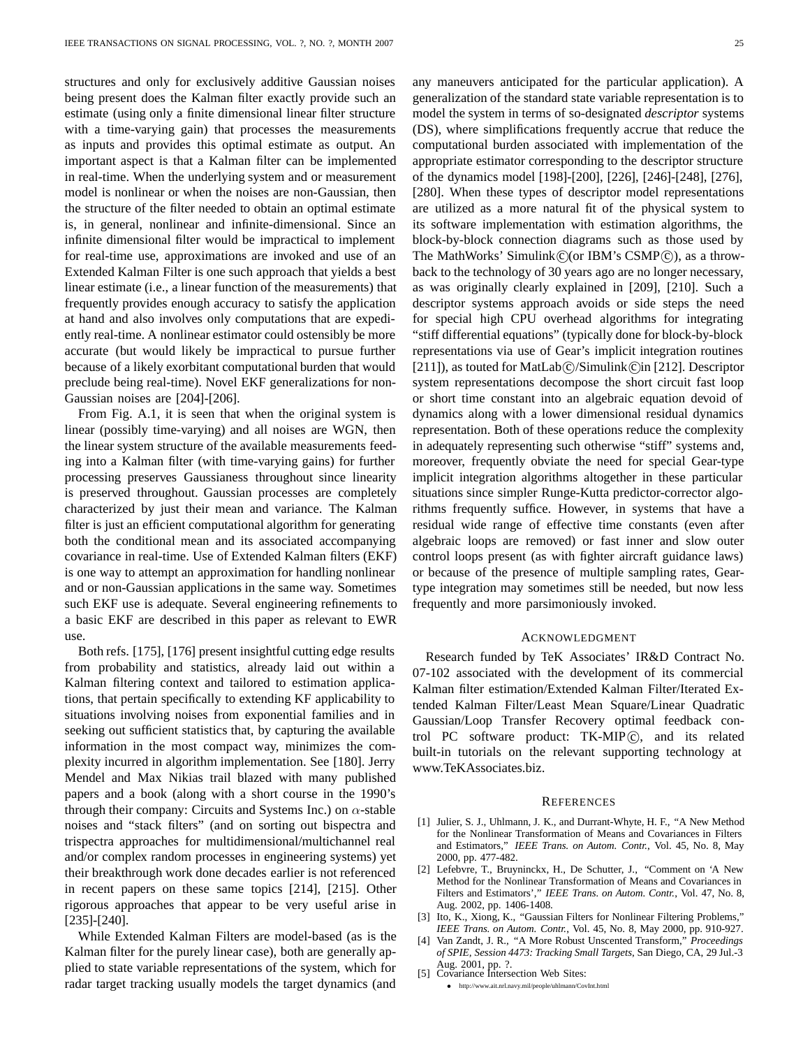structures and only for exclusively additive Gaussian noises being present does the Kalman filter exactly provide such an estimate (using only a finite dimensional linear filter structure with a time-varying gain) that processes the measurements as inputs and provides this optimal estimate as output. An important aspect is that a Kalman filter can be implemented in real-time. When the underlying system and or measurement model is nonlinear or when the noises are non-Gaussian, then the structure of the filter needed to obtain an optimal estimate is, in general, nonlinear and infinite-dimensional. Since an infinite dimensional filter would be impractical to implement for real-time use, approximations are invoked and use of an Extended Kalman Filter is one such approach that yields a best linear estimate (i.e., a linear function of the measurements) that frequently provides enough accuracy to satisfy the application at hand and also involves only computations that are expediently real-time. A nonlinear estimator could ostensibly be more accurate (but would likely be impractical to pursue further because of a likely exorbitant computational burden that would preclude being real-time). Novel EKF generalizations for non-Gaussian noises are [204]-[206].

From Fig. A.1, it is seen that when the original system is linear (possibly time-varying) and all noises are WGN, then the linear system structure of the available measurements feeding into a Kalman filter (with time-varying gains) for further processing preserves Gaussianess throughout since linearity is preserved throughout. Gaussian processes are completely characterized by just their mean and variance. The Kalman filter is just an efficient computational algorithm for generating both the conditional mean and its associated accompanying covariance in real-time. Use of Extended Kalman filters (EKF) is one way to attempt an approximation for handling nonlinear and or non-Gaussian applications in the same way. Sometimes such EKF use is adequate. Several engineering refinements to a basic EKF are described in this paper as relevant to EWR use.

Both refs. [175], [176] present insightful cutting edge results from probability and statistics, already laid out within a Kalman filtering context and tailored to estimation applications, that pertain specifically to extending KF applicability to situations involving noises from exponential families and in seeking out sufficient statistics that, by capturing the available information in the most compact way, minimizes the complexity incurred in algorithm implementation. See [180]. Jerry Mendel and Max Nikias trail blazed with many published papers and a book (along with a short course in the 1990's through their company: Circuits and Systems Inc.) on $\alpha$-stable noises and "stack filters" (and on sorting out bispectra and trispectra approaches for multidimensional/multichannel real and/or complex random processes in engineering systems) yet their breakthrough work done decades earlier is not referenced in recent papers on these same topics [214], [215]. Other rigorous approaches that appear to be very useful arise in [235]-[240].

While Extended Kalman Filters are model-based (as is the Kalman filter for the purely linear case), both are generally applied to state variable representations of the system, which for radar target tracking usually models the target dynamics (and any maneuvers anticipated for the particular application). A generalization of the standard state variable representation is to model the system in terms of so-designated *descriptor* systems (DS), where simplifications frequently accrue that reduce the computational burden associated with implementation of the appropriate estimator corresponding to the descriptor structure of the dynamics model [198]-[200], [226], [246]-[248], [276], [280]. When these types of descriptor model representations are utilized as a more natural fit of the physical system to its software implementation with estimation algorithms, the block-by-block connection diagrams such as those used by The MathWorks' Simulink©(or IBM's CSMP©), as a throwback to the technology of 30 years ago are no longer necessary, as was originally clearly explained in [209], [210]. Such a descriptor systems approach avoids or side steps the need for special high CPU overhead algorithms for integrating "stiff differential equations" (typically done for block-by-block representations via use of Gear's implicit integration routines [211]), as touted for MatLab©/Simulink©in [212]. Descriptor system representations decompose the short circuit fast loop or short time constant into an algebraic equation devoid of dynamics along with a lower dimensional residual dynamics representation. Both of these operations reduce the complexity in adequately representing such otherwise "stiff" systems and, moreover, frequently obviate the need for special Gear-type implicit integration algorithms altogether in these particular situations since simpler Runge-Kutta predictor-corrector algorithms frequently suffice. However, in systems that have a residual wide range of effective time constants (even after algebraic loops are removed) or fast inner and slow outer control loops present (as with fighter aircraft guidance laws) or because of the presence of multiple sampling rates, Gear-type integration may sometimes still be needed, but now less frequently and more parsimoniously invoked.

## Acknowledgment

Research funded by TeK Associates' IR&D Contract No. 07-102 associated with the development of its commercial Kalman filter estimation/Extended Kalman Filter/Iterated Extended Kalman Filter/Least Mean Square/Linear Quadratic Gaussian/Loop Transfer Recovery optimal feedback control PC software product: TK-MIP©, and its related built-in tutorials on the relevant supporting technology at www.TeKAssociates.biz.

## References

[1] Julier, S. J., Uhlmann, J. K., and Durrant-Whyte, H. F., "A New Method for the Nonlinear Transformation of Means and Covariances in Filters and Estimators," *IEEE Trans. on Autom. Contr.*, Vol. 45, No. 8, May 2000, pp. 477-482.

[2] Lefebvre, T., Bruyninckx, H., De Schutter, J., "Comment on 'A New Method for the Nonlinear Transformation of Means and Covariances in Filters and Estimators'," *IEEE Trans. on Autom. Contr.*, Vol. 47, No. 8, Aug. 2002, pp. 1406-1408.

[3] Ito, K., Xiong, K., "Gaussian Filters for Nonlinear Filtering Problems," *IEEE Trans. on Autom. Contr.*, Vol. 45, No. 8, May 2000, pp. 910-927.

[4] Van Zandt, J. R., "A More Robust Unscented Transform," *Proceedings of SPIE, Session 4473: Tracking Small Targets*, San Diego, CA, 29 Jul.-3 Aug. 2001, pp. ?.

[5] Covariance Intersection Web Sites:
- http://www.ait.nrl.navy.mil/people/uhlmann/CovInt.html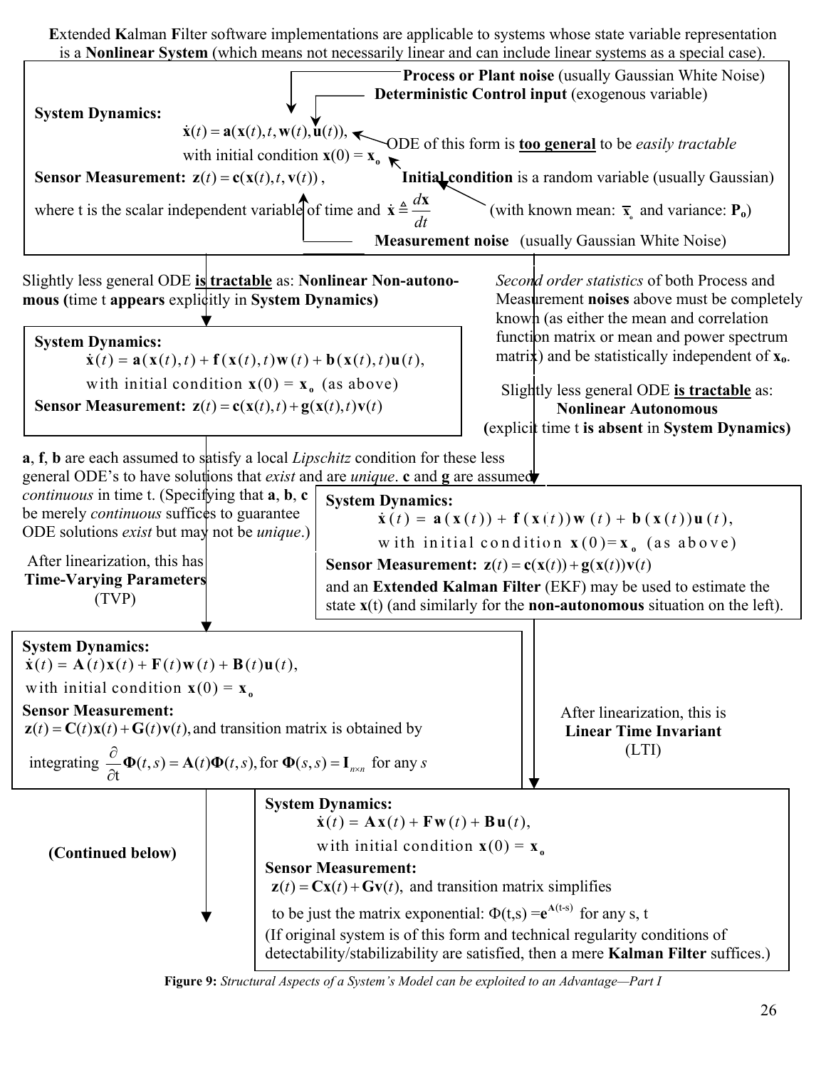**E**xtended **K**alman **F**ilter software implementations are applicable to systems whose state variable representation is a **Nonlinear System** (which means not necessarily linear and can include linear systems as a special case).

**System Dynamics:**

$$\dot{\mathbf{x}}(t) = \mathbf{a}(\mathbf{x}(t), t, \mathbf{w}(t), \mathbf{u}(t)),$$

with initial condition $\mathbf{x}(0) = \mathbf{x_o}$

**Sensor Measurement:** $\mathbf{z}(t) = \mathbf{c}(\mathbf{x}(t), t, \mathbf{v}(t))$,

where t is the scalar independent variable of time and $\dot{\mathbf{x}} \triangleq \frac{d\mathbf{x}}{dt}$

- $\mathbf{w}(t)$: **Process or Plant noise** (usually Gaussian White Noise)
- $\mathbf{u}(t)$: **Deterministic Control input** (exogenous variable)
- ODE of this form is **too general** to be *easily tractable*
- $\mathbf{x_o}$: **Initial condition** is a random variable (usually Gaussian) (with known mean: $\overline{\mathbf{x}}_{\mathbf{o}}$ and variance: $\mathbf{P_o}$)
- $\mathbf{v}(t)$: **Measurement noise** (usually Gaussian White Noise)

Slightly less general ODE **is tractable** as: **Nonlinear Non-autonomous (**time t **appears** explicitly in **System Dynamics)**

**System Dynamics:**

$$\dot{\mathbf{x}}(t) = \mathbf{a}(\mathbf{x}(t), t) + \mathbf{f}(\mathbf{x}(t), t)\mathbf{w}(t) + \mathbf{b}(\mathbf{x}(t), t)\mathbf{u}(t),$$

with initial condition $\mathbf{x}(0) = \mathbf{x_o}$ (as above)

**Sensor Measurement:** $\mathbf{z}(t) = \mathbf{c}(\mathbf{x}(t), t) + \mathbf{g}(\mathbf{x}(t), t)\mathbf{v}(t)$

**a**, **f**, **b** are each assumed to satisfy a local *Lipschitz* condition for these less general ODE's to have solutions that *exist* and are *unique*. **c** and **g** are assumed *continuous* in time t. (Specifying that **a**, **b**, **c** be merely *continuous* suffices to guarantee ODE solutions *exist* but may not be *unique*.)

*Second order statistics* of both Process and Measurement **noises** above must be completely known (as either the mean and correlation function matrix or mean and power spectrum matrix) and be statistically independent of $\mathbf{x_o}$.

Slightly less general ODE **is tractable** as: **Nonlinear Autonomous (**explicit time t **is absent** in **System Dynamics)**

**System Dynamics:**

$$\dot{\mathbf{x}}(t) = \mathbf{a}(\mathbf{x}(t)) + \mathbf{f}(\mathbf{x}(t))\mathbf{w}(t) + \mathbf{b}(\mathbf{x}(t))\mathbf{u}(t),$$

with initial condition $\mathbf{x}(0) = \mathbf{x_o}$ (as above)

**Sensor Measurement:** $\mathbf{z}(t) = \mathbf{c}(\mathbf{x}(t)) + \mathbf{g}(\mathbf{x}(t))\mathbf{v}(t)$

and an **Extended Kalman Filter** (EKF) may be used to estimate the state **x**(t) (and similarly for the **non-autonomous** situation on the left).

After linearization, this has **Time-Varying Parameters** (TVP)

**System Dynamics:**

$$\dot{\mathbf{x}}(t) = \mathbf{A}(t)\mathbf{x}(t) + \mathbf{F}(t)\mathbf{w}(t) + \mathbf{B}(t)\mathbf{u}(t),$$

with initial condition $\mathbf{x}(0) = \mathbf{x_o}$

**Sensor Measurement:**

$\mathbf{z}(t) = \mathbf{C}(t)\mathbf{x}(t) + \mathbf{G}(t)\mathbf{v}(t)$, and transition matrix is obtained by integrating $\frac{\partial}{\partial t}\mathbf{\Phi}(t,s) = \mathbf{A}(t)\mathbf{\Phi}(t,s)$, for $\mathbf{\Phi}(s,s) = \mathbf{I}_{n \times n}$ for any $s$

After linearization, this is **Linear Time Invariant** (LTI)

**System Dynamics:**

$$\dot{\mathbf{x}}(t) = \mathbf{A}\mathbf{x}(t) + \mathbf{F}\mathbf{w}(t) + \mathbf{B}\mathbf{u}(t),$$

with initial condition $\mathbf{x}(0) = \mathbf{x_o}$

**Sensor Measurement:**

$\mathbf{z}(t) = \mathbf{C}\mathbf{x}(t) + \mathbf{G}\mathbf{v}(t)$, and transition matrix simplifies to be just the matrix exponential: $\Phi(t,s) = \mathbf{e}^{\mathbf{A}(t-s)}$ for any s, t

(If original system is of this form and technical regularity conditions of detectability/stabilizability are satisfied, then a mere **Kalman Filter** suffices.)

**(Continued below)**

**Figure 9:** *Structural Aspects of a System's Model can be exploited to an Advantage—Part I*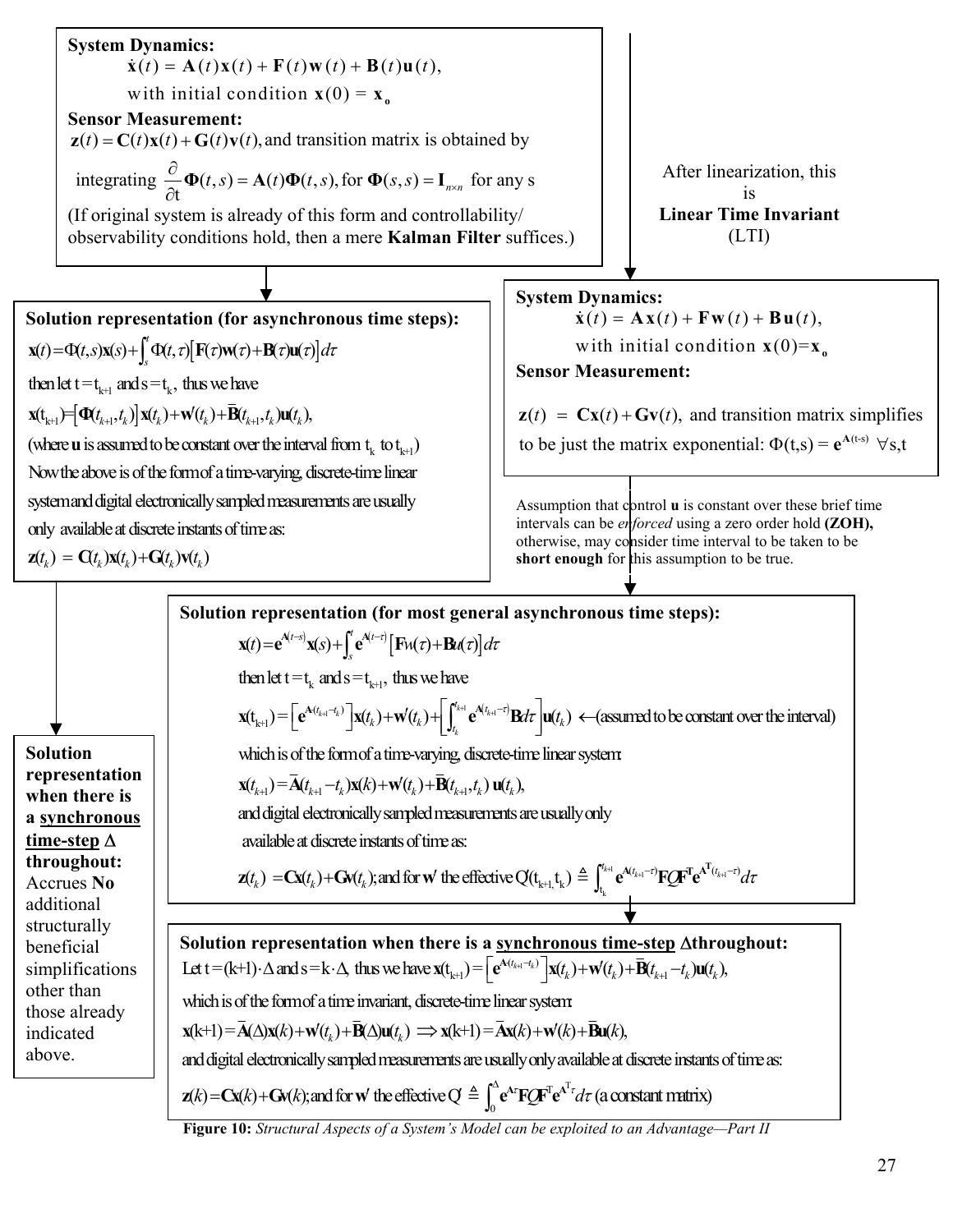**System Dynamics:**

$$\dot{\mathbf{x}}(t) = \mathbf{A}(t)\mathbf{x}(t) + \mathbf{F}(t)\mathbf{w}(t) + \mathbf{B}(t)\mathbf{u}(t),$$

with initial condition $\mathbf{x}(0) = \mathbf{x}_o$

**Sensor Measurement:**

$\mathbf{z}(t) = \mathbf{C}(t)\mathbf{x}(t) + \mathbf{G}(t)\mathbf{v}(t)$, and transition matrix is obtained by integrating $\frac{\partial}{\partial t}\mathbf{\Phi}(t,s) = \mathbf{A}(t)\mathbf{\Phi}(t,s)$, for $\mathbf{\Phi}(s,s) = \mathbf{I}_{n\times n}$ for any s

(If original system is already of this form and controllability/ observability conditions hold, then a mere **Kalman Filter** suffices.)

After linearization, this is **Linear Time Invariant** (LTI)

**Solution representation (for asynchronous time steps):**

$$\mathbf{x}(t) = \Phi(t,s)\mathbf{x}(s) + \int_s^t \Phi(t,\tau)\left[\mathbf{F}(\tau)\mathbf{w}(\tau) + \mathbf{B}(\tau)\mathbf{u}(\tau)\right]d\tau$$

then let $t = t_{k+1}$ and $s = t_k$, thus we have

$$\mathbf{x}(t_{k+1}) = \left[\mathbf{\Phi}(t_{k+1}, t_k)\right]\mathbf{x}(t_k) + \mathbf{w}'(t_k) + \bar{\mathbf{B}}(t_{k+1}, t_k)\mathbf{u}(t_k),$$

(where $\mathbf{u}$ is assumed to be constant over the interval from $t_k$ to $t_{k+1}$)

Now the above is of the form of a time-varying, discrete-time linear system and digital electronically sampled measurements are usually only available at discrete instants of time as:

$$\mathbf{z}(t_k) = \mathbf{C}(t_k)\mathbf{x}(t_k) + \mathbf{G}(t_k)\mathbf{v}(t_k)$$

**System Dynamics:**

$$\dot{\mathbf{x}}(t) = \mathbf{A}\mathbf{x}(t) + \mathbf{F}\mathbf{w}(t) + \mathbf{B}\mathbf{u}(t),$$

with initial condition $\mathbf{x}(0) = \mathbf{x}_o$

**Sensor Measurement:**

$\mathbf{z}(t) = \mathbf{C}\mathbf{x}(t) + \mathbf{G}\mathbf{v}(t)$, and transition matrix simplifies to be just the matrix exponential: $\Phi(t,s) = \mathbf{e}^{\mathbf{A}(t-s)}$ $\forall s,t$

Assumption that control $\mathbf{u}$ is constant over these brief time intervals can be *enforced* using a zero order hold **(ZOH),** otherwise, may consider time interval to be taken to be **short enough** for this assumption to be true.

**Solution representation (for most general asynchronous time steps):**

$$\mathbf{x}(t) = \mathbf{e}^{\mathbf{A}(t-s)}\mathbf{x}(s) + \int_s^t \mathbf{e}^{\mathbf{A}(t-\tau)}\left[\mathbf{F}w(\tau) + \mathbf{B}u(\tau)\right]d\tau$$

then let $t = t_k$ and $s = t_{k+1}$, thus we have

$$\mathbf{x}(t_{k+1}) = \left[\mathbf{e}^{\mathbf{A}(t_{k+1}-t_k)}\right]\mathbf{x}(t_k) + \mathbf{w}'(t_k) + \left[\int_{t_k}^{t_{k+1}} \mathbf{e}^{\mathbf{A}(t_{k+1}-\tau)}\mathbf{B}d\tau\right]\mathbf{u}(t_k) \leftarrow \text{(assumed to be constant over the interval)}$$

which is of the form of a time-varying, discrete-time linear system:

$$\mathbf{x}(t_{k+1}) = \bar{\mathbf{A}}(t_{k+1} - t_k)\mathbf{x}(k) + \mathbf{w}'(t_k) + \bar{\mathbf{B}}(t_{k+1}, t_k)\,\mathbf{u}(t_k),$$

and digital electronically sampled measurements are usually only available at discrete instants of time as:

$$\mathbf{z}(t_k) = \mathbf{C}\mathbf{x}(t_k) + \mathbf{G}\mathbf{v}(t_k);\text{ and for } \mathbf{w}' \text{ the effective } Q'(t_{k+1}, t_k) \triangleq \int_{t_k}^{t_{k+1}} \mathbf{e}^{\mathbf{A}(t_{k+1}-\tau)}\mathbf{F}Q\mathbf{F}^{\mathrm{T}}\mathbf{e}^{\mathbf{A}^{\mathrm{T}}(t_{k+1}-\tau)}d\tau$$

**Solution representation when there is a <u>synchronous time-step</u> $\Delta$ throughout:** Accrues **No** additional structurally beneficial simplifications other than those already indicated above.

**Solution representation when there is a <u>synchronous time-step</u> $\Delta$throughout:**

Let $t = (k+1)\cdot\Delta$ and $s = k\cdot\Delta$, thus we have $\mathbf{x}(t_{k+1}) = \left[\mathbf{e}^{\mathbf{A}(t_{k+1}-t_k)}\right]\mathbf{x}(t_k) + \mathbf{w}'(t_k) + \bar{\mathbf{B}}(t_{k+1} - t_k)\mathbf{u}(t_k)$,

which is of the form of a time invariant, discrete-time linear system:

$$\mathbf{x}(k+1) = \bar{\mathbf{A}}(\Delta)\mathbf{x}(k) + \mathbf{w}'(t_k) + \bar{\mathbf{B}}(\Delta)\mathbf{u}(t_k) \implies \mathbf{x}(k+1) = \bar{\mathbf{A}}\mathbf{x}(k) + \mathbf{w}'(k) + \bar{\mathbf{B}}\mathbf{u}(k),$$

and digital electronically sampled measurements are usually only available at discrete instants of time as:

$$\mathbf{z}(k) = \mathbf{C}\mathbf{x}(k) + \mathbf{G}\mathbf{v}(k);\text{ and for } \mathbf{w}' \text{ the effective } Q' \triangleq \int_0^{\Delta} \mathbf{e}^{\mathbf{A}\tau}\mathbf{F}Q\mathbf{F}^{\mathrm{T}}\mathbf{e}^{\mathbf{A}^{\mathrm{T}}\tau}d\tau \text{ (a constant matrix)}$$

**Figure 10:** *Structural Aspects of a System's Model can be exploited to an Advantage—Part II*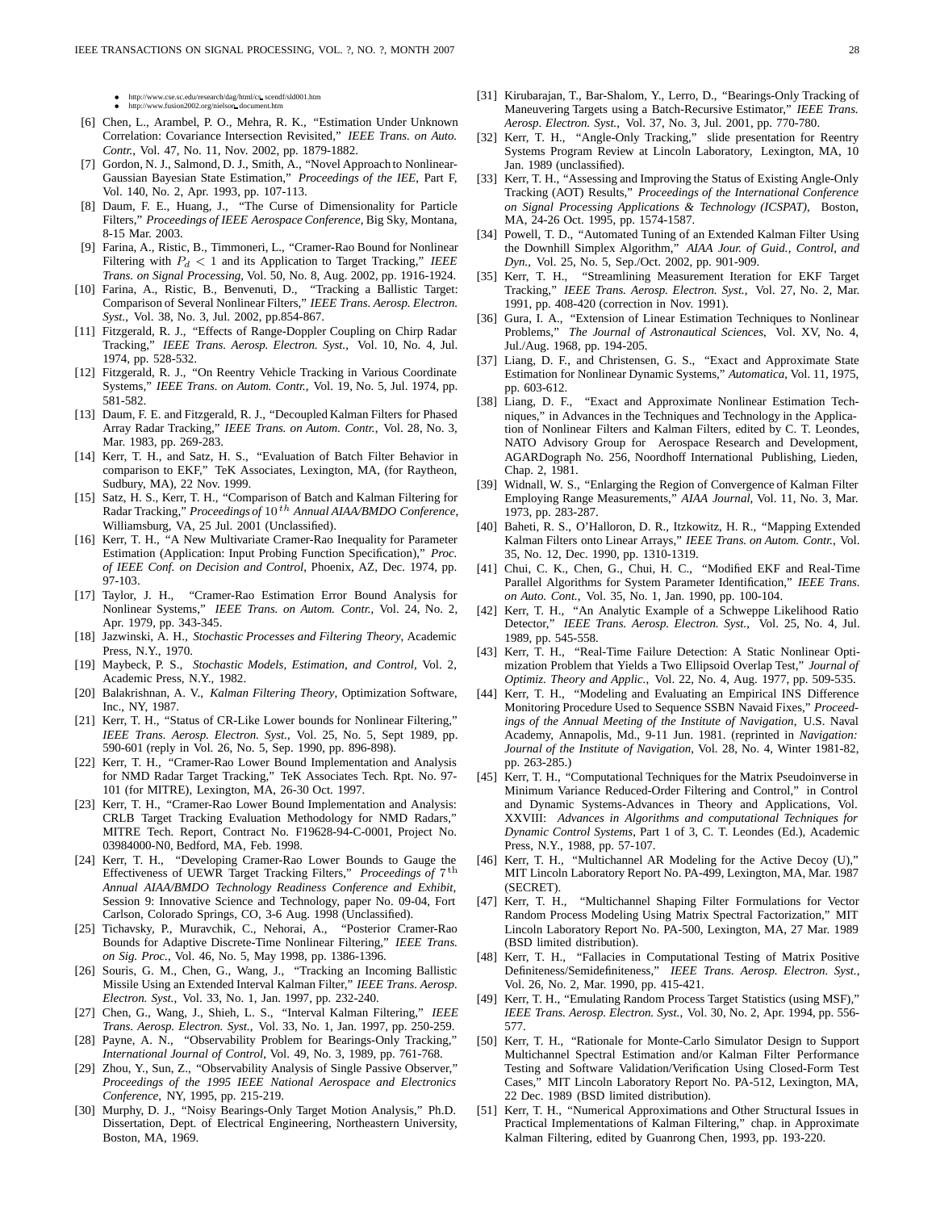- http://www.cse.sc.edu/research/dag/html/cs_scendf/sld001.htm
- http://www.fusion2002.org/nielson_document.htm

[6] Chen, L., Arambel, P. O., Mehra, R. K., "Estimation Under Unknown Correlation: Covariance Intersection Revisited," *IEEE Trans. on Auto. Contr.*, Vol. 47, No. 11, Nov. 2002, pp. 1879-1882.

[7] Gordon, N. J., Salmond, D. J., Smith, A., "Novel Approach to Nonlinear-Gaussian Bayesian State Estimation," *Proceedings of the IEE*, Part F, Vol. 140, No. 2, Apr. 1993, pp. 107-113.

[8] Daum, F. E., Huang, J., "The Curse of Dimensionality for Particle Filters," *Proceedings of IEEE Aerospace Conference*, Big Sky, Montana, 8-15 Mar. 2003.

[9] Farina, A., Ristic, B., Timmoneri, L., "Cramer-Rao Bound for Nonlinear Filtering with $P_d < 1$ and its Application to Target Tracking," *IEEE Trans. on Signal Processing*, Vol. 50, No. 8, Aug. 2002, pp. 1916-1924.

[10] Farina, A., Ristic, B., Benvenuti, D., "Tracking a Ballistic Target: Comparison of Several Nonlinear Filters," *IEEE Trans. Aerosp. Electron. Syst.*, Vol. 38, No. 3, Jul. 2002, pp.854-867.

[11] Fitzgerald, R. J., "Effects of Range-Doppler Coupling on Chirp Radar Tracking," *IEEE Trans. Aerosp. Electron. Syst.*, Vol. 10, No. 4, Jul. 1974, pp. 528-532.

[12] Fitzgerald, R. J., "On Reentry Vehicle Tracking in Various Coordinate Systems," *IEEE Trans. on Autom. Contr.*, Vol. 19, No. 5, Jul. 1974, pp. 581-582.

[13] Daum, F. E. and Fitzgerald, R. J., "Decoupled Kalman Filters for Phased Array Radar Tracking," *IEEE Trans. on Autom. Contr.*, Vol. 28, No. 3, Mar. 1983, pp. 269-283.

[14] Kerr, T. H., and Satz, H. S., "Evaluation of Batch Filter Behavior in comparison to EKF," TeK Associates, Lexington, MA, (for Raytheon, Sudbury, MA), 22 Nov. 1999.

[15] Satz, H. S., Kerr, T. H., "Comparison of Batch and Kalman Filtering for Radar Tracking," *Proceedings of* $10^{th}$ *Annual AIAA/BMDO Conference*, Williamsburg, VA, 25 Jul. 2001 (Unclassified).

[16] Kerr, T. H., "A New Multivariate Cramer-Rao Inequality for Parameter Estimation (Application: Input Probing Function Specification)," *Proc. of IEEE Conf. on Decision and Control*, Phoenix, AZ, Dec. 1974, pp. 97-103.

[17] Taylor, J. H., "Cramer-Rao Estimation Error Bound Analysis for Nonlinear Systems," *IEEE Trans. on Autom. Contr.*, Vol. 24, No. 2, Apr. 1979, pp. 343-345.

[18] Jazwinski, A. H., *Stochastic Processes and Filtering Theory*, Academic Press, N.Y., 1970.

[19] Maybeck, P. S., *Stochastic Models, Estimation, and Control*, Vol. 2, Academic Press, N.Y., 1982.

[20] Balakrishnan, A. V., *Kalman Filtering Theory*, Optimization Software, Inc., NY, 1987.

[21] Kerr, T. H., "Status of CR-Like Lower bounds for Nonlinear Filtering," *IEEE Trans. Aerosp. Electron. Syst.*, Vol. 25, No. 5, Sept 1989, pp. 590-601 (reply in Vol. 26, No. 5, Sep. 1990, pp. 896-898).

[22] Kerr, T. H., "Cramer-Rao Lower Bound Implementation and Analysis for NMD Radar Target Tracking," TeK Associates Tech. Rpt. No. 97-101 (for MITRE), Lexington, MA, 26-30 Oct. 1997.

[23] Kerr, T. H., "Cramer-Rao Lower Bound Implementation and Analysis: CRLB Target Tracking Evaluation Methodology for NMD Radars," MITRE Tech. Report, Contract No. F19628-94-C-0001, Project No. 03984000-N0, Bedford, MA, Feb. 1998.

[24] Kerr, T. H., "Developing Cramer-Rao Lower Bounds to Gauge the Effectiveness of UEWR Target Tracking Filters," *Proceedings of* $7^{th}$ *Annual AIAA/BMDO Technology Readiness Conference and Exhibit*, Session 9: Innovative Science and Technology, paper No. 09-04, Fort Carlson, Colorado Springs, CO, 3-6 Aug. 1998 (Unclassified).

[25] Tichavsky, P., Muravchik, C., Nehorai, A., "Posterior Cramer-Rao Bounds for Adaptive Discrete-Time Nonlinear Filtering," *IEEE Trans. on Sig. Proc.*, Vol. 46, No. 5, May 1998, pp. 1386-1396.

[26] Souris, G. M., Chen, G., Wang, J., "Tracking an Incoming Ballistic Missile Using an Extended Interval Kalman Filter," *IEEE Trans. Aerosp. Electron. Syst.*, Vol. 33, No. 1, Jan. 1997, pp. 232-240.

[27] Chen, G., Wang, J., Shieh, L. S., "Interval Kalman Filtering," *IEEE Trans. Aerosp. Electron. Syst.*, Vol. 33, No. 1, Jan. 1997, pp. 250-259.

[28] Payne, A. N., "Observability Problem for Bearings-Only Tracking," *International Journal of Control*, Vol. 49, No. 3, 1989, pp. 761-768.

[29] Zhou, Y., Sun, Z., "Observability Analysis of Single Passive Observer," *Proceedings of the 1995 IEEE National Aerospace and Electronics Conference*, NY, 1995, pp. 215-219.

[30] Murphy, D. J., "Noisy Bearings-Only Target Motion Analysis," Ph.D. Dissertation, Dept. of Electrical Engineering, Northeastern University, Boston, MA, 1969.

[31] Kirubarajan, T., Bar-Shalom, Y., Lerro, D., "Bearings-Only Tracking of Maneuvering Targets using a Batch-Recursive Estimator," *IEEE Trans. Aerosp. Electron. Syst.*, Vol. 37, No. 3, Jul. 2001, pp. 770-780.

[32] Kerr, T. H., "Angle-Only Tracking," slide presentation for Reentry Systems Program Review at Lincoln Laboratory, Lexington, MA, 10 Jan. 1989 (unclassified).

[33] Kerr, T. H., "Assessing and Improving the Status of Existing Angle-Only Tracking (AOT) Results," *Proceedings of the International Conference on Signal Processing Applications & Technology (ICSPAT)*, Boston, MA, 24-26 Oct. 1995, pp. 1574-1587.

[34] Powell, T. D., "Automated Tuning of an Extended Kalman Filter Using the Downhill Simplex Algorithm," *AIAA Jour. of Guid., Control, and Dyn.*, Vol. 25, No. 5, Sep./Oct. 2002, pp. 901-909.

[35] Kerr, T. H., "Streamlining Measurement Iteration for EKF Target Tracking," *IEEE Trans. Aerosp. Electron. Syst.*, Vol. 27, No. 2, Mar. 1991, pp. 408-420 (correction in Nov. 1991).

[36] Gura, I. A., "Extension of Linear Estimation Techniques to Nonlinear Problems," *The Journal of Astronautical Sciences*, Vol. XV, No. 4, Jul./Aug. 1968, pp. 194-205.

[37] Liang, D. F., and Christensen, G. S., "Exact and Approximate State Estimation for Nonlinear Dynamic Systems," *Automatica*, Vol. 11, 1975, pp. 603-612.

[38] Liang, D. F., "Exact and Approximate Nonlinear Estimation Techniques," in Advances in the Techniques and Technology in the Application of Nonlinear Filters and Kalman Filters, edited by C. T. Leondes, NATO Advisory Group for Aerospace Research and Development, AGARDograph No. 256, Noordhoff International Publishing, Lieden, Chap. 2, 1981.

[39] Widnall, W. S., "Enlarging the Region of Convergence of Kalman Filter Employing Range Measurements," *AIAA Journal*, Vol. 11, No. 3, Mar. 1973, pp. 283-287.

[40] Baheti, R. S., O'Halloron, D. R., Itzkowitz, H. R., "Mapping Extended Kalman Filters onto Linear Arrays," *IEEE Trans. on Autom. Contr.*, Vol. 35, No. 12, Dec. 1990, pp. 1310-1319.

[41] Chui, C. K., Chen, G., Chui, H. C., "Modified EKF and Real-Time Parallel Algorithms for System Parameter Identification," *IEEE Trans. on Auto. Cont.*, Vol. 35, No. 1, Jan. 1990, pp. 100-104.

[42] Kerr, T. H., "An Analytic Example of a Schweppe Likelihood Ratio Detector," *IEEE Trans. Aerosp. Electron. Syst.*, Vol. 25, No. 4, Jul. 1989, pp. 545-558.

[43] Kerr, T. H., "Real-Time Failure Detection: A Static Nonlinear Optimization Problem that Yields a Two Ellipsoid Overlap Test," *Journal of Optimiz. Theory and Applic.*, Vol. 22, No. 4, Aug. 1977, pp. 509-535.

[44] Kerr, T. H., "Modeling and Evaluating an Empirical INS Difference Monitoring Procedure Used to Sequence SSBN Navaid Fixes," *Proceedings of the Annual Meeting of the Institute of Navigation*, U.S. Naval Academy, Annapolis, Md., 9-11 Jun. 1981. (reprinted in *Navigation: Journal of the Institute of Navigation*, Vol. 28, No. 4, Winter 1981-82, pp. 263-285.)

[45] Kerr, T. H., "Computational Techniques for the Matrix Pseudoinverse in Minimum Variance Reduced-Order Filtering and Control," in Control and Dynamic Systems-Advances in Theory and Applications, Vol. XXVIII: *Advances in Algorithms and computational Techniques for Dynamic Control Systems*, Part 1 of 3, C. T. Leondes (Ed.), Academic Press, N.Y., 1988, pp. 57-107.

[46] Kerr, T. H., "Multichannel AR Modeling for the Active Decoy (U)," MIT Lincoln Laboratory Report No. PA-499, Lexington, MA, Mar. 1987 (SECRET).

[47] Kerr, T. H., "Multichannel Shaping Filter Formulations for Vector Random Process Modeling Using Matrix Spectral Factorization," MIT Lincoln Laboratory Report No. PA-500, Lexington, MA, 27 Mar. 1989 (BSD limited distribution).

[48] Kerr, T. H., "Fallacies in Computational Testing of Matrix Positive Definiteness/Semidefiniteness," *IEEE Trans. Aerosp. Electron. Syst.*, Vol. 26, No. 2, Mar. 1990, pp. 415-421.

[49] Kerr, T. H., "Emulating Random Process Target Statistics (using MSF)," *IEEE Trans. Aerosp. Electron. Syst.*, Vol. 30, No. 2, Apr. 1994, pp. 556-577.

[50] Kerr, T. H., "Rationale for Monte-Carlo Simulator Design to Support Multichannel Spectral Estimation and/or Kalman Filter Performance Testing and Software Validation/Verification Using Closed-Form Test Cases," MIT Lincoln Laboratory Report No. PA-512, Lexington, MA, 22 Dec. 1989 (BSD limited distribution).

[51] Kerr, T. H., "Numerical Approximations and Other Structural Issues in Practical Implementations of Kalman Filtering," chap. in Approximate Kalman Filtering, edited by Guanrong Chen, 1993, pp. 193-220.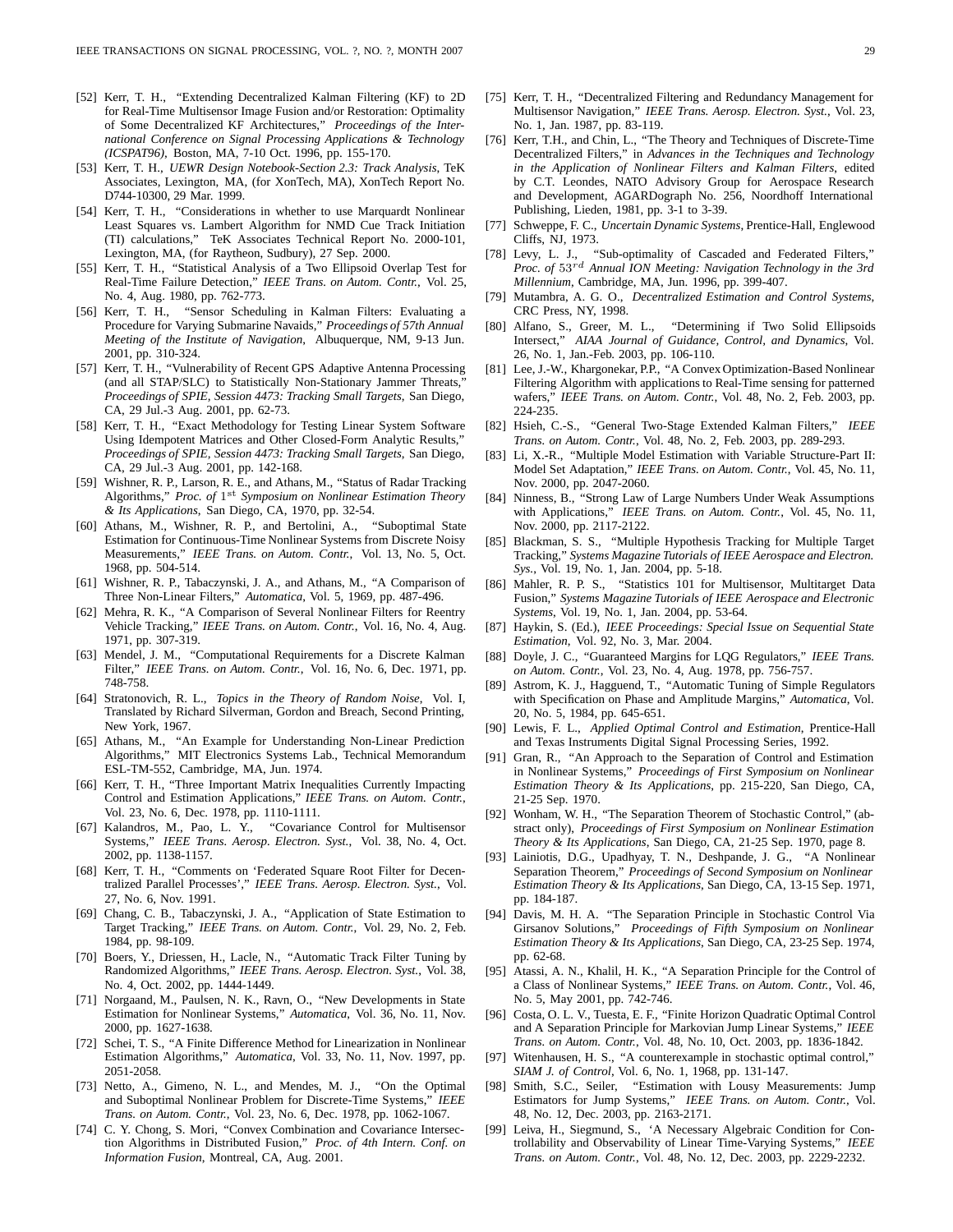[52] Kerr, T. H., "Extending Decentralized Kalman Filtering (KF) to 2D for Real-Time Multisensor Image Fusion and/or Restoration: Optimality of Some Decentralized KF Architectures," *Proceedings of the International Conference on Signal Processing Applications & Technology (ICSPAT96)*, Boston, MA, 7-10 Oct. 1996, pp. 155-170.

[53] Kerr, T. H., *UEWR Design Notebook-Section 2.3: Track Analysis*, TeK Associates, Lexington, MA, (for XonTech, MA), XonTech Report No. D744-10300, 29 Mar. 1999.

[54] Kerr, T. H., "Considerations in whether to use Marquardt Nonlinear Least Squares vs. Lambert Algorithm for NMD Cue Track Initiation (TI) calculations," TeK Associates Technical Report No. 2000-101, Lexington, MA, (for Raytheon, Sudbury), 27 Sep. 2000.

[55] Kerr, T. H., "Statistical Analysis of a Two Ellipsoid Overlap Test for Real-Time Failure Detection," *IEEE Trans. on Autom. Contr.*, Vol. 25, No. 4, Aug. 1980, pp. 762-773.

[56] Kerr, T. H., "Sensor Scheduling in Kalman Filters: Evaluating a Procedure for Varying Submarine Navaids," *Proceedings of 57th Annual Meeting of the Institute of Navigation*, Albuquerque, NM, 9-13 Jun. 2001, pp. 310-324.

[57] Kerr, T. H., "Vulnerability of Recent GPS Adaptive Antenna Processing (and all STAP/SLC) to Statistically Non-Stationary Jammer Threats," *Proceedings of SPIE, Session 4473: Tracking Small Targets*, San Diego, CA, 29 Jul.-3 Aug. 2001, pp. 62-73.

[58] Kerr, T. H., "Exact Methodology for Testing Linear System Software Using Idempotent Matrices and Other Closed-Form Analytic Results," *Proceedings of SPIE, Session 4473: Tracking Small Targets*, San Diego, CA, 29 Jul.-3 Aug. 2001, pp. 142-168.

[59] Wishner, R. P., Larson, R. E., and Athans, M., "Status of Radar Tracking Algorithms," *Proc. of* $1^{st}$ *Symposium on Nonlinear Estimation Theory & Its Applications*, San Diego, CA, 1970, pp. 32-54.

[60] Athans, M., Wishner, R. P., and Bertolini, A., "Suboptimal State Estimation for Continuous-Time Nonlinear Systems from Discrete Noisy Measurements," *IEEE Trans. on Autom. Contr.*, Vol. 13, No. 5, Oct. 1968, pp. 504-514.

[61] Wishner, R. P., Tabaczynski, J. A., and Athans, M., "A Comparison of Three Non-Linear Filters," *Automatica*, Vol. 5, 1969, pp. 487-496.

[62] Mehra, R. K., "A Comparison of Several Nonlinear Filters for Reentry Vehicle Tracking," *IEEE Trans. on Autom. Contr.*, Vol. 16, No. 4, Aug. 1971, pp. 307-319.

[63] Mendel, J. M., "Computational Requirements for a Discrete Kalman Filter," *IEEE Trans. on Autom. Contr.*, Vol. 16, No. 6, Dec. 1971, pp. 748-758.

[64] Stratonovich, R. L., *Topics in the Theory of Random Noise*, Vol. I, Translated by Richard Silverman, Gordon and Breach, Second Printing, New York, 1967.

[65] Athans, M., "An Example for Understanding Non-Linear Prediction Algorithms," MIT Electronics Systems Lab., Technical Memorandum ESL-TM-552, Cambridge, MA, Jun. 1974.

[66] Kerr, T. H., "Three Important Matrix Inequalities Currently Impacting Control and Estimation Applications," *IEEE Trans. on Autom. Contr.*, Vol. 23, No. 6, Dec. 1978, pp. 1110-1111.

[67] Kalandros, M., Pao, L. Y., "Covariance Control for Multisensor Systems," *IEEE Trans. Aerosp. Electron. Syst.*, Vol. 38, No. 4, Oct. 2002, pp. 1138-1157.

[68] Kerr, T. H., "Comments on 'Federated Square Root Filter for Decentralized Parallel Processes'," *IEEE Trans. Aerosp. Electron. Syst.*, Vol. 27, No. 6, Nov. 1991.

[69] Chang, C. B., Tabaczynski, J. A., "Application of State Estimation to Target Tracking," *IEEE Trans. on Autom. Contr.*, Vol. 29, No. 2, Feb. 1984, pp. 98-109.

[70] Boers, Y., Driessen, H., Lacle, N., "Automatic Track Filter Tuning by Randomized Algorithms," *IEEE Trans. Aerosp. Electron. Syst.*, Vol. 38, No. 4, Oct. 2002, pp. 1444-1449.

[71] Norgaand, M., Paulsen, N. K., Ravn, O., "New Developments in State Estimation for Nonlinear Systems," *Automatica*, Vol. 36, No. 11, Nov. 2000, pp. 1627-1638.

[72] Schei, T. S., "A Finite Difference Method for Linearization in Nonlinear Estimation Algorithms," *Automatica*, Vol. 33, No. 11, Nov. 1997, pp. 2051-2058.

[73] Netto, A., Gimeno, N. L., and Mendes, M. J., "On the Optimal and Suboptimal Nonlinear Problem for Discrete-Time Systems," *IEEE Trans. on Autom. Contr.*, Vol. 23, No. 6, Dec. 1978, pp. 1062-1067.

[74] C. Y. Chong, S. Mori, "Convex Combination and Covariance Intersection Algorithms in Distributed Fusion," *Proc. of 4th Intern. Conf. on Information Fusion*, Montreal, CA, Aug. 2001.

[75] Kerr, T. H., "Decentralized Filtering and Redundancy Management for Multisensor Navigation," *IEEE Trans. Aerosp. Electron. Syst.*, Vol. 23, No. 1, Jan. 1987, pp. 83-119.

[76] Kerr, T.H., and Chin, L., "The Theory and Techniques of Discrete-Time Decentralized Filters," in *Advances in the Techniques and Technology in the Application of Nonlinear Filters and Kalman Filters*, edited by C.T. Leondes, NATO Advisory Group for Aerospace Research and Development, AGARDograph No. 256, Noordhoff International Publishing, Lieden, 1981, pp. 3-1 to 3-39.

[77] Schweppe, F. C., *Uncertain Dynamic Systems*, Prentice-Hall, Englewood Cliffs, NJ, 1973.

[78] Levy, L. J., "Sub-optimality of Cascaded and Federated Filters," *Proc. of* $53^{rd}$ *Annual ION Meeting: Navigation Technology in the 3rd Millennium*, Cambridge, MA, Jun. 1996, pp. 399-407.

[79] Mutambra, A. G. O., *Decentralized Estimation and Control Systems*, CRC Press, NY, 1998.

[80] Alfano, S., Greer, M. L., "Determining if Two Solid Ellipsoids Intersect," *AIAA Journal of Guidance, Control, and Dynamics*, Vol. 26, No. 1, Jan.-Feb. 2003, pp. 106-110.

[81] Lee, J.-W., Khargonekar, P.P., "A Convex Optimization-Based Nonlinear Filtering Algorithm with applications to Real-Time sensing for patterned wafers," *IEEE Trans. on Autom. Contr.*, Vol. 48, No. 2, Feb. 2003, pp. 224-235.

[82] Hsieh, C.-S., "General Two-Stage Extended Kalman Filters," *IEEE Trans. on Autom. Contr.*, Vol. 48, No. 2, Feb. 2003, pp. 289-293.

[83] Li, X.-R., "Multiple Model Estimation with Variable Structure-Part II: Model Set Adaptation," *IEEE Trans. on Autom. Contr.*, Vol. 45, No. 11, Nov. 2000, pp. 2047-2060.

[84] Ninness, B., "Strong Law of Large Numbers Under Weak Assumptions with Applications," *IEEE Trans. on Autom. Contr.*, Vol. 45, No. 11, Nov. 2000, pp. 2117-2122.

[85] Blackman, S. S., "Multiple Hypothesis Tracking for Multiple Target Tracking," *Systems Magazine Tutorials of IEEE Aerospace and Electron. Sys.*, Vol. 19, No. 1, Jan. 2004, pp. 5-18.

[86] Mahler, R. P. S., "Statistics 101 for Multisensor, Multitarget Data Fusion," *Systems Magazine Tutorials of IEEE Aerospace and Electronic Systems*, Vol. 19, No. 1, Jan. 2004, pp. 53-64.

[87] Haykin, S. (Ed.), *IEEE Proceedings: Special Issue on Sequential State Estimation*, Vol. 92, No. 3, Mar. 2004.

[88] Doyle, J. C., "Guaranteed Margins for LQG Regulators," *IEEE Trans. on Autom. Contr.*, Vol. 23, No. 4, Aug. 1978, pp. 756-757.

[89] Astrom, K. J., Hagguend, T., "Automatic Tuning of Simple Regulators with Specification on Phase and Amplitude Margins," *Automatica*, Vol. 20, No. 5, 1984, pp. 645-651.

[90] Lewis, F. L., *Applied Optimal Control and Estimation*, Prentice-Hall and Texas Instruments Digital Signal Processing Series, 1992.

[91] Gran, R., "An Approach to the Separation of Control and Estimation in Nonlinear Systems," *Proceedings of First Symposium on Nonlinear Estimation Theory & Its Applications*, pp. 215-220, San Diego, CA, 21-25 Sep. 1970.

[92] Wonham, W. H., "The Separation Theorem of Stochastic Control," (abstract only), *Proceedings of First Symposium on Nonlinear Estimation Theory & Its Applications*, San Diego, CA, 21-25 Sep. 1970, page 8.

[93] Lainiotis, D.G., Upadhyay, T. N., Deshpande, J. G., "A Nonlinear Separation Theorem," *Proceedings of Second Symposium on Nonlinear Estimation Theory & Its Applications*, San Diego, CA, 13-15 Sep. 1971, pp. 184-187.

[94] Davis, M. H. A. "The Separation Principle in Stochastic Control Via Girsanov Solutions," *Proceedings of Fifth Symposium on Nonlinear Estimation Theory & Its Applications*, San Diego, CA, 23-25 Sep. 1974, pp. 62-68.

[95] Atassi, A. N., Khalil, H. K., "A Separation Principle for the Control of a Class of Nonlinear Systems," *IEEE Trans. on Autom. Contr.*, Vol. 46, No. 5, May 2001, pp. 742-746.

[96] Costa, O. L. V., Tuesta, E. F., "Finite Horizon Quadratic Optimal Control and A Separation Principle for Markovian Jump Linear Systems," *IEEE Trans. on Autom. Contr.*, Vol. 48, No. 10, Oct. 2003, pp. 1836-1842.

[97] Witenhausen, H. S., "A counterexample in stochastic optimal control," *SIAM J. of Control*, Vol. 6, No. 1, 1968, pp. 131-147.

[98] Smith, S.C., Seiler, "Estimation with Lousy Measurements: Jump Estimators for Jump Systems," *IEEE Trans. on Autom. Contr.*, Vol. 48, No. 12, Dec. 2003, pp. 2163-2171.

[99] Leiva, H., Siegmund, S., 'A Necessary Algebraic Condition for Controllability and Observability of Linear Time-Varying Systems," *IEEE Trans. on Autom. Contr.*, Vol. 48, No. 12, Dec. 2003, pp. 2229-2232.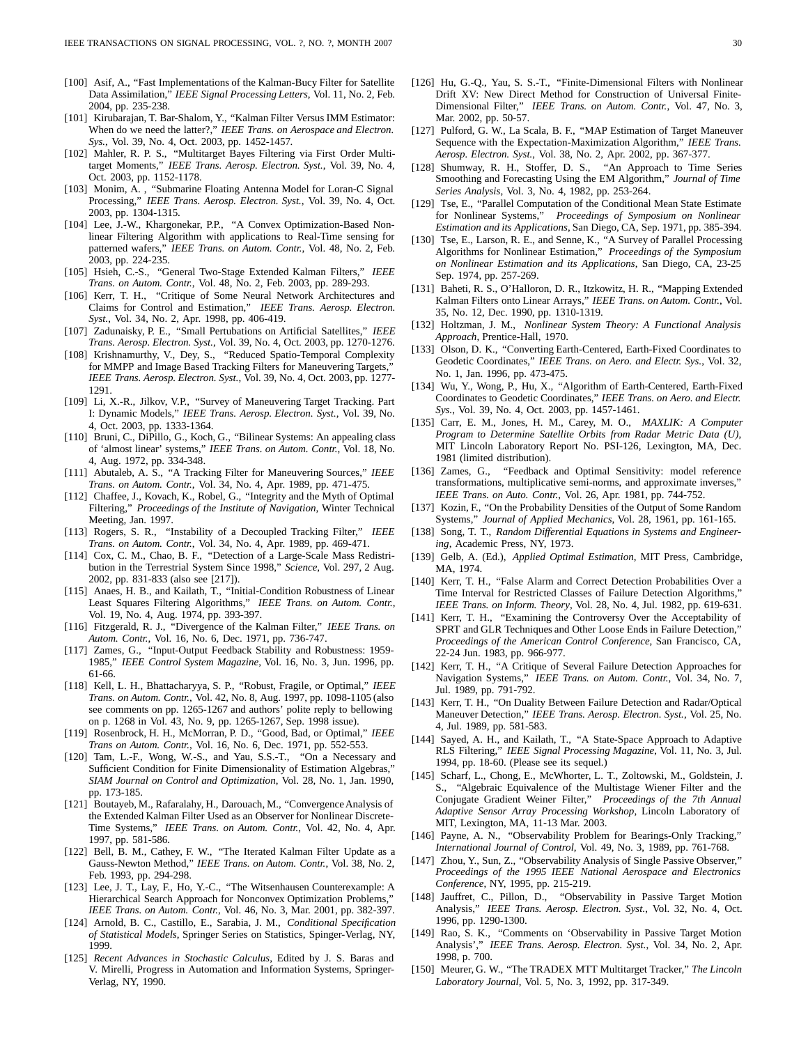[100] Asif, A., "Fast Implementations of the Kalman-Bucy Filter for Satellite Data Assimilation," *IEEE Signal Processing Letters*, Vol. 11, No. 2, Feb. 2004, pp. 235-238.

[101] Kirubarajan, T. Bar-Shalom, Y., "Kalman Filter Versus IMM Estimator: When do we need the latter?," *IEEE Trans. on Aerospace and Electron. Sys.*, Vol. 39, No. 4, Oct. 2003, pp. 1452-1457.

[102] Mahler, R. P. S., "Multitarget Bayes Filtering via First Order Multitarget Moments," *IEEE Trans. Aerosp. Electron. Syst.*, Vol. 39, No. 4, Oct. 2003, pp. 1152-1178.

[103] Monim, A. , "Submarine Floating Antenna Model for Loran-C Signal Processing," *IEEE Trans. Aerosp. Electron. Syst.*, Vol. 39, No. 4, Oct. 2003, pp. 1304-1315.

[104] Lee, J.-W., Khargonekar, P.P., "A Convex Optimization-Based Nonlinear Filtering Algorithm with applications to Real-Time sensing for patterned wafers," *IEEE Trans. on Autom. Contr.*, Vol. 48, No. 2, Feb. 2003, pp. 224-235.

[105] Hsieh, C.-S., "General Two-Stage Extended Kalman Filters," *IEEE Trans. on Autom. Contr.*, Vol. 48, No. 2, Feb. 2003, pp. 289-293.

[106] Kerr, T. H., "Critique of Some Neural Network Architectures and Claims for Control and Estimation," *IEEE Trans. Aerosp. Electron. Syst.*, Vol. 34, No. 2, Apr. 1998, pp. 406-419.

[107] Zadunaisky, P. E., "Small Pertubations on Artificial Satellites," *IEEE Trans. Aerosp. Electron. Syst.*, Vol. 39, No. 4, Oct. 2003, pp. 1270-1276.

[108] Krishnamurthy, V., Dey, S., "Reduced Spatio-Temporal Complexity for MMPP and Image Based Tracking Filters for Maneuvering Targets," *IEEE Trans. Aerosp. Electron. Syst.*, Vol. 39, No. 4, Oct. 2003, pp. 1277-1291.

[109] Li, X.-R., Jilkov, V.P., "Survey of Maneuvering Target Tracking. Part I: Dynamic Models," *IEEE Trans. Aerosp. Electron. Syst.*, Vol. 39, No. 4, Oct. 2003, pp. 1333-1364.

[110] Bruni, C., DiPillo, G., Koch, G., "Bilinear Systems: An appealing class of 'almost linear' systems," *IEEE Trans. on Autom. Contr.*, Vol. 18, No. 4, Aug. 1972, pp. 334-348.

[111] Abutaleb, A. S., "A Tracking Filter for Maneuvering Sources," *IEEE Trans. on Autom. Contr.*, Vol. 34, No. 4, Apr. 1989, pp. 471-475.

[112] Chaffee, J., Kovach, K., Robel, G., "Integrity and the Myth of Optimal Filtering," *Proceedings of the Institute of Navigation*, Winter Technical Meeting, Jan. 1997.

[113] Rogers, S. R., "Instability of a Decoupled Tracking Filter," *IEEE Trans. on Autom. Contr.*, Vol. 34, No. 4, Apr. 1989, pp. 469-471.

[114] Cox, C. M., Chao, B. F., "Detection of a Large-Scale Mass Redistribution in the Terrestrial System Since 1998," *Science*, Vol. 297, 2 Aug. 2002, pp. 831-833 (also see [217]).

[115] Anaes, H. B., and Kailath, T., "Initial-Condition Robustness of Linear Least Squares Filtering Algorithms," *IEEE Trans. on Autom. Contr.*, Vol. 19, No. 4, Aug. 1974, pp. 393-397.

[116] Fitzgerald, R. J., "Divergence of the Kalman Filter," *IEEE Trans. on Autom. Contr.*, Vol. 16, No. 6, Dec. 1971, pp. 736-747.

[117] Zames, G., "Input-Output Feedback Stability and Robustness: 1959-1985," *IEEE Control System Magazine*, Vol. 16, No. 3, Jun. 1996, pp. 61-66.

[118] Kell, L. H., Bhattacharyya, S. P., "Robust, Fragile, or Optimal," *IEEE Trans. on Autom. Contr.*, Vol. 42, No. 8, Aug. 1997, pp. 1098-1105 (also see comments on pp. 1265-1267 and authors' polite reply to bellowing on p. 1268 in Vol. 43, No. 9, pp. 1265-1267, Sep. 1998 issue).

[119] Rosenbrock, H. H., McMorran, P. D., "Good, Bad, or Optimal," *IEEE Trans on Autom. Contr.*, Vol. 16, No. 6, Dec. 1971, pp. 552-553.

[120] Tam, L.-F., Wong, W.-S., and Yau, S.S.-T., "On a Necessary and Sufficient Condition for Finite Dimensionality of Estimation Algebras," *SIAM Journal on Control and Optimization*, Vol. 28, No. 1, Jan. 1990, pp. 173-185.

[121] Boutayeb, M., Rafaralahy, H., Darouach, M., "Convergence Analysis of the Extended Kalman Filter Used as an Observer for Nonlinear Discrete-Time Systems," *IEEE Trans. on Autom. Contr.*, Vol. 42, No. 4, Apr. 1997, pp. 581-586.

[122] Bell, B. M., Cathey, F. W., "The Iterated Kalman Filter Update as a Gauss-Newton Method," *IEEE Trans. on Autom. Contr.*, Vol. 38, No. 2, Feb. 1993, pp. 294-298.

[123] Lee, J. T., Lay, F., Ho, Y.-C., "The Witsenhausen Counterexample: A Hierarchical Search Approach for Nonconvex Optimization Problems," *IEEE Trans. on Autom. Contr.*, Vol. 46, No. 3, Mar. 2001, pp. 382-397.

[124] Arnold, B. C., Castillo, E., Sarabia, J. M., *Conditional Specification of Statistical Models*, Springer Series on Statistics, Spinger-Verlag, NY, 1999.

[125] *Recent Advances in Stochastic Calculus*, Edited by J. S. Baras and V. Mirelli, Progress in Automation and Information Systems, Springer-Verlag, NY, 1990.

[126] Hu, G.-Q., Yau, S. S.-T., "Finite-Dimensional Filters with Nonlinear Drift XV: New Direct Method for Construction of Universal Finite-Dimensional Filter," *IEEE Trans. on Autom. Contr.*, Vol. 47, No. 3, Mar. 2002, pp. 50-57.

[127] Pulford, G. W., La Scala, B. F., "MAP Estimation of Target Maneuver Sequence with the Expectation-Maximization Algorithm," *IEEE Trans. Aerosp. Electron. Syst.*, Vol. 38, No. 2, Apr. 2002, pp. 367-377.

[128] Shumway, R. H., Stoffer, D. S., "An Approach to Time Series Smoothing and Forecasting Using the EM Algorithm," *Journal of Time Series Analysis*, Vol. 3, No. 4, 1982, pp. 253-264.

[129] Tse, E., "Parallel Computation of the Conditional Mean State Estimate for Nonlinear Systems," *Proceedings of Symposium on Nonlinear Estimation and its Applications*, San Diego, CA, Sep. 1971, pp. 385-394.

[130] Tse, E., Larson, R. E., and Senne, K., "A Survey of Parallel Processing Algorithms for Nonlinear Estimation," *Proceedings of the Symposium on Nonlinear Estimation and its Applications*, San Diego, CA, 23-25 Sep. 1974, pp. 257-269.

[131] Baheti, R. S., O'Halloron, D. R., Itzkowitz, H. R., "Mapping Extended Kalman Filters onto Linear Arrays," *IEEE Trans. on Autom. Contr.*, Vol. 35, No. 12, Dec. 1990, pp. 1310-1319.

[132] Holtzman, J. M., *Nonlinear System Theory: A Functional Analysis Approach*, Prentice-Hall, 1970.

[133] Olson, D. K., "Converting Earth-Centered, Earth-Fixed Coordinates to Geodetic Coordinates," *IEEE Trans. on Aero. and Electr. Sys.*, Vol. 32, No. 1, Jan. 1996, pp. 473-475.

[134] Wu, Y., Wong, P., Hu, X., "Algorithm of Earth-Centered, Earth-Fixed Coordinates to Geodetic Coordinates," *IEEE Trans. on Aero. and Electr. Sys.*, Vol. 39, No. 4, Oct. 2003, pp. 1457-1461.

[135] Carr, E. M., Jones, H. M., Carey, M. O., *MAXLIK: A Computer Program to Determine Satellite Orbits from Radar Metric Data (U)*, MIT Lincoln Laboratory Report No. PSI-126, Lexington, MA, Dec. 1981 (limited distribution).

[136] Zames, G., "Feedback and Optimal Sensitivity: model reference transformations, multiplicative semi-norms, and approximate inverses," *IEEE Trans. on Auto. Contr.*, Vol. 26, Apr. 1981, pp. 744-752.

[137] Kozin, F., "On the Probability Densities of the Output of Some Random Systems," *Journal of Applied Mechanics*, Vol. 28, 1961, pp. 161-165.

[138] Song, T. T., *Random Differential Equations in Systems and Engineering*, Academic Press, NY, 1973.

[139] Gelb, A. (Ed.), *Applied Optimal Estimation*, MIT Press, Cambridge, MA, 1974.

[140] Kerr, T. H., "False Alarm and Correct Detection Probabilities Over a Time Interval for Restricted Classes of Failure Detection Algorithms," *IEEE Trans. on Inform. Theory*, Vol. 28, No. 4, Jul. 1982, pp. 619-631.

[141] Kerr, T. H., "Examining the Controversy Over the Acceptability of SPRT and GLR Techniques and Other Loose Ends in Failure Detection," *Proceedings of the American Control Conference*, San Francisco, CA, 22-24 Jun. 1983, pp. 966-977.

[142] Kerr, T. H., "A Critique of Several Failure Detection Approaches for Navigation Systems," *IEEE Trans. on Autom. Contr.*, Vol. 34, No. 7, Jul. 1989, pp. 791-792.

[143] Kerr, T. H., "On Duality Between Failure Detection and Radar/Optical Maneuver Detection," *IEEE Trans. Aerosp. Electron. Syst.*, Vol. 25, No. 4, Jul. 1989, pp. 581-583.

[144] Sayed, A. H., and Kailath, T., "A State-Space Approach to Adaptive RLS Filtering," *IEEE Signal Processing Magazine*, Vol. 11, No. 3, Jul. 1994, pp. 18-60. (Please see its sequel.)

[145] Scharf, L., Chong, E., McWhorter, L. T., Zoltowski, M., Goldstein, J. S., "Algebraic Equivalence of the Multistage Wiener Filter and the Conjugate Gradient Weiner Filter," *Proceedings of the 7th Annual Adaptive Sensor Array Processing Workshop*, Lincoln Laboratory of MIT, Lexington, MA, 11-13 Mar. 2003.

[146] Payne, A. N., "Observability Problem for Bearings-Only Tracking," *International Journal of Control*, Vol. 49, No. 3, 1989, pp. 761-768.

[147] Zhou, Y., Sun, Z., "Observability Analysis of Single Passive Observer," *Proceedings of the 1995 IEEE National Aerospace and Electronics Conference*, NY, 1995, pp. 215-219.

[148] Jauffret, C., Pillon, D., "Observability in Passive Target Motion Analysis," *IEEE Trans. Aerosp. Electron. Syst.*, Vol. 32, No. 4, Oct. 1996, pp. 1290-1300.

[149] Rao, S. K., "Comments on 'Observability in Passive Target Motion Analysis'," *IEEE Trans. Aerosp. Electron. Syst.*, Vol. 34, No. 2, Apr. 1998, p. 700.

[150] Meurer, G. W., "The TRADEX MTT Multitarget Tracker," *The Lincoln Laboratory Journal*, Vol. 5, No. 3, 1992, pp. 317-349.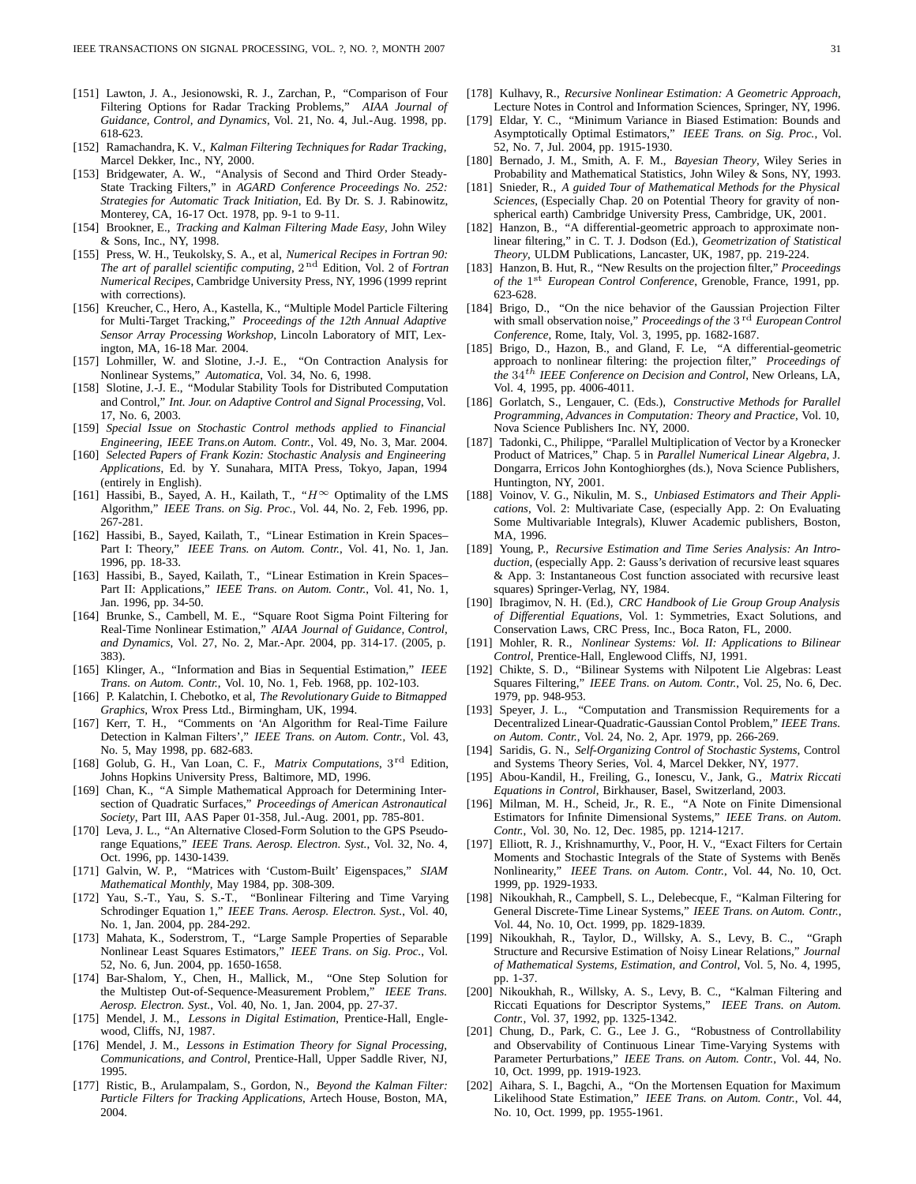[151] Lawton, J. A., Jesionowski, R. J., Zarchan, P., "Comparison of Four Filtering Options for Radar Tracking Problems," *AIAA Journal of Guidance, Control, and Dynamics*, Vol. 21, No. 4, Jul.-Aug. 1998, pp. 618-623.

[152] Ramachandra, K. V., *Kalman Filtering Techniques for Radar Tracking*, Marcel Dekker, Inc., NY, 2000.

[153] Bridgewater, A. W., "Analysis of Second and Third Order Steady-State Tracking Filters," in *AGARD Conference Proceedings No. 252: Strategies for Automatic Track Initiation*, Ed. By Dr. S. J. Rabinowitz, Monterey, CA, 16-17 Oct. 1978, pp. 9-1 to 9-11.

[154] Brookner, E., *Tracking and Kalman Filtering Made Easy*, John Wiley & Sons, Inc., NY, 1998.

[155] Press, W. H., Teukolsky, S. A., et al, *Numerical Recipes in Fortran 90: The art of parallel scientific computing*, $2^{\rm nd}$ Edition, Vol. 2 of *Fortran Numerical Recipes*, Cambridge University Press, NY, 1996 (1999 reprint with corrections).

[156] Kreucher, C., Hero, A., Kastella, K., "Multiple Model Particle Filtering for Multi-Target Tracking," *Proceedings of the 12th Annual Adaptive Sensor Array Processing Workshop*, Lincoln Laboratory of MIT, Lexington, MA, 16-18 Mar. 2004.

[157] Lohmiller, W. and Slotine, J.-J. E., "On Contraction Analysis for Nonlinear Systems," *Automatica*, Vol. 34, No. 6, 1998.

[158] Slotine, J.-J. E., "Modular Stability Tools for Distributed Computation and Control," *Int. Jour. on Adaptive Control and Signal Processing*, Vol. 17, No. 6, 2003.

[159] *Special Issue on Stochastic Control methods applied to Financial Engineering*, *IEEE Trans.on Autom. Contr.*, Vol. 49, No. 3, Mar. 2004.

[160] *Selected Papers of Frank Kozin: Stochastic Analysis and Engineering Applications*, Ed. by Y. Sunahara, MITA Press, Tokyo, Japan, 1994 (entirely in English).

[161] Hassibi, B., Sayed, A. H., Kailath, T., "$H^{\infty}$ Optimality of the LMS Algorithm," *IEEE Trans. on Sig. Proc.*, Vol. 44, No. 2, Feb. 1996, pp. 267-281.

[162] Hassibi, B., Sayed, Kailath, T., "Linear Estimation in Krein Spaces–Part I: Theory," *IEEE Trans. on Autom. Contr.*, Vol. 41, No. 1, Jan. 1996, pp. 18-33.

[163] Hassibi, B., Sayed, Kailath, T., "Linear Estimation in Krein Spaces–Part II: Applications," *IEEE Trans. on Autom. Contr.*, Vol. 41, No. 1, Jan. 1996, pp. 34-50.

[164] Brunke, S., Cambell, M. E., "Square Root Sigma Point Filtering for Real-Time Nonlinear Estimation," *AIAA Journal of Guidance, Control, and Dynamics*, Vol. 27, No. 2, Mar.-Apr. 2004, pp. 314-17. (2005, p. 383).

[165] Klinger, A., "Information and Bias in Sequential Estimation," *IEEE Trans. on Autom. Contr.*, Vol. 10, No. 1, Feb. 1968, pp. 102-103.

[166] P. Kalatchin, I. Chebotko, et al, *The Revolutionary Guide to Bitmapped Graphics*, Wrox Press Ltd., Birmingham, UK, 1994.

[167] Kerr, T. H., "Comments on 'An Algorithm for Real-Time Failure Detection in Kalman Filters'," *IEEE Trans. on Autom. Contr.*, Vol. 43, No. 5, May 1998, pp. 682-683.

[168] Golub, G. H., Van Loan, C. F., *Matrix Computations*, $3^{\rm rd}$ Edition, Johns Hopkins University Press, Baltimore, MD, 1996.

[169] Chan, K., "A Simple Mathematical Approach for Determining Intersection of Quadratic Surfaces," *Proceedings of American Astronautical Society*, Part III, AAS Paper 01-358, Jul.-Aug. 2001, pp. 785-801.

[170] Leva, J. L., "An Alternative Closed-Form Solution to the GPS Pseudorange Equations," *IEEE Trans. Aerosp. Electron. Syst.*, Vol. 32, No. 4, Oct. 1996, pp. 1430-1439.

[171] Galvin, W. P., "Matrices with 'Custom-Built' Eigenspaces," *SIAM Mathematical Monthly*, May 1984, pp. 308-309.

[172] Yau, S.-T., Yau, S. S.-T., "Bonlinear Filtering and Time Varying Schrodinger Equation 1," *IEEE Trans. Aerosp. Electron. Syst.*, Vol. 40, No. 1, Jan. 2004, pp. 284-292.

[173] Mahata, K., Soderstrom, T., "Large Sample Properties of Separable Nonlinear Least Squares Estimators," *IEEE Trans. on Sig. Proc.*, Vol. 52, No. 6, Jun. 2004, pp. 1650-1658.

[174] Bar-Shalom, Y., Chen, H., Mallick, M., "One Step Solution for the Multistep Out-of-Sequence-Measurement Problem," *IEEE Trans. Aerosp. Electron. Syst.*, Vol. 40, No. 1, Jan. 2004, pp. 27-37.

[175] Mendel, J. M., *Lessons in Digital Estimation*, Prentice-Hall, Englewood, Cliffs, NJ, 1987.

[176] Mendel, J. M., *Lessons in Estimation Theory for Signal Processing, Communications, and Control*, Prentice-Hall, Upper Saddle River, NJ, 1995.

[177] Ristic, B., Arulampalam, S., Gordon, N., *Beyond the Kalman Filter: Particle Filters for Tracking Applications*, Artech House, Boston, MA, 2004.

[178] Kulhavy, R., *Recursive Nonlinear Estimation: A Geometric Approach*, Lecture Notes in Control and Information Sciences, Springer, NY, 1996.

[179] Eldar, Y. C., "Minimum Variance in Biased Estimation: Bounds and Asymptotically Optimal Estimators," *IEEE Trans. on Sig. Proc.*, Vol. 52, No. 7, Jul. 2004, pp. 1915-1930.

[180] Bernado, J. M., Smith, A. F. M., *Bayesian Theory*, Wiley Series in Probability and Mathematical Statistics, John Wiley & Sons, NY, 1993.

[181] Snieder, R., *A guided Tour of Mathematical Methods for the Physical Sciences*, (Especially Chap. 20 on Potential Theory for gravity of non-spherical earth) Cambridge University Press, Cambridge, UK, 2001.

[182] Hanzon, B., "A differential-geometric approach to approximate non-linear filtering," in C. T. J. Dodson (Ed.), *Geometrization of Statistical Theory*, ULDM Publications, Lancaster, UK, 1987, pp. 219-224.

[183] Hanzon, B. Hut, R., "New Results on the projection filter," *Proceedings of the* $1^{\rm st}$ *European Control Conference*, Grenoble, France, 1991, pp. 623-628.

[184] Brigo, D., "On the nice behavior of the Gaussian Projection Filter with small observation noise," *Proceedings of the* $3^{\rm rd}$ *European Control Conference*, Rome, Italy, Vol. 3, 1995, pp. 1682-1687.

[185] Brigo, D., Hazon, B., and Gland, F. Le, "A differential-geometric approach to nonlinear filtering: the projection filter," *Proceedings of the* $34^{th}$ *IEEE Conference on Decision and Control*, New Orleans, LA, Vol. 4, 1995, pp. 4006-4011.

[186] Gorlatch, S., Lengauer, C. (Eds.), *Constructive Methods for Parallel Programming, Advances in Computation: Theory and Practice*, Vol. 10, Nova Science Publishers Inc. NY, 2000.

[187] Tadonki, C., Philippe, "Parallel Multiplication of Vector by a Kronecker Product of Matrices," Chap. 5 in *Parallel Numerical Linear Algebra*, J. Dongarra, Erricos John Kontoghiorghes (ds.), Nova Science Publishers, Huntington, NY, 2001.

[188] Voinov, V. G., Nikulin, M. S., *Unbiased Estimators and Their Applications*, Vol. 2: Multivariate Case, (especially App. 2: On Evaluating Some Multivariable Integrals), Kluwer Academic publishers, Boston, MA, 1996.

[189] Young, P., *Recursive Estimation and Time Series Analysis: An Introduction*, (especially App. 2: Gauss's derivation of recursive least squares & App. 3: Instantaneous Cost function associated with recursive least squares) Springer-Verlag, NY, 1984.

[190] Ibragimov, N. H. (Ed.), *CRC Handbook of Lie Group Group Analysis of Differential Equations*, Vol. 1: Symmetries, Exact Solutions, and Conservation Laws, CRC Press, Inc., Boca Raton, FL, 2000.

[191] Mohler, R. R., *Nonlinear Systems: Vol. II: Applications to Bilinear Control*, Prentice-Hall, Englewood Cliffs, NJ, 1991.

[192] Chikte, S. D., "Bilinear Systems with Nilpotent Lie Algebras: Least Squares Filtering," *IEEE Trans. on Autom. Contr.*, Vol. 25, No. 6, Dec. 1979, pp. 948-953.

[193] Speyer, J. L., "Computation and Transmission Requirements for a Decentralized Linear-Quadratic-Gaussian Contol Problem," *IEEE Trans. on Autom. Contr.*, Vol. 24, No. 2, Apr. 1979, pp. 266-269.

[194] Saridis, G. N., *Self-Organizing Control of Stochastic Systems*, Control and Systems Theory Series, Vol. 4, Marcel Dekker, NY, 1977.

[195] Abou-Kandil, H., Freiling, G., Ionescu, V., Jank, G., *Matrix Riccati Equations in Control*, Birkhauser, Basel, Switzerland, 2003.

[196] Milman, M. H., Scheid, Jr., R. E., "A Note on Finite Dimensional Estimators for Infinite Dimensional Systems," *IEEE Trans. on Autom. Contr.*, Vol. 30, No. 12, Dec. 1985, pp. 1214-1217.

[197] Elliott, R. J., Krishnamurthy, V., Poor, H. V., "Exact Filters for Certain Moments and Stochastic Integrals of the State of Systems with Beněs Nonlinearity," *IEEE Trans. on Autom. Contr.*, Vol. 44, No. 10, Oct. 1999, pp. 1929-1933.

[198] Nikoukhah, R., Campbell, S. L., Delebecque, F., "Kalman Filtering for General Discrete-Time Linear Systems," *IEEE Trans. on Autom. Contr.*, Vol. 44, No. 10, Oct. 1999, pp. 1829-1839.

[199] Nikoukhah, R., Taylor, D., Willsky, A. S., Levy, B. C., "Graph Structure and Recursive Estimation of Noisy Linear Relations," *Journal of Mathematical Systems, Estimation, and Control*, Vol. 5, No. 4, 1995, pp. 1-37.

[200] Nikoukhah, R., Willsky, A. S., Levy, B. C., "Kalman Filtering and Riccati Equations for Descriptor Systems," *IEEE Trans. on Autom. Contr.*, Vol. 37, 1992, pp. 1325-1342.

[201] Chung, D., Park, C. G., Lee J. G., "Robustness of Controllability and Observability of Continuous Linear Time-Varying Systems with Parameter Perturbations," *IEEE Trans. on Autom. Contr.*, Vol. 44, No. 10, Oct. 1999, pp. 1919-1923.

[202] Aihara, S. I., Bagchi, A., "On the Mortensen Equation for Maximum Likelihood State Estimation," *IEEE Trans. on Autom. Contr.*, Vol. 44, No. 10, Oct. 1999, pp. 1955-1961.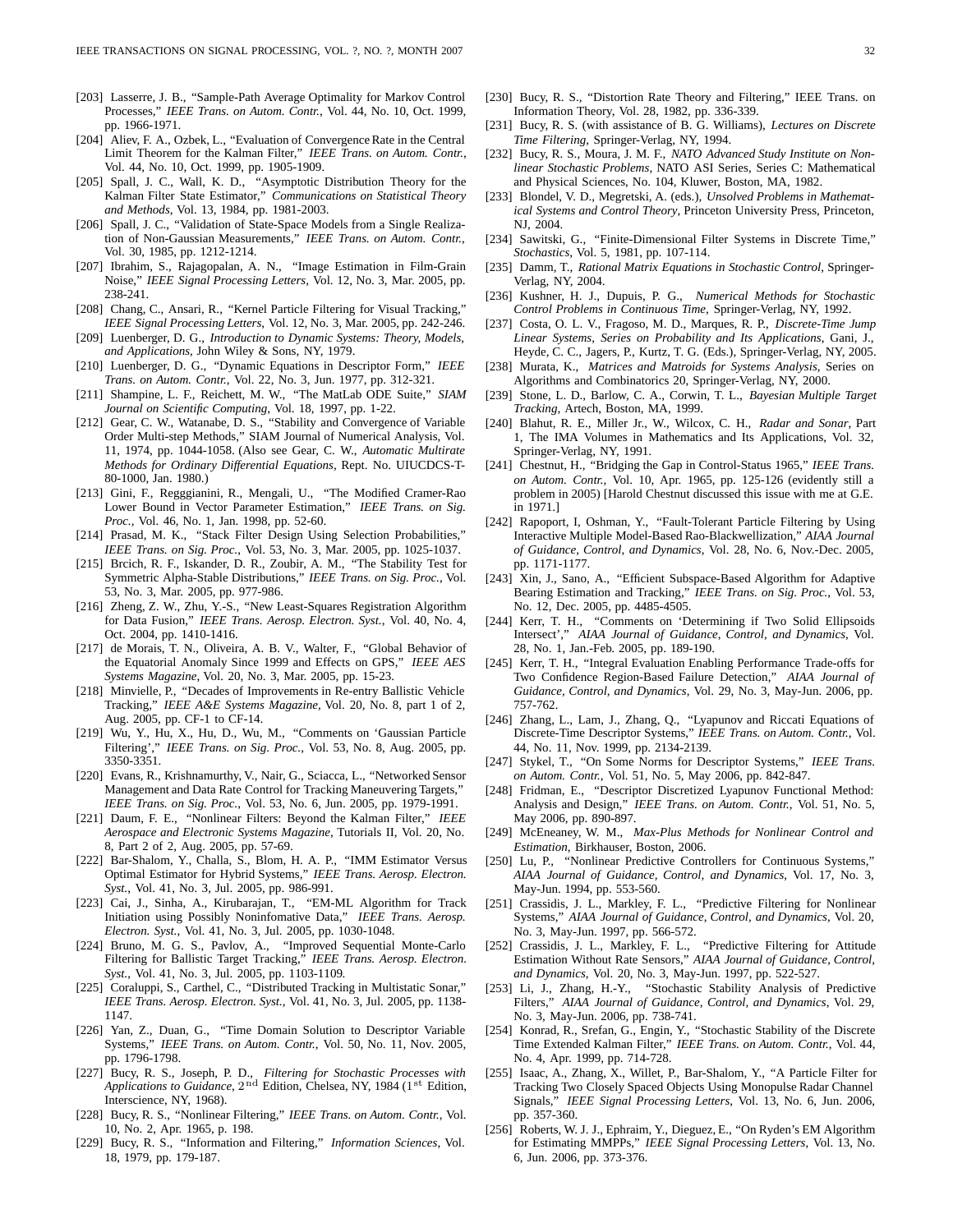[203] Lasserre, J. B., "Sample-Path Average Optimality for Markov Control Processes," *IEEE Trans. on Autom. Contr.*, Vol. 44, No. 10, Oct. 1999, pp. 1966-1971.

[204] Aliev, F. A., Ozbek, L., "Evaluation of Convergence Rate in the Central Limit Theorem for the Kalman Filter," *IEEE Trans. on Autom. Contr.*, Vol. 44, No. 10, Oct. 1999, pp. 1905-1909.

[205] Spall, J. C., Wall, K. D., "Asymptotic Distribution Theory for the Kalman Filter State Estimator," *Communications on Statistical Theory and Methods*, Vol. 13, 1984, pp. 1981-2003.

[206] Spall, J. C., "Validation of State-Space Models from a Single Realization of Non-Gaussian Measurements," *IEEE Trans. on Autom. Contr.*, Vol. 30, 1985, pp. 1212-1214.

[207] Ibrahim, S., Rajagopalan, A. N., "Image Estimation in Film-Grain Noise," *IEEE Signal Processing Letters*, Vol. 12, No. 3, Mar. 2005, pp. 238-241.

[208] Chang, C., Ansari, R., "Kernel Particle Filtering for Visual Tracking," *IEEE Signal Processing Letters*, Vol. 12, No. 3, Mar. 2005, pp. 242-246.

[209] Luenberger, D. G., *Introduction to Dynamic Systems: Theory, Models, and Applications*, John Wiley & Sons, NY, 1979.

[210] Luenberger, D. G., "Dynamic Equations in Descriptor Form," *IEEE Trans. on Autom. Contr.*, Vol. 22, No. 3, Jun. 1977, pp. 312-321.

[211] Shampine, L. F., Reichett, M. W., "The MatLab ODE Suite," *SIAM Journal on Scientific Computing*, Vol. 18, 1997, pp. 1-22.

[212] Gear, C. W., Watanabe, D. S., "Stability and Convergence of Variable Order Multi-step Methods," SIAM Journal of Numerical Analysis, Vol. 11, 1974, pp. 1044-1058. (Also see Gear, C. W., *Automatic Multirate Methods for Ordinary Differential Equations*, Rept. No. UIUCDCS-T-80-1000, Jan. 1980.)

[213] Gini, F., Regggianini, R., Mengali, U., "The Modified Cramer-Rao Lower Bound in Vector Parameter Estimation," *IEEE Trans. on Sig. Proc.*, Vol. 46, No. 1, Jan. 1998, pp. 52-60.

[214] Prasad, M. K., "Stack Filter Design Using Selection Probabilities," *IEEE Trans. on Sig. Proc.*, Vol. 53, No. 3, Mar. 2005, pp. 1025-1037.

[215] Brcich, R. F., Iskander, D. R., Zoubir, A. M., "The Stability Test for Symmetric Alpha-Stable Distributions," *IEEE Trans. on Sig. Proc.*, Vol. 53, No. 3, Mar. 2005, pp. 977-986.

[216] Zheng, Z. W., Zhu, Y.-S., "New Least-Squares Registration Algorithm for Data Fusion," *IEEE Trans. Aerosp. Electron. Syst.*, Vol. 40, No. 4, Oct. 2004, pp. 1410-1416.

[217] de Morais, T. N., Oliveira, A. B. V., Walter, F., "Global Behavior of the Equatorial Anomaly Since 1999 and Effects on GPS," *IEEE AES Systems Magazine*, Vol. 20, No. 3, Mar. 2005, pp. 15-23.

[218] Minvielle, P., "Decades of Improvements in Re-entry Ballistic Vehicle Tracking," *IEEE A&E Systems Magazine*, Vol. 20, No. 8, part 1 of 2, Aug. 2005, pp. CF-1 to CF-14.

[219] Wu, Y., Hu, X., Hu, D., Wu, M., "Comments on 'Gaussian Particle Filtering'," *IEEE Trans. on Sig. Proc.*, Vol. 53, No. 8, Aug. 2005, pp. 3350-3351.

[220] Evans, R., Krishnamurthy, V., Nair, G., Sciacca, L., "Networked Sensor Management and Data Rate Control for Tracking Maneuvering Targets," *IEEE Trans. on Sig. Proc.*, Vol. 53, No. 6, Jun. 2005, pp. 1979-1991.

[221] Daum, F. E., "Nonlinear Filters: Beyond the Kalman Filter," *IEEE Aerospace and Electronic Systems Magazine*, Tutorials II, Vol. 20, No. 8, Part 2 of 2, Aug. 2005, pp. 57-69.

[222] Bar-Shalom, Y., Challa, S., Blom, H. A. P., "IMM Estimator Versus Optimal Estimator for Hybrid Systems," *IEEE Trans. Aerosp. Electron. Syst.*, Vol. 41, No. 3, Jul. 2005, pp. 986-991.

[223] Cai, J., Sinha, A., Kirubarajan, T., "EM-ML Algorithm for Track Initiation using Possibly Noninfomative Data," *IEEE Trans. Aerosp. Electron. Syst.*, Vol. 41, No. 3, Jul. 2005, pp. 1030-1048.

[224] Bruno, M. G. S., Pavlov, A., "Improved Sequential Monte-Carlo Filtering for Ballistic Target Tracking," *IEEE Trans. Aerosp. Electron. Syst.*, Vol. 41, No. 3, Jul. 2005, pp. 1103-1109.

[225] Coraluppi, S., Carthel, C., "Distributed Tracking in Multistatic Sonar," *IEEE Trans. Aerosp. Electron. Syst.*, Vol. 41, No. 3, Jul. 2005, pp. 1138-1147.

[226] Yan, Z., Duan, G., "Time Domain Solution to Descriptor Variable Systems," *IEEE Trans. on Autom. Contr.*, Vol. 50, No. 11, Nov. 2005, pp. 1796-1798.

[227] Bucy, R. S., Joseph, P. D., *Filtering for Stochastic Processes with Applications to Guidance*, $2^{\text{nd}}$ Edition, Chelsea, NY, 1984 ($1^{\text{st}}$ Edition, Interscience, NY, 1968).

[228] Bucy, R. S., "Nonlinear Filtering," *IEEE Trans. on Autom. Contr.*, Vol. 10, No. 2, Apr. 1965, p. 198.

[229] Bucy, R. S., "Information and Filtering," *Information Sciences*, Vol. 18, 1979, pp. 179-187.

[230] Bucy, R. S., "Distortion Rate Theory and Filtering," IEEE Trans. on Information Theory, Vol. 28, 1982, pp. 336-339.

[231] Bucy, R. S. (with assistance of B. G. Williams), *Lectures on Discrete Time Filtering*, Springer-Verlag, NY, 1994.

[232] Bucy, R. S., Moura, J. M. F., *NATO Advanced Study Institute on Nonlinear Stochastic Problems*, NATO ASI Series, Series C: Mathematical and Physical Sciences, No. 104, Kluwer, Boston, MA, 1982.

[233] Blondel, V. D., Megretski, A. (eds.), *Unsolved Problems in Mathematical Systems and Control Theory*, Princeton University Press, Princeton, NJ, 2004.

[234] Sawitski, G., "Finite-Dimensional Filter Systems in Discrete Time," *Stochastics*, Vol. 5, 1981, pp. 107-114.

[235] Damm, T., *Rational Matrix Equations in Stochastic Control*, Springer-Verlag, NY, 2004.

[236] Kushner, H. J., Dupuis, P. G., *Numerical Methods for Stochastic Control Problems in Continuous Time*, Springer-Verlag, NY, 1992.

[237] Costa, O. L. V., Fragoso, M. D., Marques, R. P., *Discrete-Time Jump Linear Systems, Series on Probability and Its Applications*, Gani, J., Heyde, C. C., Jagers, P., Kurtz, T. G. (Eds.), Springer-Verlag, NY, 2005.

[238] Murata, K., *Matrices and Matroids for Systems Analysis*, Series on Algorithms and Combinatorics 20, Springer-Verlag, NY, 2000.

[239] Stone, L. D., Barlow, C. A., Corwin, T. L., *Bayesian Multiple Target Tracking*, Artech, Boston, MA, 1999.

[240] Blahut, R. E., Miller Jr., W., Wilcox, C. H., *Radar and Sonar*, Part 1, The IMA Volumes in Mathematics and Its Applications, Vol. 32, Springer-Verlag, NY, 1991.

[241] Chestnut, H., "Bridging the Gap in Control-Status 1965," *IEEE Trans. on Autom. Contr.*, Vol. 10, Apr. 1965, pp. 125-126 (evidently still a problem in 2005) [Harold Chestnut discussed this issue with me at G.E. in 1971.]

[242] Rapoport, I, Oshman, Y., "Fault-Tolerant Particle Filtering by Using Interactive Multiple Model-Based Rao-Blackwellization," *AIAA Journal of Guidance, Control, and Dynamics*, Vol. 28, No. 6, Nov.-Dec. 2005, pp. 1171-1177.

[243] Xin, J., Sano, A., "Efficient Subspace-Based Algorithm for Adaptive Bearing Estimation and Tracking," *IEEE Trans. on Sig. Proc.*, Vol. 53, No. 12, Dec. 2005, pp. 4485-4505.

[244] Kerr, T. H., "Comments on 'Determining if Two Solid Ellipsoids Intersect'," *AIAA Journal of Guidance, Control, and Dynamics*, Vol. 28, No. 1, Jan.-Feb. 2005, pp. 189-190.

[245] Kerr, T. H., "Integral Evaluation Enabling Performance Trade-offs for Two Confidence Region-Based Failure Detection," *AIAA Journal of Guidance, Control, and Dynamics*, Vol. 29, No. 3, May-Jun. 2006, pp. 757-762.

[246] Zhang, L., Lam, J., Zhang, Q., "Lyapunov and Riccati Equations of Discrete-Time Descriptor Systems," *IEEE Trans. on Autom. Contr.*, Vol. 44, No. 11, Nov. 1999, pp. 2134-2139.

[247] Stykel, T., "On Some Norms for Descriptor Systems," *IEEE Trans. on Autom. Contr.*, Vol. 51, No. 5, May 2006, pp. 842-847.

[248] Fridman, E., "Descriptor Discretized Lyapunov Functional Method: Analysis and Design," *IEEE Trans. on Autom. Contr.*, Vol. 51, No. 5, May 2006, pp. 890-897.

[249] McEneaney, W. M., *Max-Plus Methods for Nonlinear Control and Estimation*, Birkhauser, Boston, 2006.

[250] Lu, P., "Nonlinear Predictive Controllers for Continuous Systems," *AIAA Journal of Guidance, Control, and Dynamics*, Vol. 17, No. 3, May-Jun. 1994, pp. 553-560.

[251] Crassidis, J. L., Markley, F. L., "Predictive Filtering for Nonlinear Systems," *AIAA Journal of Guidance, Control, and Dynamics*, Vol. 20, No. 3, May-Jun. 1997, pp. 566-572.

[252] Crassidis, J. L., Markley, F. L., "Predictive Filtering for Attitude Estimation Without Rate Sensors," *AIAA Journal of Guidance, Control, and Dynamics*, Vol. 20, No. 3, May-Jun. 1997, pp. 522-527.

[253] Li, J., Zhang, H.-Y., "Stochastic Stability Analysis of Predictive Filters," *AIAA Journal of Guidance, Control, and Dynamics*, Vol. 29, No. 3, May-Jun. 2006, pp. 738-741.

[254] Konrad, R., Srefan, G., Engin, Y., "Stochastic Stability of the Discrete Time Extended Kalman Filter," *IEEE Trans. on Autom. Contr.*, Vol. 44, No. 4, Apr. 1999, pp. 714-728.

[255] Isaac, A., Zhang, X., Willet, P., Bar-Shalom, Y., "A Particle Filter for Tracking Two Closely Spaced Objects Using Monopulse Radar Channel Signals," *IEEE Signal Processing Letters*, Vol. 13, No. 6, Jun. 2006, pp. 357-360.

[256] Roberts, W. J. J., Ephraim, Y., Dieguez, E., "On Ryden's EM Algorithm for Estimating MMPPs," *IEEE Signal Processing Letters*, Vol. 13, No. 6, Jun. 2006, pp. 373-376.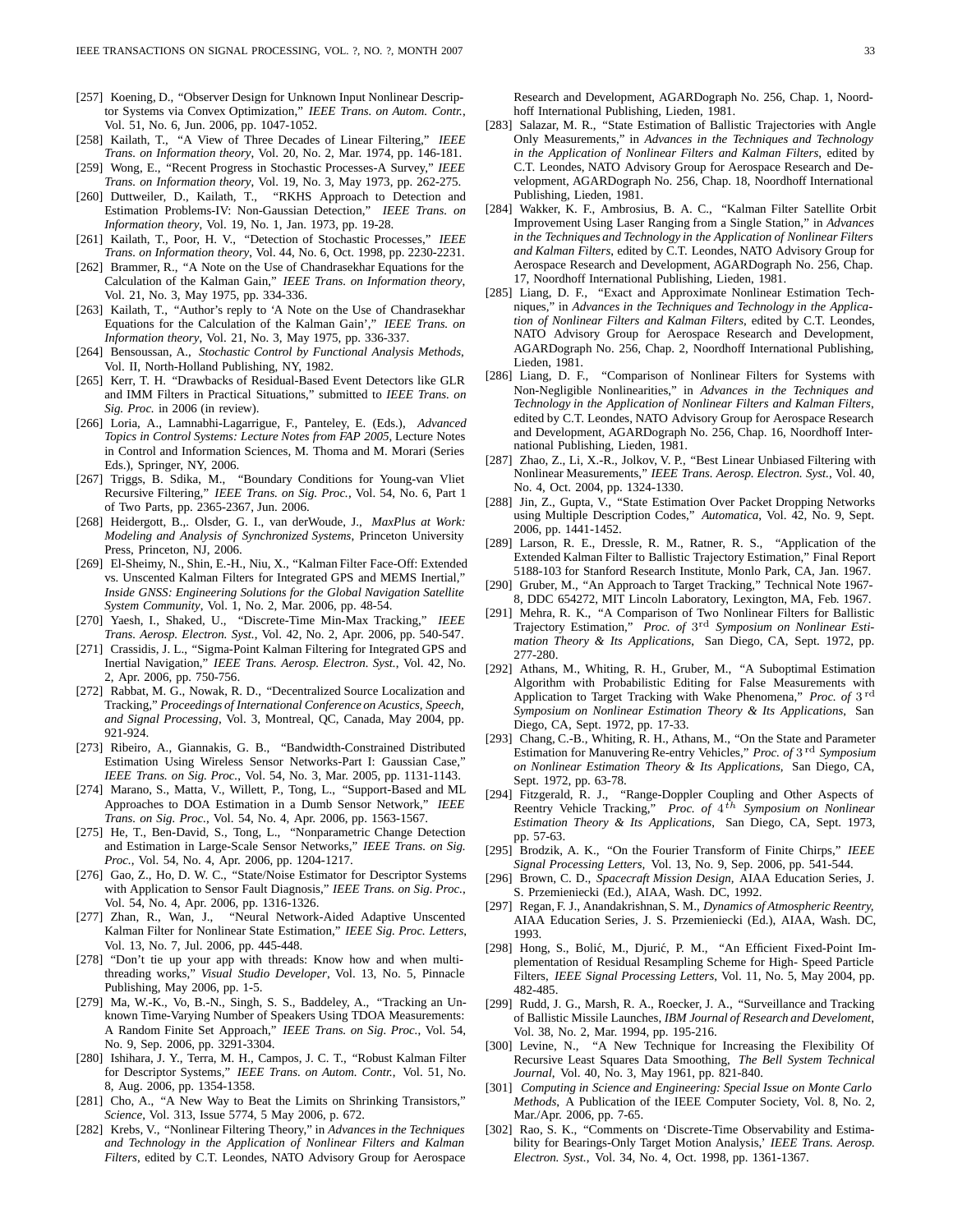[257] Koening, D., "Observer Design for Unknown Input Nonlinear Descriptor Systems via Convex Optimization," *IEEE Trans. on Autom. Contr.*, Vol. 51, No. 6, Jun. 2006, pp. 1047-1052.

[258] Kailath, T., "A View of Three Decades of Linear Filtering," *IEEE Trans. on Information theory*, Vol. 20, No. 2, Mar. 1974, pp. 146-181.

[259] Wong, E., "Recent Progress in Stochastic Processes-A Survey," *IEEE Trans. on Information theory*, Vol. 19, No. 3, May 1973, pp. 262-275.

[260] Duttweiler, D., Kailath, T., "RKHS Approach to Detection and Estimation Problems-IV: Non-Gaussian Detection," *IEEE Trans. on Information theory*, Vol. 19, No. 1, Jan. 1973, pp. 19-28.

[261] Kailath, T., Poor, H. V., "Detection of Stochastic Processes," *IEEE Trans. on Information theory*, Vol. 44, No. 6, Oct. 1998, pp. 2230-2231.

[262] Brammer, R., "A Note on the Use of Chandrasekhar Equations for the Calculation of the Kalman Gain," *IEEE Trans. on Information theory*, Vol. 21, No. 3, May 1975, pp. 334-336.

[263] Kailath, T., "Author's reply to 'A Note on the Use of Chandrasekhar Equations for the Calculation of the Kalman Gain'," *IEEE Trans. on Information theory*, Vol. 21, No. 3, May 1975, pp. 336-337.

[264] Bensoussan, A., *Stochastic Control by Functional Analysis Methods*, Vol. II, North-Holland Publishing, NY, 1982.

[265] Kerr, T. H. "Drawbacks of Residual-Based Event Detectors like GLR and IMM Filters in Practical Situations," submitted to *IEEE Trans. on Sig. Proc.* in 2006 (in review).

[266] Loria, A., Lamnabhi-Lagarrigue, F., Panteley, E. (Eds.), *Advanced Topics in Control Systems: Lecture Notes from FAP 2005*, Lecture Notes in Control and Information Sciences, M. Thoma and M. Morari (Series Eds.), Springer, NY, 2006.

[267] Triggs, B. Sdika, M., "Boundary Conditions for Young-van Vliet Recursive Filtering," *IEEE Trans. on Sig. Proc.*, Vol. 54, No. 6, Part 1 of Two Parts, pp. 2365-2367, Jun. 2006.

[268] Heidergott, B.,. Olsder, G. I., van derWoude, J., *MaxPlus at Work: Modeling and Analysis of Synchronized Systems*, Princeton University Press, Princeton, NJ, 2006.

[269] El-Sheimy, N., Shin, E.-H., Niu, X., "Kalman Filter Face-Off: Extended vs. Unscented Kalman Filters for Integrated GPS and MEMS Inertial," *Inside GNSS: Engineering Solutions for the Global Navigation Satellite System Community*, Vol. 1, No. 2, Mar. 2006, pp. 48-54.

[270] Yaesh, I., Shaked, U., "Discrete-Time Min-Max Tracking," *IEEE Trans. Aerosp. Electron. Syst.*, Vol. 42, No. 2, Apr. 2006, pp. 540-547.

[271] Crassidis, J. L., "Sigma-Point Kalman Filtering for Integrated GPS and Inertial Navigation," *IEEE Trans. Aerosp. Electron. Syst.*, Vol. 42, No. 2, Apr. 2006, pp. 750-756.

[272] Rabbat, M. G., Nowak, R. D., "Decentralized Source Localization and Tracking," *Proceedings of International Conference on Acustics, Speech, and Signal Processing*, Vol. 3, Montreal, QC, Canada, May 2004, pp. 921-924.

[273] Ribeiro, A., Giannakis, G. B., "Bandwidth-Constrained Distributed Estimation Using Wireless Sensor Networks-Part I: Gaussian Case," *IEEE Trans. on Sig. Proc.*, Vol. 54, No. 3, Mar. 2005, pp. 1131-1143.

[274] Marano, S., Matta, V., Willett, P., Tong, L., "Support-Based and ML Approaches to DOA Estimation in a Dumb Sensor Network," *IEEE Trans. on Sig. Proc.*, Vol. 54, No. 4, Apr. 2006, pp. 1563-1567.

[275] He, T., Ben-David, S., Tong, L., "Nonparametric Change Detection and Estimation in Large-Scale Sensor Networks," *IEEE Trans. on Sig. Proc.*, Vol. 54, No. 4, Apr. 2006, pp. 1204-1217.

[276] Gao, Z., Ho, D. W. C., "State/Noise Estimator for Descriptor Systems with Application to Sensor Fault Diagnosis," *IEEE Trans. on Sig. Proc.*, Vol. 54, No. 4, Apr. 2006, pp. 1316-1326.

[277] Zhan, R., Wan, J., "Neural Network-Aided Adaptive Unscented Kalman Filter for Nonlinear State Estimation," *IEEE Sig. Proc. Letters*, Vol. 13, No. 7, Jul. 2006, pp. 445-448.

[278] "Don't tie up your app with threads: Know how and when multi-threading works," *Visual Studio Developer*, Vol. 13, No. 5, Pinnacle Publishing, May 2006, pp. 1-5.

[279] Ma, W.-K., Vo, B.-N., Singh, S. S., Baddeley, A., "Tracking an Unknown Time-Varying Number of Speakers Using TDOA Measurements: A Random Finite Set Approach," *IEEE Trans. on Sig. Proc.*, Vol. 54, No. 9, Sep. 2006, pp. 3291-3304.

[280] Ishihara, J. Y., Terra, M. H., Campos, J. C. T., "Robust Kalman Filter for Descriptor Systems," *IEEE Trans. on Autom. Contr.*, Vol. 51, No. 8, Aug. 2006, pp. 1354-1358.

[281] Cho, A., "A New Way to Beat the Limits on Shrinking Transistors," *Science*, Vol. 313, Issue 5774, 5 May 2006, p. 672.

[282] Krebs, V., "Nonlinear Filtering Theory," in *Advances in the Techniques and Technology in the Application of Nonlinear Filters and Kalman Filters*, edited by C.T. Leondes, NATO Advisory Group for Aerospace Research and Development, AGARDograph No. 256, Chap. 1, Noordhoff International Publishing, Lieden, 1981.

[283] Salazar, M. R., "State Estimation of Ballistic Trajectories with Angle Only Measurements," in *Advances in the Techniques and Technology in the Application of Nonlinear Filters and Kalman Filters*, edited by C.T. Leondes, NATO Advisory Group for Aerospace Research and Development, AGARDograph No. 256, Chap. 18, Noordhoff International Publishing, Lieden, 1981.

[284] Wakker, K. F., Ambrosius, B. A. C., "Kalman Filter Satellite Orbit Improvement Using Laser Ranging from a Single Station," in *Advances in the Techniques and Technology in the Application of Nonlinear Filters and Kalman Filters*, edited by C.T. Leondes, NATO Advisory Group for Aerospace Research and Development, AGARDograph No. 256, Chap. 17, Noordhoff International Publishing, Lieden, 1981.

[285] Liang, D. F., "Exact and Approximate Nonlinear Estimation Techniques," in *Advances in the Techniques and Technology in the Application of Nonlinear Filters and Kalman Filters*, edited by C.T. Leondes, NATO Advisory Group for Aerospace Research and Development, AGARDograph No. 256, Chap. 2, Noordhoff International Publishing, Lieden, 1981.

[286] Liang, D. F., "Comparison of Nonlinear Filters for Systems with Non-Negligible Nonlinearities," in *Advances in the Techniques and Technology in the Application of Nonlinear Filters and Kalman Filters*, edited by C.T. Leondes, NATO Advisory Group for Aerospace Research and Development, AGARDograph No. 256, Chap. 16, Noordhoff International Publishing, Lieden, 1981.

[287] Zhao, Z., Li, X.-R., Jolkov, V. P., "Best Linear Unbiased Filtering with Nonlinear Measurements," *IEEE Trans. Aerosp. Electron. Syst.*, Vol. 40, No. 4, Oct. 2004, pp. 1324-1330.

[288] Jin, Z., Gupta, V., "State Estimation Over Packet Dropping Networks using Multiple Description Codes," *Automatica*, Vol. 42, No. 9, Sept. 2006, pp. 1441-1452.

[289] Larson, R. E., Dressle, R. M., Ratner, R. S., "Application of the Extended Kalman Filter to Ballistic Trajectory Estimation," Final Report 5188-103 for Stanford Research Institute, Monlo Park, CA, Jan. 1967.

[290] Gruber, M., "An Approach to Target Tracking," Technical Note 1967-8, DDC 654272, MIT Lincoln Laboratory, Lexington, MA, Feb. 1967.

[291] Mehra, R. K., "A Comparison of Two Nonlinear Filters for Ballistic Trajectory Estimation," *Proc. of* $3^{\rm rd}$ *Symposium on Nonlinear Estimation Theory & Its Applications*, San Diego, CA, Sept. 1972, pp. 277-280.

[292] Athans, M., Whiting, R. H., Gruber, M., "A Suboptimal Estimation Algorithm with Probabilistic Editing for False Measurements with Application to Target Tracking with Wake Phenomena," *Proc. of* $3^{\rm rd}$ *Symposium on Nonlinear Estimation Theory & Its Applications*, San Diego, CA, Sept. 1972, pp. 17-33.

[293] Chang, C.-B., Whiting, R. H., Athans, M., "On the State and Parameter Estimation for Manuvering Re-entry Vehicles," *Proc. of* $3^{\rm rd}$ *Symposium on Nonlinear Estimation Theory & Its Applications*, San Diego, CA, Sept. 1972, pp. 63-78.

[294] Fitzgerald, R. J., "Range-Doppler Coupling and Other Aspects of Reentry Vehicle Tracking," *Proc. of* $4^{th}$ *Symposium on Nonlinear Estimation Theory & Its Applications*, San Diego, CA, Sept. 1973, pp. 57-63.

[295] Brodzik, A. K., "On the Fourier Transform of Finite Chirps," *IEEE Signal Processing Letters*, Vol. 13, No. 9, Sep. 2006, pp. 541-544.

[296] Brown, C. D., *Spacecraft Mission Design*, AIAA Education Series, J. S. Przemieniecki (Ed.), AIAA, Wash. DC, 1992.

[297] Regan, F. J., Anandakrishnan, S. M., *Dynamics of Atmospheric Reentry*, AIAA Education Series, J. S. Przemieniecki (Ed.), AIAA, Wash. DC, 1993.

[298] Hong, S., Bolić, M., Djurić, P. M., "An Efficient Fixed-Point Implementation of Residual Resampling Scheme for High- Speed Particle Filters, *IEEE Signal Processing Letters*, Vol. 11, No. 5, May 2004, pp. 482-485.

[299] Rudd, J. G., Marsh, R. A., Roecker, J. A., "Surveillance and Tracking of Ballistic Missile Launches, *IBM Journal of Research and Develoment*, Vol. 38, No. 2, Mar. 1994, pp. 195-216.

[300] Levine, N., "A New Technique for Increasing the Flexibility Of Recursive Least Squares Data Smoothing, *The Bell System Technical Journal*, Vol. 40, No. 3, May 1961, pp. 821-840.

[301] *Computing in Science and Engineering: Special Issue on Monte Carlo Methods*, A Publication of the IEEE Computer Society, Vol. 8, No. 2, Mar./Apr. 2006, pp. 7-65.

[302] Rao, S. K., "Comments on 'Discrete-Time Observability and Estimability for Bearings-Only Target Motion Analysis,' *IEEE Trans. Aerosp. Electron. Syst.*, Vol. 34, No. 4, Oct. 1998, pp. 1361-1367.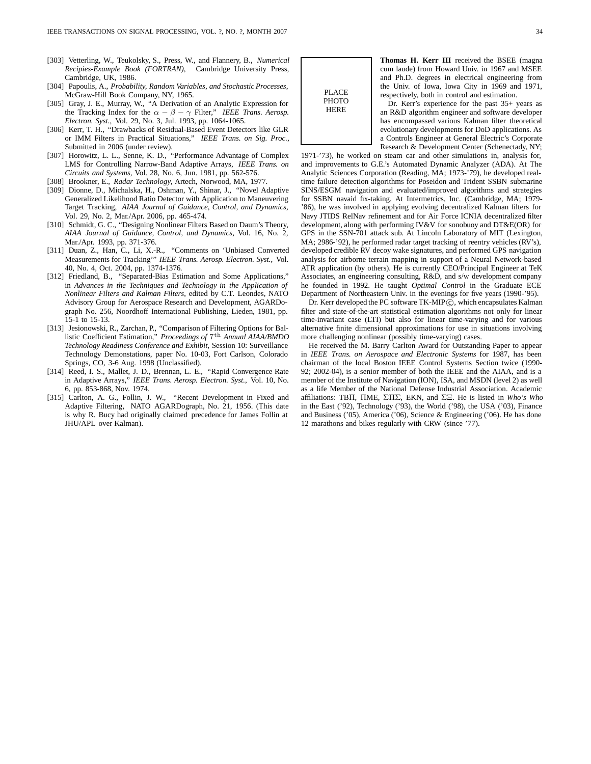[303] Vetterling, W., Teukolsky, S., Press, W., and Flannery, B., *Numerical Recipies-Example Book (FORTRAN)*, Cambridge University Press, Cambridge, UK, 1986.

[304] Papoulis, A., *Probability, Random Variables, and Stochastic Processes*, McGraw-Hill Book Company, NY, 1965.

[305] Gray, J. E., Murray, W., "A Derivation of an Analytic Expression for the Tracking Index for the $\alpha - \beta - \gamma$ Filter," *IEEE Trans. Aerosp. Electron. Syst.*, Vol. 29, No. 3, Jul. 1993, pp. 1064-1065.

[306] Kerr, T. H., "Drawbacks of Residual-Based Event Detectors like GLR or IMM Filters in Practical Situations," *IEEE Trans. on Sig. Proc.*, Submitted in 2006 (under review).

[307] Horowitz, L. L., Senne, K. D., "Performance Advantage of Complex LMS for Controlling Narrow-Band Adaptive Arrays, *IEEE Trans. on Circuits and Systems*, Vol. 28, No. 6, Jun. 1981, pp. 562-576.

[308] Brookner, E., *Radar Technology*, Artech, Norwood, MA, 1977.

[309] Dionne, D., Michalska, H., Oshman, Y., Shinar, J., "Novel Adaptive Generalized Likelihood Ratio Detector with Application to Maneuvering Target Tracking, *AIAA Journal of Guidance, Control, and Dynamics*, Vol. 29, No. 2, Mar./Apr. 2006, pp. 465-474.

[310] Schmidt, G. C., "Designing Nonlinear Filters Based on Daum's Theory, *AIAA Journal of Guidance, Control, and Dynamics*, Vol. 16, No. 2, Mar./Apr. 1993, pp. 371-376.

[311] Duan, Z., Han, C., Li, X.-R., "Comments on 'Unbiased Converted Measurements for Tracking'" *IEEE Trans. Aerosp. Electron. Syst.*, Vol. 40, No. 4, Oct. 2004, pp. 1374-1376.

[312] Friedland, B., "Separated-Bias Estimation and Some Applications," in *Advances in the Techniques and Technology in the Application of Nonlinear Filters and Kalman Filters*, edited by C.T. Leondes, NATO Advisory Group for Aerospace Research and Development, AGARDograph No. 256, Noordhoff International Publishing, Lieden, 1981, pp. 15-1 to 15-13.

[313] Jesionowski, R., Zarchan, P., "Comparison of Filtering Options for Ballistic Coefficient Estimation," *Proceedings of* $7^{\text{th}}$ *Annual AIAA/BMDO Technology Readiness Conference and Exhibit*, Session 10: Surveillance Technology Demonstations, paper No. 10-03, Fort Carlson, Colorado Springs, CO, 3-6 Aug. 1998 (Unclassified).

[314] Reed, I. S., Mallet, J. D., Brennan, L. E., "Rapid Convergence Rate in Adaptive Arrays," *IEEE Trans. Aerosp. Electron. Syst.*, Vol. 10, No. 6, pp. 853-868, Nov. 1974.

[315] Carlton, A. G., Follin, J. W., "Recent Development in Fixed and Adaptive Filtering, NATO AGARDograph, No. 21, 1956. (This date is why R. Bucy had originally claimed precedence for James Follin at JHU/APL over Kalman).

PLACE PHOTO HERE

**Thomas H. Kerr III** received the BSEE (magna cum laude) from Howard Univ. in 1967 and MSEE and Ph.D. degrees in electrical engineering from the Univ. of Iowa, Iowa City in 1969 and 1971, respectively, both in control and estimation.

Dr. Kerr's experience for the past 35+ years as an R&D algorithm engineer and software developer has encompassed various Kalman filter theoretical evolutionary developments for DoD applications. As a Controls Engineer at General Electric's Corporate Research & Development Center (Schenectady, NY; 1971-'73), he worked on steam car and other simulations in, analysis for, and improvements to G.E.'s Automated Dynamic Analyzer (ADA). At The Analytic Sciences Corporation (Reading, MA; 1973-'79), he developed real-time failure detection algorithms for Poseidon and Trident SSBN submarine SINS/ESGM navigation and evaluated/improved algorithms and strategies for SSBN navaid fix-taking. At Intermetrics, Inc. (Cambridge, MA; 1979-'86), he was involved in applying evolving decentralized Kalman filters for Navy JTIDS RelNav refinement and for Air Force ICNIA decentralized filter development, along with performing IV&V for sonobuoy and DT&E(OR) for GPS in the SSN-701 attack sub. At Lincoln Laboratory of MIT (Lexington, MA; 2986-'92), he performed radar target tracking of reentry vehicles (RV's), developed credible RV decoy wake signatures, and performed GPS navigation analysis for airborne terrain mapping in support of a Neural Network-based ATR application (by others). He is currently CEO/Principal Engineer at TeK Associates, an engineering consulting, R&D, and s/w development company he founded in 1992. He taught *Optimal Control* in the Graduate ECE Department of Northeastern Univ. in the evenings for five years (1990-'95).

Dr. Kerr developed the PC software TK-MIP©, which encapsulates Kalman filter and state-of-the-art statistical estimation algorithms not only for linear time-invariant case (LTI) but also for linear time-varying and for various alternative finite dimensional approximations for use in situations involving more challenging nonlinear (possibly time-varying) cases.

He received the M. Barry Carlton Award for Outstanding Paper to appear in *IEEE Trans. on Aerospace and Electronic Systems* for 1987, has been chairman of the local Boston IEEE Control Systems Section twice (1990-92; 2002-04), is a senior member of both the IEEE and the AIAA, and is a member of the Institute of Navigation (ION), ISA, and MSDN (level 2) as well as a life Member of the National Defense Industrial Association. Academic affiliations: ΤΒΠ, ΠΜΕ, ΣΠΣ, ΕΚΝ, and ΣΞ. He is listed in *Who's Who* in the East ('92), Technology ('93), the World ('98), the USA ('03), Finance and Business ('05), America ('06), Science & Engineering ('06). He has done 12 marathons and bikes regularly with CRW (since '77).